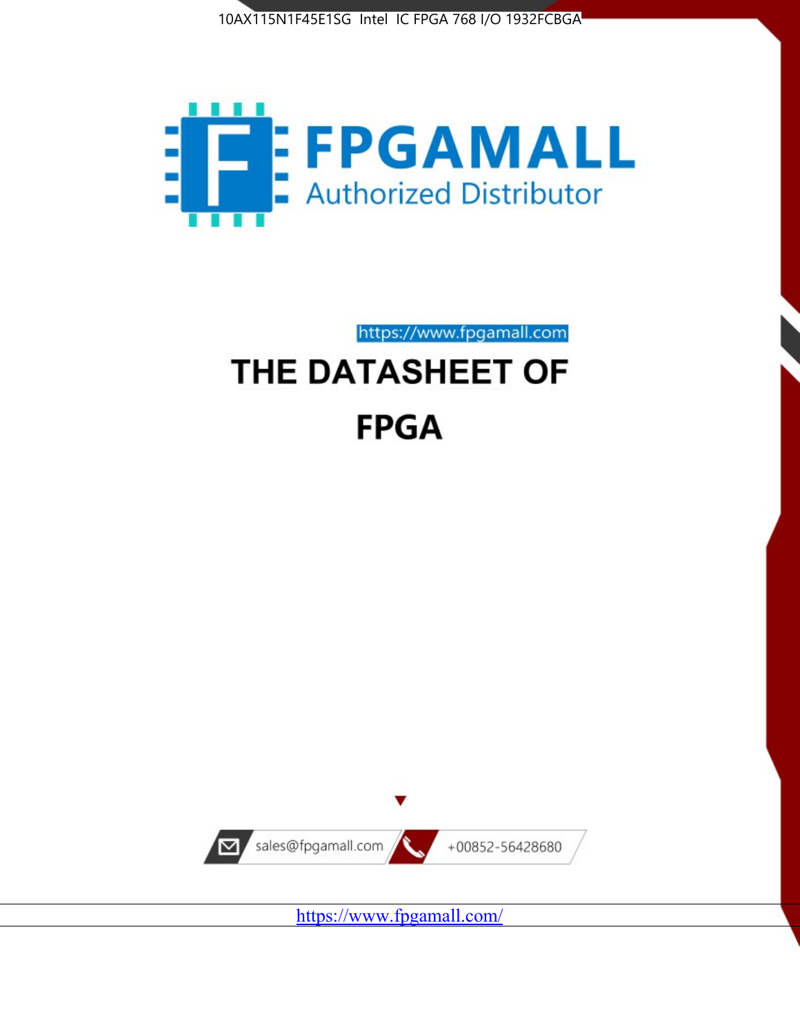10AX115N1F45E1SG Intel IC FPGA 768 I/O 1932FCBGA

FPGAMALL

Authorized Distributor

https://www.fpgamall.com

# THE DATASHEET OF

# FPGA

sales@fpgamall.com

+00852-56428680

https://www.fpgamall.com/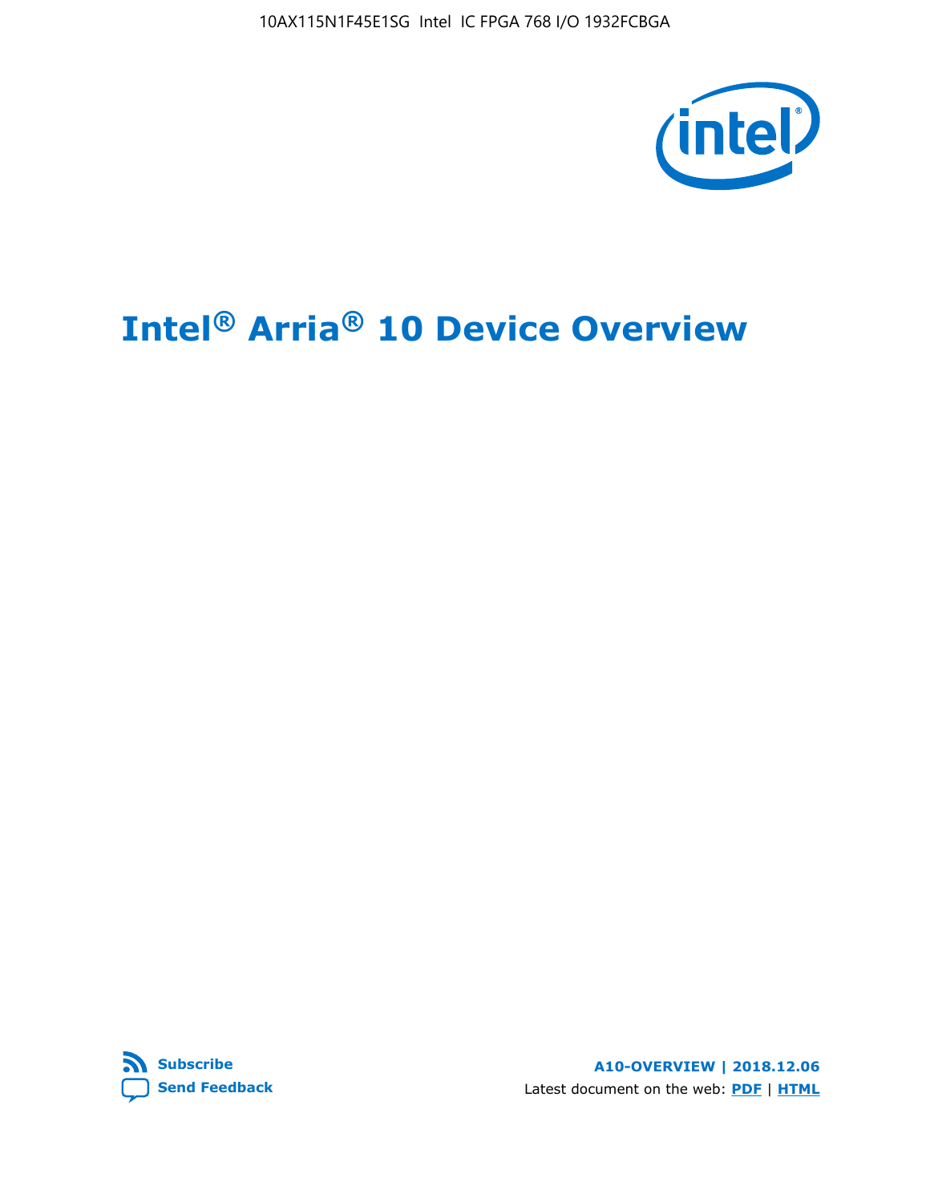# Intel® Arria® 10 Device Overview

**Subscribe**

**Send Feedback**

**A10-OVERVIEW | 2018.12.06**

Latest document on the web: **PDF** | **HTML**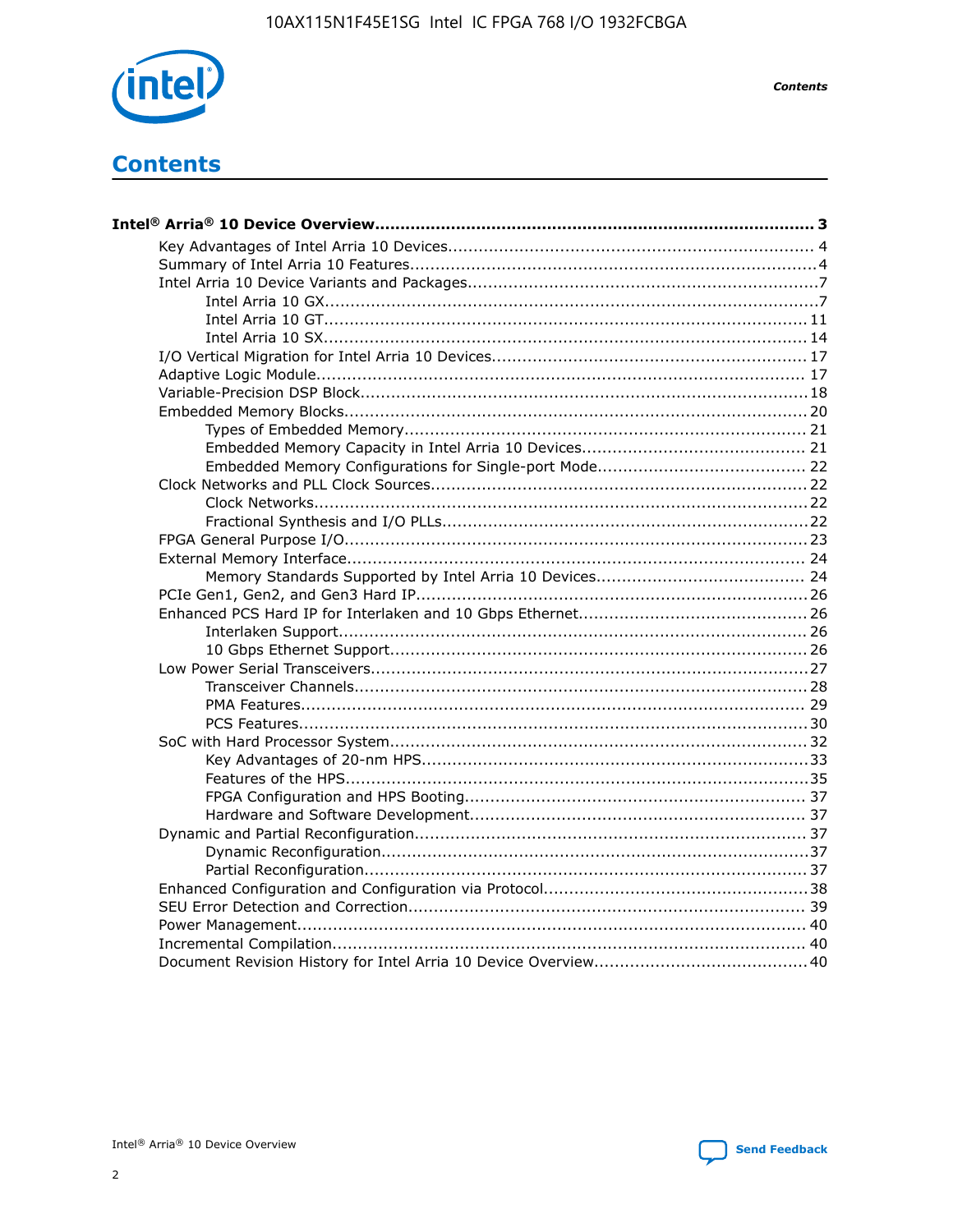# Contents

**Intel® Arria® 10 Device Overview.......................................................................................... 3**

- Key Advantages of Intel Arria 10 Devices........................................................................ 4
- Summary of Intel Arria 10 Features................................................................................4
- Intel Arria 10 Device Variants and Packages.....................................................................7
  - Intel Arria 10 GX.................................................................................................7
  - Intel Arria 10 GT............................................................................................... 11
  - Intel Arria 10 SX............................................................................................... 14
- I/O Vertical Migration for Intel Arria 10 Devices.............................................................. 17
- Adaptive Logic Module................................................................................................ 17
- Variable-Precision DSP Block........................................................................................18
- Embedded Memory Blocks........................................................................................... 20
  - Types of Embedded Memory............................................................................... 21
  - Embedded Memory Capacity in Intel Arria 10 Devices............................................ 21
  - Embedded Memory Configurations for Single-port Mode......................................... 22
- Clock Networks and PLL Clock Sources.......................................................................... 22
  - Clock Networks.................................................................................................22
  - Fractional Synthesis and I/O PLLs........................................................................22
- FPGA General Purpose I/O.......................................................................................... 23
- External Memory Interface.......................................................................................... 24
  - Memory Standards Supported by Intel Arria 10 Devices......................................... 24
- PCIe Gen1, Gen2, and Gen3 Hard IP.............................................................................26
- Enhanced PCS Hard IP for Interlaken and 10 Gbps Ethernet.............................................26
  - Interlaken Support............................................................................................ 26
  - 10 Gbps Ethernet Support.................................................................................. 26
- Low Power Serial Transceivers......................................................................................27
  - Transceiver Channels.........................................................................................28
  - PMA Features................................................................................................... 29
  - PCS Features....................................................................................................30
- SoC with Hard Processor System..................................................................................32
  - Key Advantages of 20-nm HPS............................................................................33
  - Features of the HPS...........................................................................................35
  - FPGA Configuration and HPS Booting................................................................... 37
  - Hardware and Software Development.................................................................. 37
- Dynamic and Partial Reconfiguration............................................................................. 37
  - Dynamic Reconfiguration....................................................................................37
  - Partial Reconfiguration.......................................................................................37
- Enhanced Configuration and Configuration via Protocol....................................................38
- SEU Error Detection and Correction.............................................................................. 39
- Power Management.................................................................................................... 40
- Incremental Compilation............................................................................................. 40
- Document Revision History for Intel Arria 10 Device Overview.......................................... 40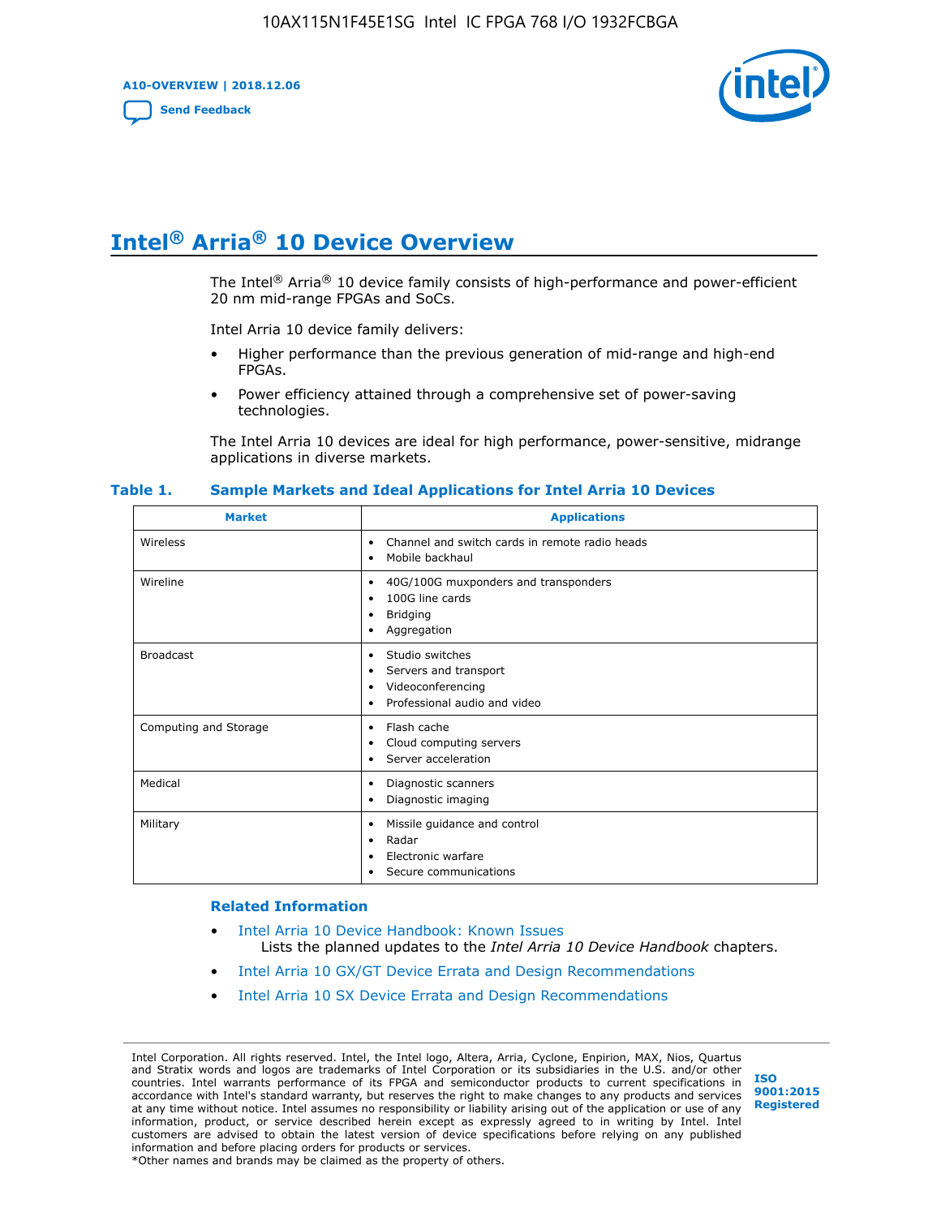# Intel® Arria® 10 Device Overview

The Intel® Arria® 10 device family consists of high-performance and power-efficient 20 nm mid-range FPGAs and SoCs.

Intel Arria 10 device family delivers:

- Higher performance than the previous generation of mid-range and high-end FPGAs.
- Power efficiency attained through a comprehensive set of power-saving technologies.

The Intel Arria 10 devices are ideal for high performance, power-sensitive, midrange applications in diverse markets.

**Table 1. Sample Markets and Ideal Applications for Intel Arria 10 Devices**

| Market | Applications |
|---|---|
| Wireless | • Channel and switch cards in remote radio heads<br>• Mobile backhaul |
| Wireline | • 40G/100G muxponders and transponders<br>• 100G line cards<br>• Bridging<br>• Aggregation |
| Broadcast | • Studio switches<br>• Servers and transport<br>• Videoconferencing<br>• Professional audio and video |
| Computing and Storage | • Flash cache<br>• Cloud computing servers<br>• Server acceleration |
| Medical | • Diagnostic scanners<br>• Diagnostic imaging |
| Military | • Missile guidance and control<br>• Radar<br>• Electronic warfare<br>• Secure communications |

### Related Information

- Intel Arria 10 Device Handbook: Known Issues
  Lists the planned updates to the *Intel Arria 10 Device Handbook* chapters.
- Intel Arria 10 GX/GT Device Errata and Design Recommendations
- Intel Arria 10 SX Device Errata and Design Recommendations

Intel Corporation. All rights reserved. Intel, the Intel logo, Altera, Arria, Cyclone, Enpirion, MAX, Nios, Quartus and Stratix words and logos are trademarks of Intel Corporation or its subsidiaries in the U.S. and/or other countries. Intel warrants performance of its FPGA and semiconductor products to current specifications in accordance with Intel's standard warranty, but reserves the right to make changes to any products and services at any time without notice. Intel assumes no responsibility or liability arising out of the application or use of any information, product, or service described herein except as expressly agreed to in writing by Intel. Intel customers are advised to obtain the latest version of device specifications before relying on any published information and before placing orders for products or services.
*Other names and brands may be claimed as the property of others.

ISO 9001:2015 Registered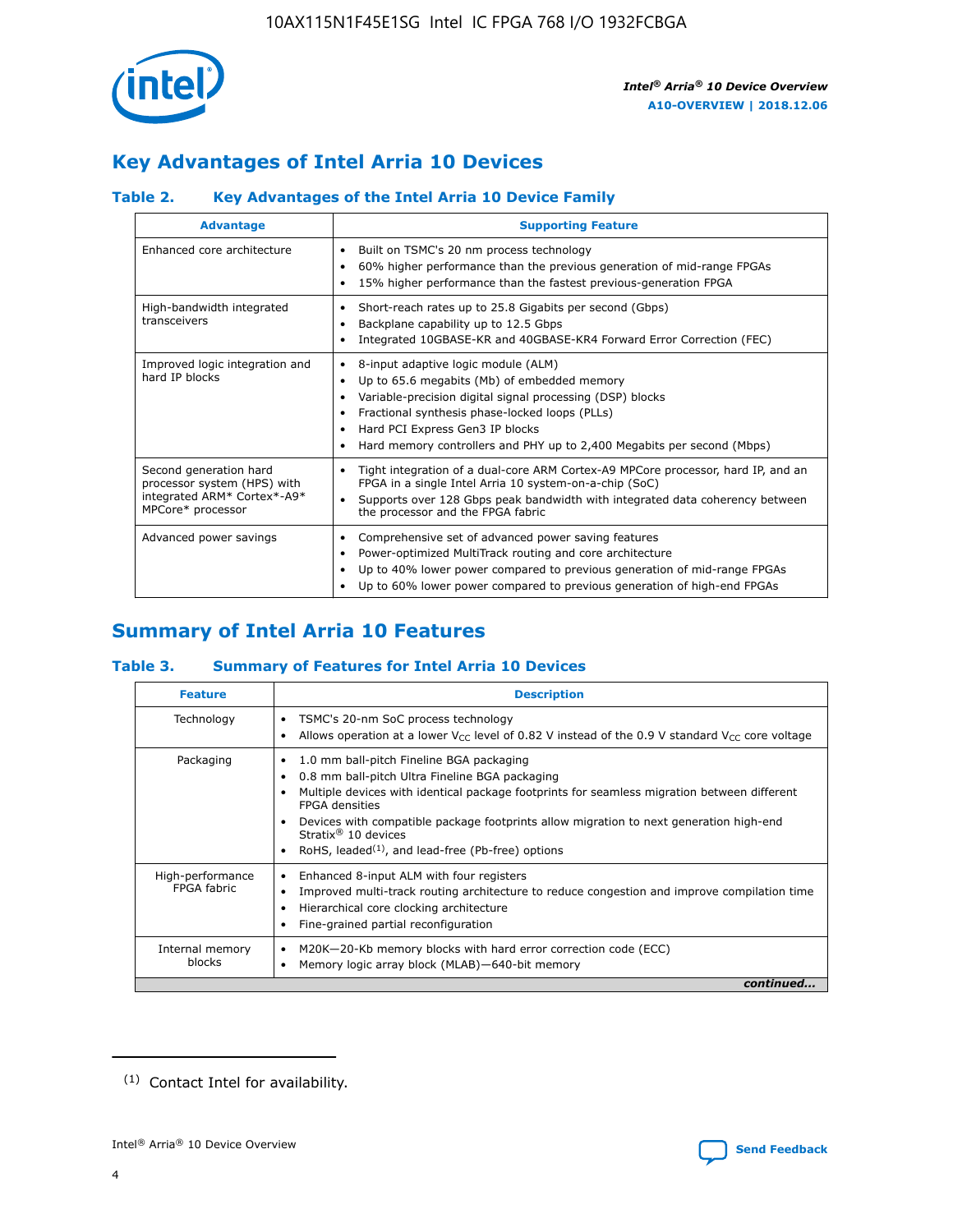## Key Advantages of Intel Arria 10 Devices

### Table 2. Key Advantages of the Intel Arria 10 Device Family

| Advantage | Supporting Feature |
|---|---|
| Enhanced core architecture | • Built on TSMC's 20 nm process technology<br>• 60% higher performance than the previous generation of mid-range FPGAs<br>• 15% higher performance than the fastest previous-generation FPGA |
| High-bandwidth integrated transceivers | • Short-reach rates up to 25.8 Gigabits per second (Gbps)<br>• Backplane capability up to 12.5 Gbps<br>• Integrated 10GBASE-KR and 40GBASE-KR4 Forward Error Correction (FEC) |
| Improved logic integration and hard IP blocks | • 8-input adaptive logic module (ALM)<br>• Up to 65.6 megabits (Mb) of embedded memory<br>• Variable-precision digital signal processing (DSP) blocks<br>• Fractional synthesis phase-locked loops (PLLs)<br>• Hard PCI Express Gen3 IP blocks<br>• Hard memory controllers and PHY up to 2,400 Megabits per second (Mbps) |
| Second generation hard processor system (HPS) with integrated ARM* Cortex*-A9* MPCore* processor | • Tight integration of a dual-core ARM Cortex-A9 MPCore processor, hard IP, and an FPGA in a single Intel Arria 10 system-on-a-chip (SoC)<br>• Supports over 128 Gbps peak bandwidth with integrated data coherency between the processor and the FPGA fabric |
| Advanced power savings | • Comprehensive set of advanced power saving features<br>• Power-optimized MultiTrack routing and core architecture<br>• Up to 40% lower power compared to previous generation of mid-range FPGAs<br>• Up to 60% lower power compared to previous generation of high-end FPGAs |

## Summary of Intel Arria 10 Features

### Table 3. Summary of Features for Intel Arria 10 Devices

| Feature | Description |
|---|---|
| Technology | • TSMC's 20-nm SoC process technology<br>• Allows operation at a lower $V_{CC}$ level of 0.82 V instead of the 0.9 V standard $V_{CC}$ core voltage |
| Packaging | • 1.0 mm ball-pitch Fineline BGA packaging<br>• 0.8 mm ball-pitch Ultra Fineline BGA packaging<br>• Multiple devices with identical package footprints for seamless migration between different FPGA densities<br>• Devices with compatible package footprints allow migration to next generation high-end Stratix® 10 devices<br>• RoHS, leaded[(1)], and lead-free (Pb-free) options |
| High-performance FPGA fabric | • Enhanced 8-input ALM with four registers<br>• Improved multi-track routing architecture to reduce congestion and improve compilation time<br>• Hierarchical core clocking architecture<br>• Fine-grained partial reconfiguration |
| Internal memory blocks | • M20K—20-Kb memory blocks with hard error correction code (ECC)<br>• Memory logic array block (MLAB)—640-bit memory |

*continued...*

(1) Contact Intel for availability.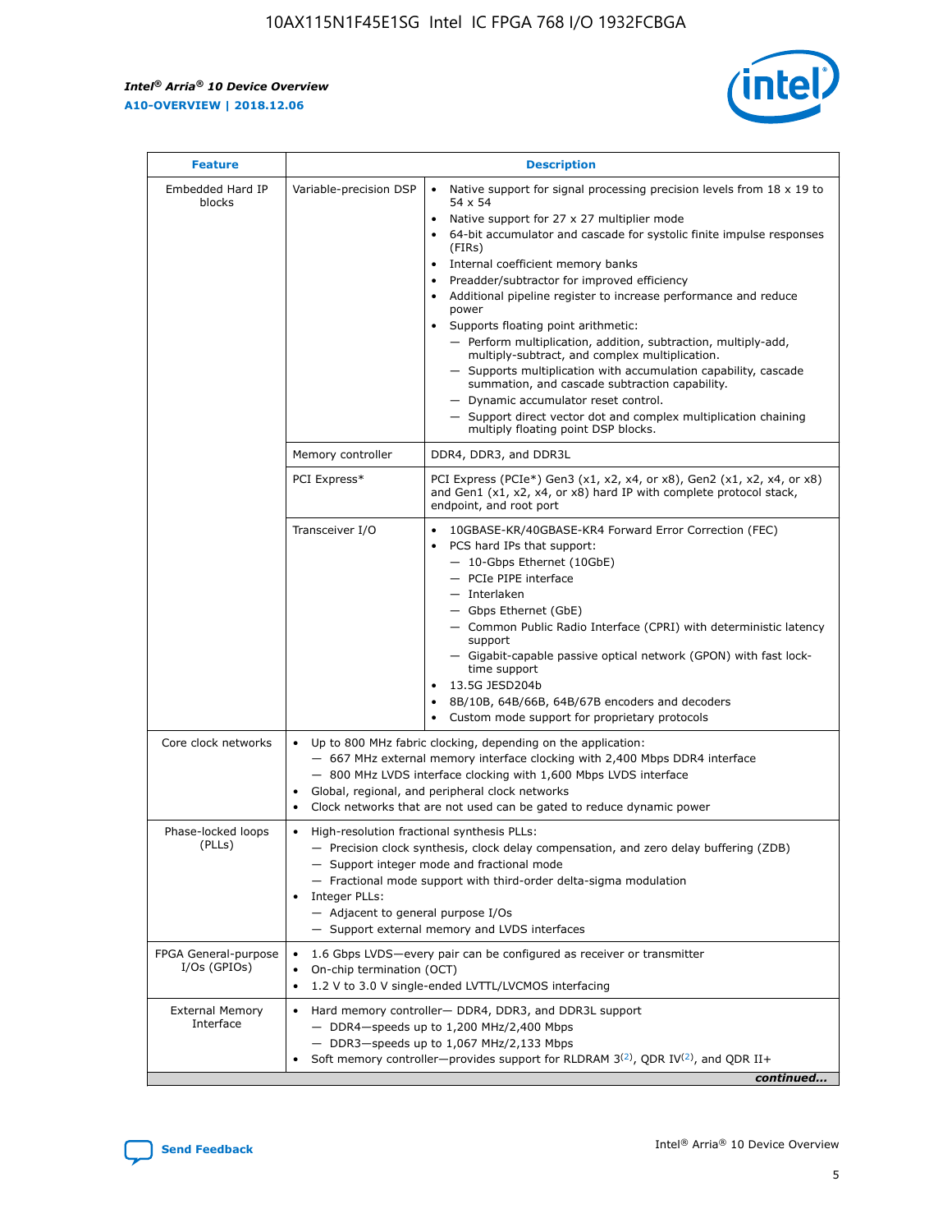| Feature | Description | |
|---|---|---|
| Embedded Hard IP blocks | Variable-precision DSP | • Native support for signal processing precision levels from 18 x 19 to 54 x 54<br>• Native support for 27 x 27 multiplier mode<br>• 64-bit accumulator and cascade for systolic finite impulse responses (FIRs)<br>• Internal coefficient memory banks<br>• Preadder/subtractor for improved efficiency<br>• Additional pipeline register to increase performance and reduce power<br>• Supports floating point arithmetic:<br>— Perform multiplication, addition, subtraction, multiply-add, multiply-subtract, and complex multiplication.<br>— Supports multiplication with accumulation capability, cascade summation, and cascade subtraction capability.<br>— Dynamic accumulator reset control.<br>— Support direct vector dot and complex multiplication chaining multiply floating point DSP blocks. |
| | Memory controller | DDR4, DDR3, and DDR3L |
| | PCI Express* | PCI Express (PCIe*) Gen3 (x1, x2, x4, or x8), Gen2 (x1, x2, x4, or x8) and Gen1 (x1, x2, x4, or x8) hard IP with complete protocol stack, endpoint, and root port |
| | Transceiver I/O | • 10GBASE-KR/40GBASE-KR4 Forward Error Correction (FEC)<br>• PCS hard IPs that support:<br>— 10-Gbps Ethernet (10GbE)<br>— PCIe PIPE interface<br>— Interlaken<br>— Gbps Ethernet (GbE)<br>— Common Public Radio Interface (CPRI) with deterministic latency support<br>— Gigabit-capable passive optical network (GPON) with fast lock-time support<br>• 13.5G JESD204b<br>• 8B/10B, 64B/66B, 64B/67B encoders and decoders<br>• Custom mode support for proprietary protocols |
| Core clock networks | • Up to 800 MHz fabric clocking, depending on the application:<br>— 667 MHz external memory interface clocking with 2,400 Mbps DDR4 interface<br>— 800 MHz LVDS interface clocking with 1,600 Mbps LVDS interface<br>• Global, regional, and peripheral clock networks<br>• Clock networks that are not used can be gated to reduce dynamic power | |
| Phase-locked loops (PLLs) | • High-resolution fractional synthesis PLLs:<br>— Precision clock synthesis, clock delay compensation, and zero delay buffering (ZDB)<br>— Support integer mode and fractional mode<br>— Fractional mode support with third-order delta-sigma modulation<br>• Integer PLLs:<br>— Adjacent to general purpose I/Os<br>— Support external memory and LVDS interfaces | |
| FPGA General-purpose I/Os (GPIOs) | • 1.6 Gbps LVDS—every pair can be configured as receiver or transmitter<br>• On-chip termination (OCT)<br>• 1.2 V to 3.0 V single-ended LVTTL/LVCMOS interfacing | |
| External Memory Interface | • Hard memory controller— DDR4, DDR3, and DDR3L support<br>— DDR4—speeds up to 1,200 MHz/2,400 Mbps<br>— DDR3—speeds up to 1,067 MHz/2,133 Mbps<br>• Soft memory controller—provides support for RLDRAM 3[(2)], QDR IV[(2)], and QDR II+ | |

*continued...*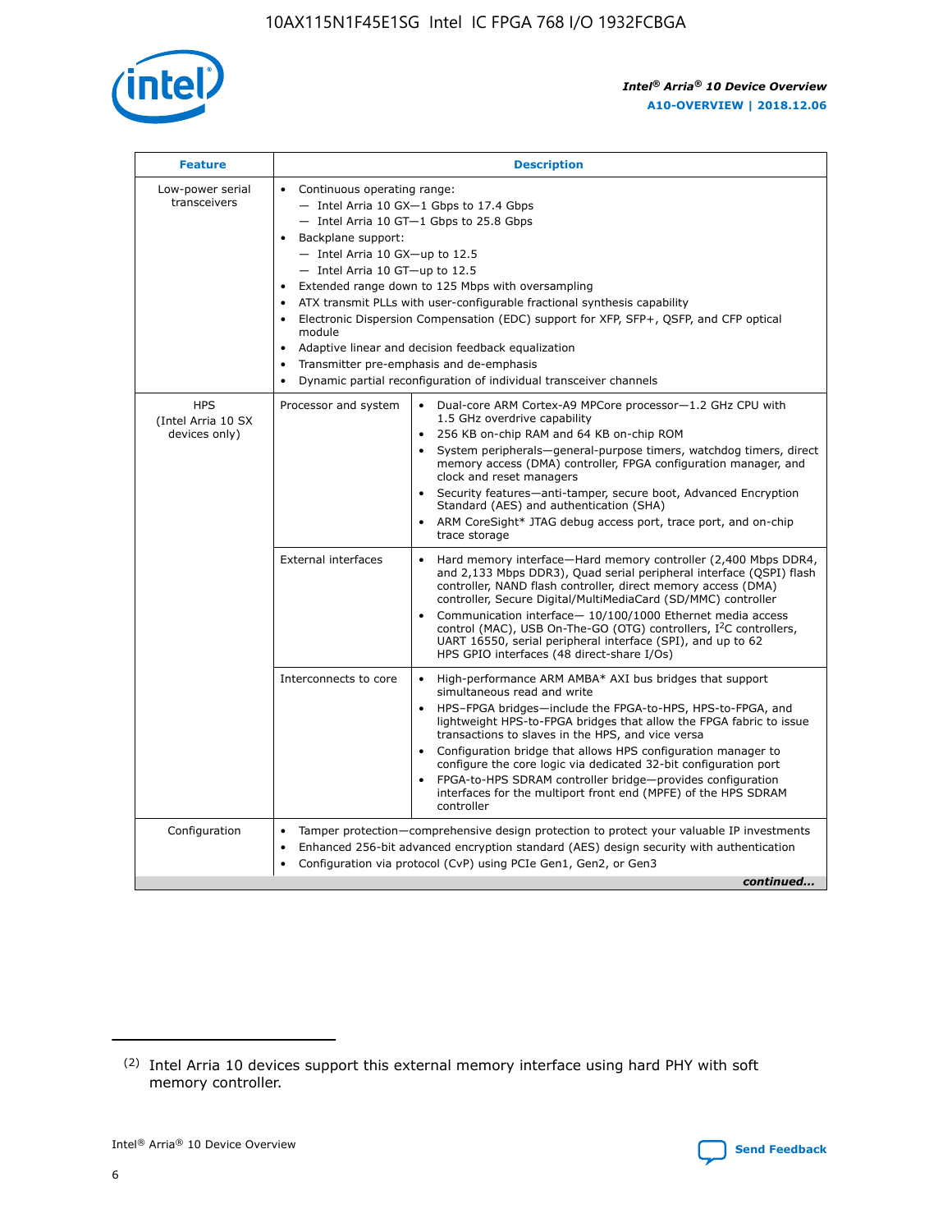| Feature | Description | |
|---|---|---|
| Low-power serial transceivers | • Continuous operating range:<br>— Intel Arria 10 GX—1 Gbps to 17.4 Gbps<br>— Intel Arria 10 GT—1 Gbps to 25.8 Gbps<br>• Backplane support:<br>— Intel Arria 10 GX—up to 12.5<br>— Intel Arria 10 GT—up to 12.5<br>• Extended range down to 125 Mbps with oversampling<br>• ATX transmit PLLs with user-configurable fractional synthesis capability<br>• Electronic Dispersion Compensation (EDC) support for XFP, SFP+, QSFP, and CFP optical module<br>• Adaptive linear and decision feedback equalization<br>• Transmitter pre-emphasis and de-emphasis<br>• Dynamic partial reconfiguration of individual transceiver channels | |
| HPS (Intel Arria 10 SX devices only) | Processor and system | • Dual-core ARM Cortex-A9 MPCore processor—1.2 GHz CPU with 1.5 GHz overdrive capability<br>• 256 KB on-chip RAM and 64 KB on-chip ROM<br>• System peripherals—general-purpose timers, watchdog timers, direct memory access (DMA) controller, FPGA configuration manager, and clock and reset managers<br>• Security features—anti-tamper, secure boot, Advanced Encryption Standard (AES) and authentication (SHA)<br>• ARM CoreSight* JTAG debug access port, trace port, and on-chip trace storage |
| | External interfaces | • Hard memory interface—Hard memory controller (2,400 Mbps DDR4, and 2,133 Mbps DDR3), Quad serial peripheral interface (QSPI) flash controller, NAND flash controller, direct memory access (DMA) controller, Secure Digital/MultiMediaCard (SD/MMC) controller<br>• Communication interface— 10/100/1000 Ethernet media access control (MAC), USB On-The-GO (OTG) controllers, I²C controllers, UART 16550, serial peripheral interface (SPI), and up to 62 HPS GPIO interfaces (48 direct-share I/Os) |
| | Interconnects to core | • High-performance ARM AMBA* AXI bus bridges that support simultaneous read and write<br>• HPS–FPGA bridges—include the FPGA-to-HPS, HPS-to-FPGA, and lightweight HPS-to-FPGA bridges that allow the FPGA fabric to issue transactions to slaves in the HPS, and vice versa<br>• Configuration bridge that allows HPS configuration manager to configure the core logic via dedicated 32-bit configuration port<br>• FPGA-to-HPS SDRAM controller bridge—provides configuration interfaces for the multiport front end (MPFE) of the HPS SDRAM controller |
| Configuration | • Tamper protection—comprehensive design protection to protect your valuable IP investments<br>• Enhanced 256-bit advanced encryption standard (AES) design security with authentication<br>• Configuration via protocol (CvP) using PCIe Gen1, Gen2, or Gen3 | |

*continued...*

(2) Intel Arria 10 devices support this external memory interface using hard PHY with soft memory controller.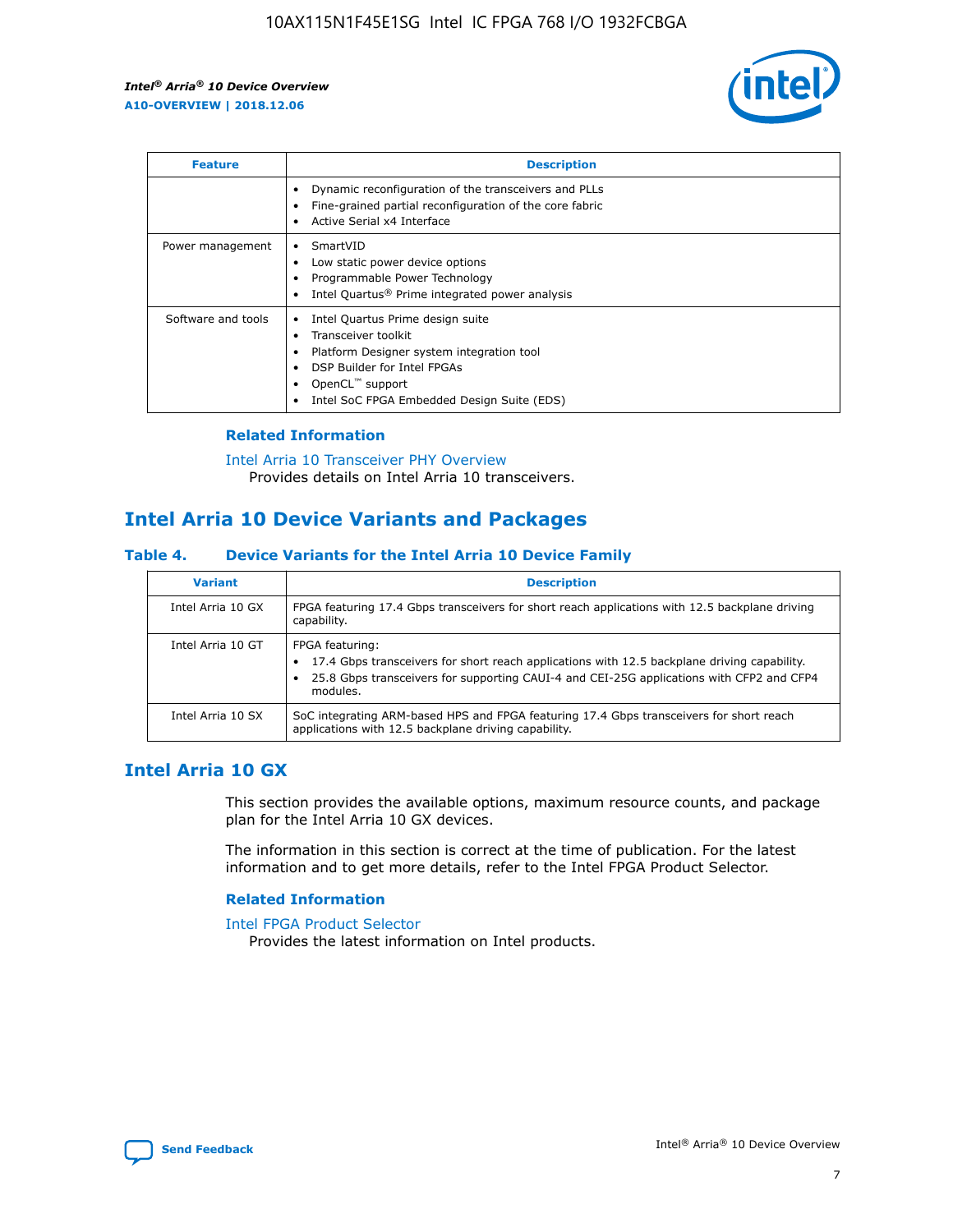| Feature | Description |
| --- | --- |
| | • Dynamic reconfiguration of the transceivers and PLLs<br>• Fine-grained partial reconfiguration of the core fabric<br>• Active Serial x4 Interface |
| Power management | • SmartVID<br>• Low static power device options<br>• Programmable Power Technology<br>• Intel Quartus® Prime integrated power analysis |
| Software and tools | • Intel Quartus Prime design suite<br>• Transceiver toolkit<br>• Platform Designer system integration tool<br>• DSP Builder for Intel FPGAs<br>• OpenCL™ support<br>• Intel SoC FPGA Embedded Design Suite (EDS) |

### Related Information

Intel Arria 10 Transceiver PHY Overview
Provides details on Intel Arria 10 transceivers.

## Intel Arria 10 Device Variants and Packages

### Table 4. Device Variants for the Intel Arria 10 Device Family

| Variant | Description |
| --- | --- |
| Intel Arria 10 GX | FPGA featuring 17.4 Gbps transceivers for short reach applications with 12.5 backplane driving capability. |
| Intel Arria 10 GT | FPGA featuring:<br>• 17.4 Gbps transceivers for short reach applications with 12.5 backplane driving capability.<br>• 25.8 Gbps transceivers for supporting CAUI-4 and CEI-25G applications with CFP2 and CFP4 modules. |
| Intel Arria 10 SX | SoC integrating ARM-based HPS and FPGA featuring 17.4 Gbps transceivers for short reach applications with 12.5 backplane driving capability. |

## Intel Arria 10 GX

This section provides the available options, maximum resource counts, and package plan for the Intel Arria 10 GX devices.

The information in this section is correct at the time of publication. For the latest information and to get more details, refer to the Intel FPGA Product Selector.

### Related Information

Intel FPGA Product Selector
Provides the latest information on Intel products.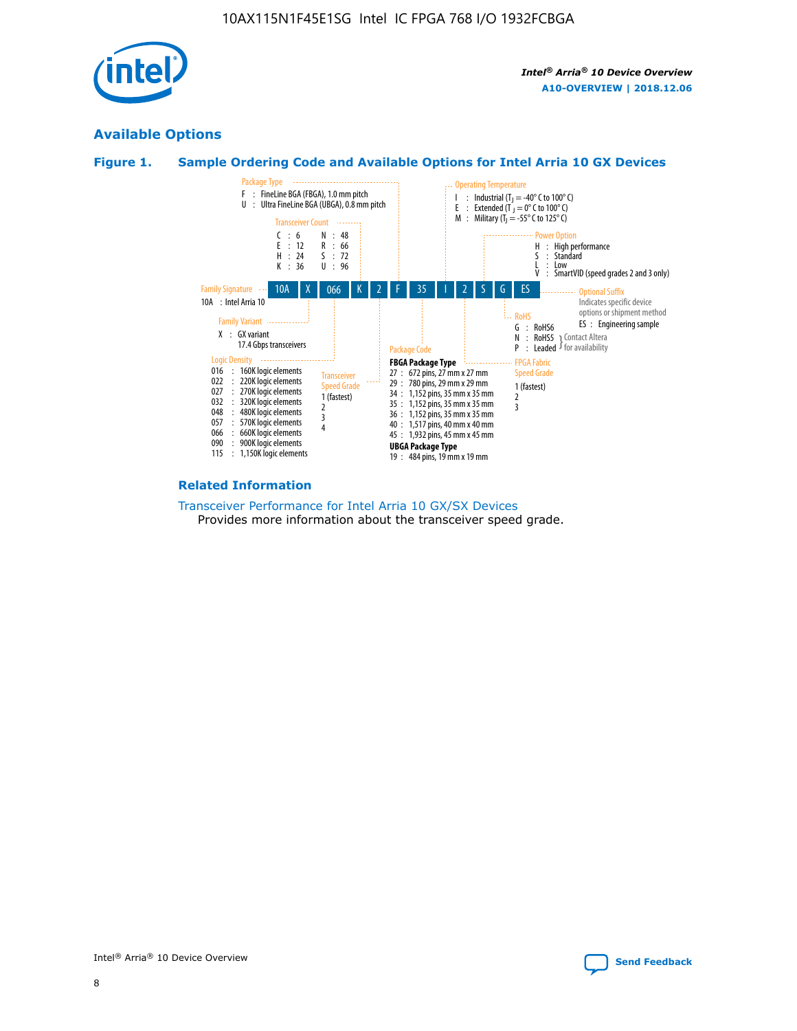## Available Options

### Figure 1. Sample Ordering Code and Available Options for Intel Arria 10 GX Devices

| 10A | X | 066 | K | 2 | F | 35 | I | 2 | S | G | ES |
|---|---|---|---|---|---|---|---|---|---|---|---|

**Family Signature**
- 10A : Intel Arria 10

**Family Variant**
- X : GX variant 17.4 Gbps transceivers

**Logic Density**
- 016 : 160K logic elements
- 022 : 220K logic elements
- 027 : 270K logic elements
- 032 : 320K logic elements
- 048 : 480K logic elements
- 057 : 570K logic elements
- 066 : 660K logic elements
- 090 : 900K logic elements
- 115 : 1,150K logic elements

**Transceiver Count**
- C : 6
- E : 12
- H : 24
- K : 36
- N : 48
- R : 66
- S : 72
- U : 96

**Transceiver Speed Grade**
- 1 (fastest)
- 2
- 3
- 4

**Package Type**
- F : FineLine BGA (FBGA), 1.0 mm pitch
- U : Ultra FineLine BGA (UBGA), 0.8 mm pitch

**Package Code**

FBGA Package Type
- 27 : 672 pins, 27 mm x 27 mm
- 29 : 780 pins, 29 mm x 29 mm
- 34 : 1,152 pins, 35 mm x 35 mm
- 35 : 1,152 pins, 35 mm x 35 mm
- 36 : 1,152 pins, 35 mm x 35 mm
- 40 : 1,517 pins, 40 mm x 40 mm
- 45 : 1,932 pins, 45 mm x 45 mm

UBGA Package Type
- 19 : 484 pins, 19 mm x 19 mm

**Operating Temperature**
- I : Industrial ($T_J$ = -40° C to 100° C)
- E : Extended ($T_J$ = 0° C to 100° C)
- M : Military ($T_J$ = -55° C to 125° C)

**FPGA Fabric Speed Grade**
- 1 (fastest)
- 2
- 3

**Power Option**
- H : High performance
- S : Standard
- L : Low
- V : SmartVID (speed grades 2 and 3 only)

**RoHS**
- G : RoHS6
- N : RoHS5 (Contact Altera for availability)
- P : Leaded (Contact Altera for availability)

**Optional Suffix**

Indicates specific device options or shipment method
- ES : Engineering sample

### Related Information

Transceiver Performance for Intel Arria 10 GX/SX Devices
Provides more information about the transceiver speed grade.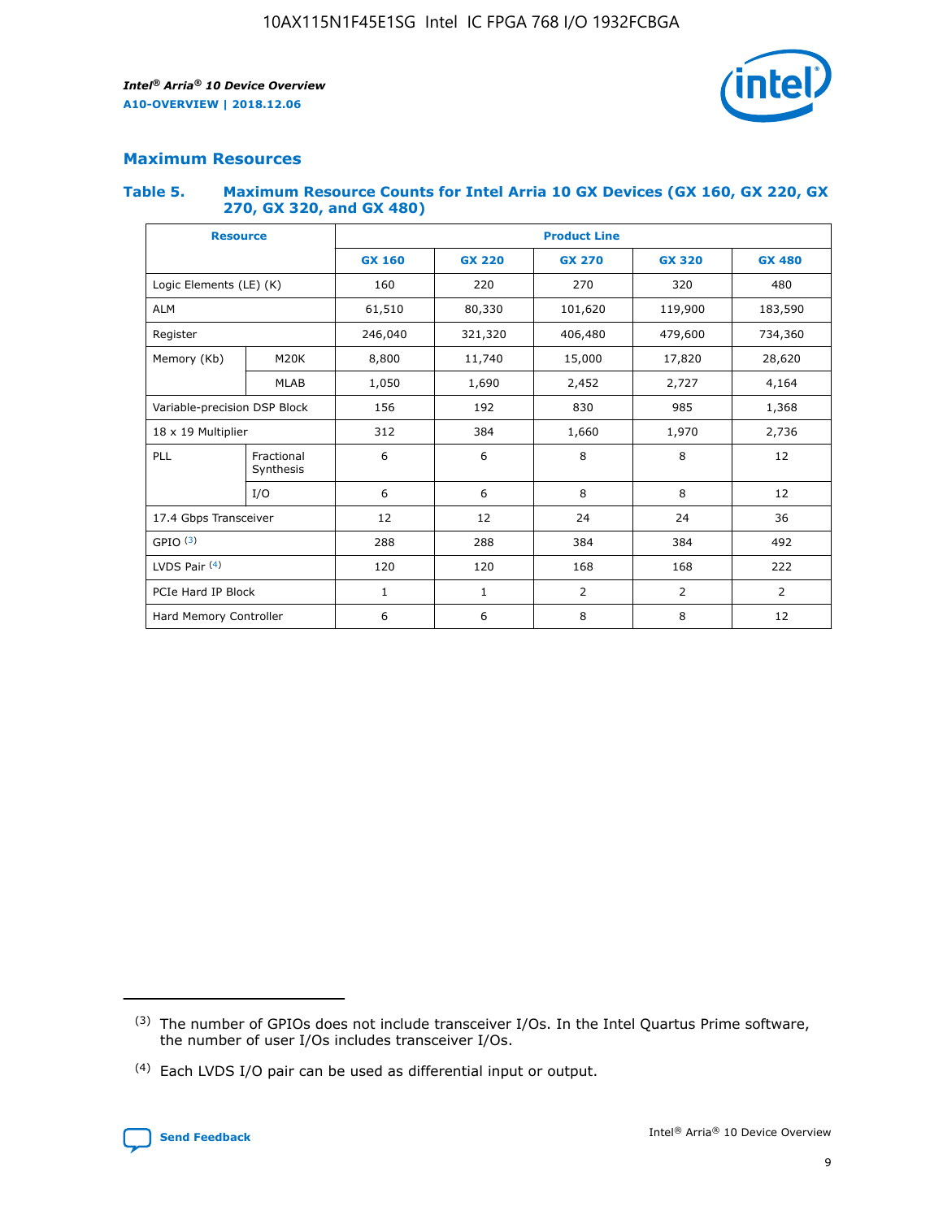## Maximum Resources

### Table 5. Maximum Resource Counts for Intel Arria 10 GX Devices (GX 160, GX 220, GX 270, GX 320, and GX 480)

| Resource | | Product Line | | | | |
|---|---|---|---|---|---|---|
| | | GX 160 | GX 220 | GX 270 | GX 320 | GX 480 |
| Logic Elements (LE) (K) | | 160 | 220 | 270 | 320 | 480 |
| ALM | | 61,510 | 80,330 | 101,620 | 119,900 | 183,590 |
| Register | | 246,040 | 321,320 | 406,480 | 479,600 | 734,360 |
| Memory (Kb) | M20K | 8,800 | 11,740 | 15,000 | 17,820 | 28,620 |
| | MLAB | 1,050 | 1,690 | 2,452 | 2,727 | 4,164 |
| Variable-precision DSP Block | | 156 | 192 | 830 | 985 | 1,368 |
| 18 x 19 Multiplier | | 312 | 384 | 1,660 | 1,970 | 2,736 |
| PLL | Fractional Synthesis | 6 | 6 | 8 | 8 | 12 |
| | I/O | 6 | 6 | 8 | 8 | 12 |
| 17.4 Gbps Transceiver | | 12 | 12 | 24 | 24 | 36 |
| GPIO [(3)] | | 288 | 288 | 384 | 384 | 492 |
| LVDS Pair [(4)] | | 120 | 120 | 168 | 168 | 222 |
| PCIe Hard IP Block | | 1 | 1 | 2 | 2 | 2 |
| Hard Memory Controller | | 6 | 6 | 8 | 8 | 12 |

(3) The number of GPIOs does not include transceiver I/Os. In the Intel Quartus Prime software, the number of user I/Os includes transceiver I/Os.

(4) Each LVDS I/O pair can be used as differential input or output.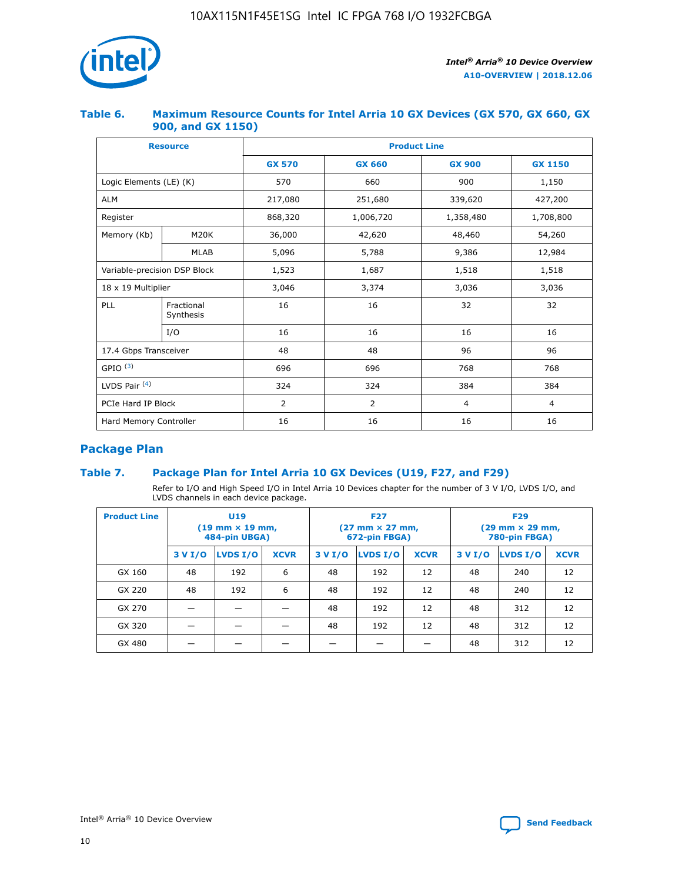### Table 6. Maximum Resource Counts for Intel Arria 10 GX Devices (GX 570, GX 660, GX 900, and GX 1150)

| Resource | | Product Line | | | |
|---|---|---|---|---|---|
| | | GX 570 | GX 660 | GX 900 | GX 1150 |
| Logic Elements (LE) (K) | | 570 | 660 | 900 | 1,150 |
| ALM | | 217,080 | 251,680 | 339,620 | 427,200 |
| Register | | 868,320 | 1,006,720 | 1,358,480 | 1,708,800 |
| Memory (Kb) | M20K | 36,000 | 42,620 | 48,460 | 54,260 |
| | MLAB | 5,096 | 5,788 | 9,386 | 12,984 |
| Variable-precision DSP Block | | 1,523 | 1,687 | 1,518 | 1,518 |
| 18 x 19 Multiplier | | 3,046 | 3,374 | 3,036 | 3,036 |
| PLL | Fractional Synthesis | 16 | 16 | 32 | 32 |
| | I/O | 16 | 16 | 16 | 16 |
| 17.4 Gbps Transceiver | | 48 | 48 | 96 | 96 |
| GPIO [(3)] | | 696 | 696 | 768 | 768 |
| LVDS Pair [(4)] | | 324 | 324 | 384 | 384 |
| PCIe Hard IP Block | | 2 | 2 | 4 | 4 |
| Hard Memory Controller | | 16 | 16 | 16 | 16 |

## Package Plan

### Table 7. Package Plan for Intel Arria 10 GX Devices (U19, F27, and F29)

Refer to I/O and High Speed I/O in Intel Arria 10 Devices chapter for the number of 3 V I/O, LVDS I/O, and LVDS channels in each device package.

| Product Line | U19 (19 mm × 19 mm, 484-pin UBGA) | | | F27 (27 mm × 27 mm, 672-pin FBGA) | | | F29 (29 mm × 29 mm, 780-pin FBGA) | | |
|---|---|---|---|---|---|---|---|---|---|
| | 3 V I/O | LVDS I/O | XCVR | 3 V I/O | LVDS I/O | XCVR | 3 V I/O | LVDS I/O | XCVR |
| GX 160 | 48 | 192 | 6 | 48 | 192 | 12 | 48 | 240 | 12 |
| GX 220 | 48 | 192 | 6 | 48 | 192 | 12 | 48 | 240 | 12 |
| GX 270 | — | — | — | 48 | 192 | 12 | 48 | 312 | 12 |
| GX 320 | — | — | — | 48 | 192 | 12 | 48 | 312 | 12 |
| GX 480 | — | — | — | — | — | — | 48 | 312 | 12 |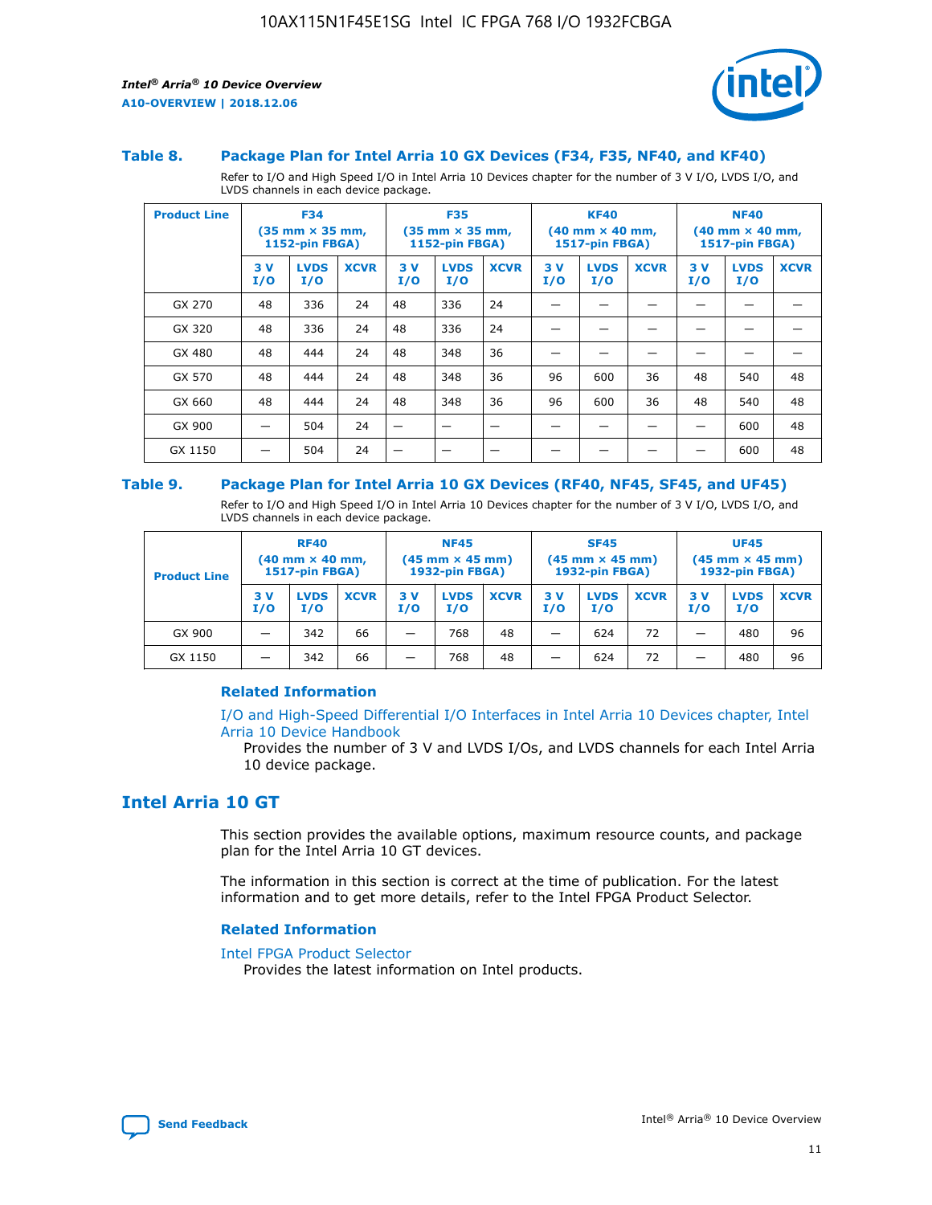### Table 8. Package Plan for Intel Arria 10 GX Devices (F34, F35, NF40, and KF40)

Refer to I/O and High Speed I/O in Intel Arria 10 Devices chapter for the number of 3 V I/O, LVDS I/O, and LVDS channels in each device package.

| Product Line | F34 (35 mm × 35 mm, 1152-pin FBGA) | | | F35 (35 mm × 35 mm, 1152-pin FBGA) | | | KF40 (40 mm × 40 mm, 1517-pin FBGA) | | | NF40 (40 mm × 40 mm, 1517-pin FBGA) | | |
|---|---|---|---|---|---|---|---|---|---|---|---|---|
| | 3 V I/O | LVDS I/O | XCVR | 3 V I/O | LVDS I/O | XCVR | 3 V I/O | LVDS I/O | XCVR | 3 V I/O | LVDS I/O | XCVR |
| GX 270 | 48 | 336 | 24 | 48 | 336 | 24 | — | — | — | — | — | — |
| GX 320 | 48 | 336 | 24 | 48 | 336 | 24 | — | — | — | — | — | — |
| GX 480 | 48 | 444 | 24 | 48 | 348 | 36 | — | — | — | — | — | — |
| GX 570 | 48 | 444 | 24 | 48 | 348 | 36 | 96 | 600 | 36 | 48 | 540 | 48 |
| GX 660 | 48 | 444 | 24 | 48 | 348 | 36 | 96 | 600 | 36 | 48 | 540 | 48 |
| GX 900 | — | 504 | 24 | — | — | — | — | — | — | — | 600 | 48 |
| GX 1150 | — | 504 | 24 | — | — | — | — | — | — | — | 600 | 48 |

### Table 9. Package Plan for Intel Arria 10 GX Devices (RF40, NF45, SF45, and UF45)

Refer to I/O and High Speed I/O in Intel Arria 10 Devices chapter for the number of 3 V I/O, LVDS I/O, and LVDS channels in each device package.

| Product Line | RF40 (40 mm × 40 mm, 1517-pin FBGA) | | | NF45 (45 mm × 45 mm) 1932-pin FBGA) | | | SF45 (45 mm × 45 mm) 1932-pin FBGA) | | | UF45 (45 mm × 45 mm) 1932-pin FBGA) | | |
|---|---|---|---|---|---|---|---|---|---|---|---|---|
| | 3 V I/O | LVDS I/O | XCVR | 3 V I/O | LVDS I/O | XCVR | 3 V I/O | LVDS I/O | XCVR | 3 V I/O | LVDS I/O | XCVR |
| GX 900 | — | 342 | 66 | — | 768 | 48 | — | 624 | 72 | — | 480 | 96 |
| GX 1150 | — | 342 | 66 | — | 768 | 48 | — | 624 | 72 | — | 480 | 96 |

#### Related Information

I/O and High-Speed Differential I/O Interfaces in Intel Arria 10 Devices chapter, Intel Arria 10 Device Handbook

Provides the number of 3 V and LVDS I/Os, and LVDS channels for each Intel Arria 10 device package.

## Intel Arria 10 GT

This section provides the available options, maximum resource counts, and package plan for the Intel Arria 10 GT devices.

The information in this section is correct at the time of publication. For the latest information and to get more details, refer to the Intel FPGA Product Selector.

#### Related Information

Intel FPGA Product Selector

Provides the latest information on Intel products.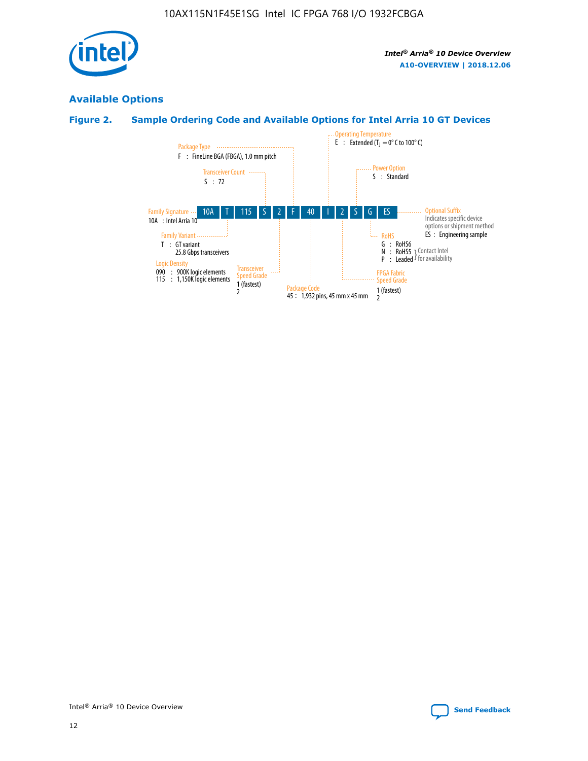## Available Options

### Figure 2. Sample Ordering Code and Available Options for Intel Arria 10 GT Devices

Sample ordering code: 10A T 115 S 2 F 40 I 2 S G ES

- **Family Signature**
  - 10A : Intel Arria 10
- **Family Variant**
  - T : GT variant, 25.8 Gbps transceivers
- **Logic Density**
  - 090 : 900K logic elements
  - 115 : 1,150K logic elements
- **Transceiver Count**
  - S : 72
- **Transceiver Speed Grade**
  - 1 (fastest)
  - 2
- **Package Type**
  - F : FineLine BGA (FBGA), 1.0 mm pitch
- **Package Code**
  - 45 : 1,932 pins, 45 mm x 45 mm
- **Operating Temperature**
  - E : Extended ($T_J$ = 0° C to 100° C)
- **FPGA Fabric Speed Grade**
  - 1 (fastest)
  - 2
- **Power Option**
  - S : Standard
- **RoHS**
  - G : RoHS6
  - N : RoHS5 (Contact Intel for availability)
  - P : Leaded (Contact Intel for availability)
- **Optional Suffix**
  - Indicates specific device options or shipment method
  - ES : Engineering sample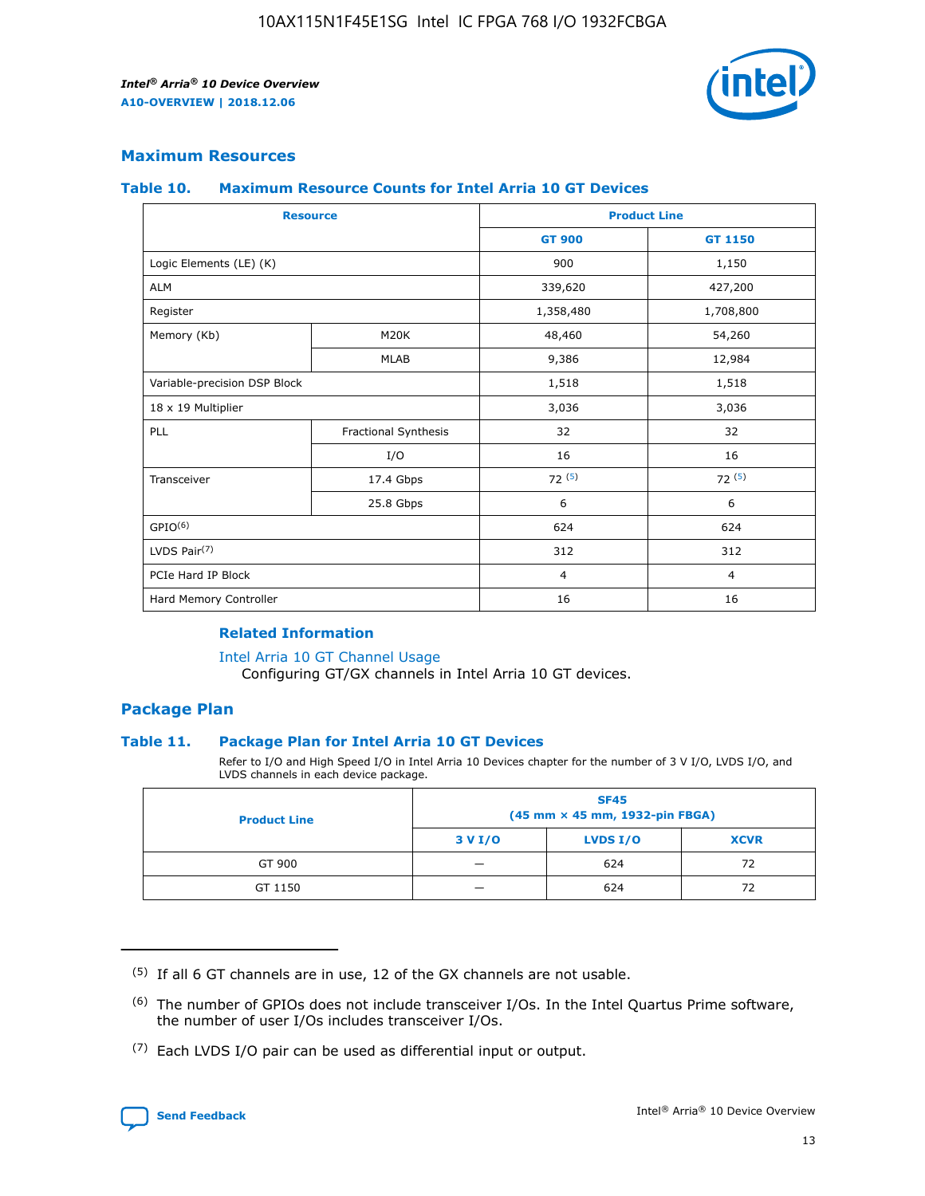## Maximum Resources

### Table 10. Maximum Resource Counts for Intel Arria 10 GT Devices

| Resource | | Product Line | |
|---|---|---|---|
| | | GT 900 | GT 1150 |
| Logic Elements (LE) (K) | | 900 | 1,150 |
| ALM | | 339,620 | 427,200 |
| Register | | 1,358,480 | 1,708,800 |
| Memory (Kb) | M20K | 48,460 | 54,260 |
| | MLAB | 9,386 | 12,984 |
| Variable-precision DSP Block | | 1,518 | 1,518 |
| 18 x 19 Multiplier | | 3,036 | 3,036 |
| PLL | Fractional Synthesis | 32 | 32 |
| | I/O | 16 | 16 |
| Transceiver | 17.4 Gbps | 72 [(5)] | 72 [(5)] |
| | 25.8 Gbps | 6 | 6 |
| GPIO[(6)] | | 624 | 624 |
| LVDS Pair[(7)] | | 312 | 312 |
| PCIe Hard IP Block | | 4 | 4 |
| Hard Memory Controller | | 16 | 16 |

#### Related Information

Intel Arria 10 GT Channel Usage
Configuring GT/GX channels in Intel Arria 10 GT devices.

## Package Plan

### Table 11. Package Plan for Intel Arria 10 GT Devices

Refer to I/O and High Speed I/O in Intel Arria 10 Devices chapter for the number of 3 V I/O, LVDS I/O, and LVDS channels in each device package.

| Product Line | SF45 (45 mm × 45 mm, 1932-pin FBGA) | | |
|---|---|---|---|
| | 3 V I/O | LVDS I/O | XCVR |
| GT 900 | — | 624 | 72 |
| GT 1150 | — | 624 | 72 |

(5) If all 6 GT channels are in use, 12 of the GX channels are not usable.

(6) The number of GPIOs does not include transceiver I/Os. In the Intel Quartus Prime software, the number of user I/Os includes transceiver I/Os.

(7) Each LVDS I/O pair can be used as differential input or output.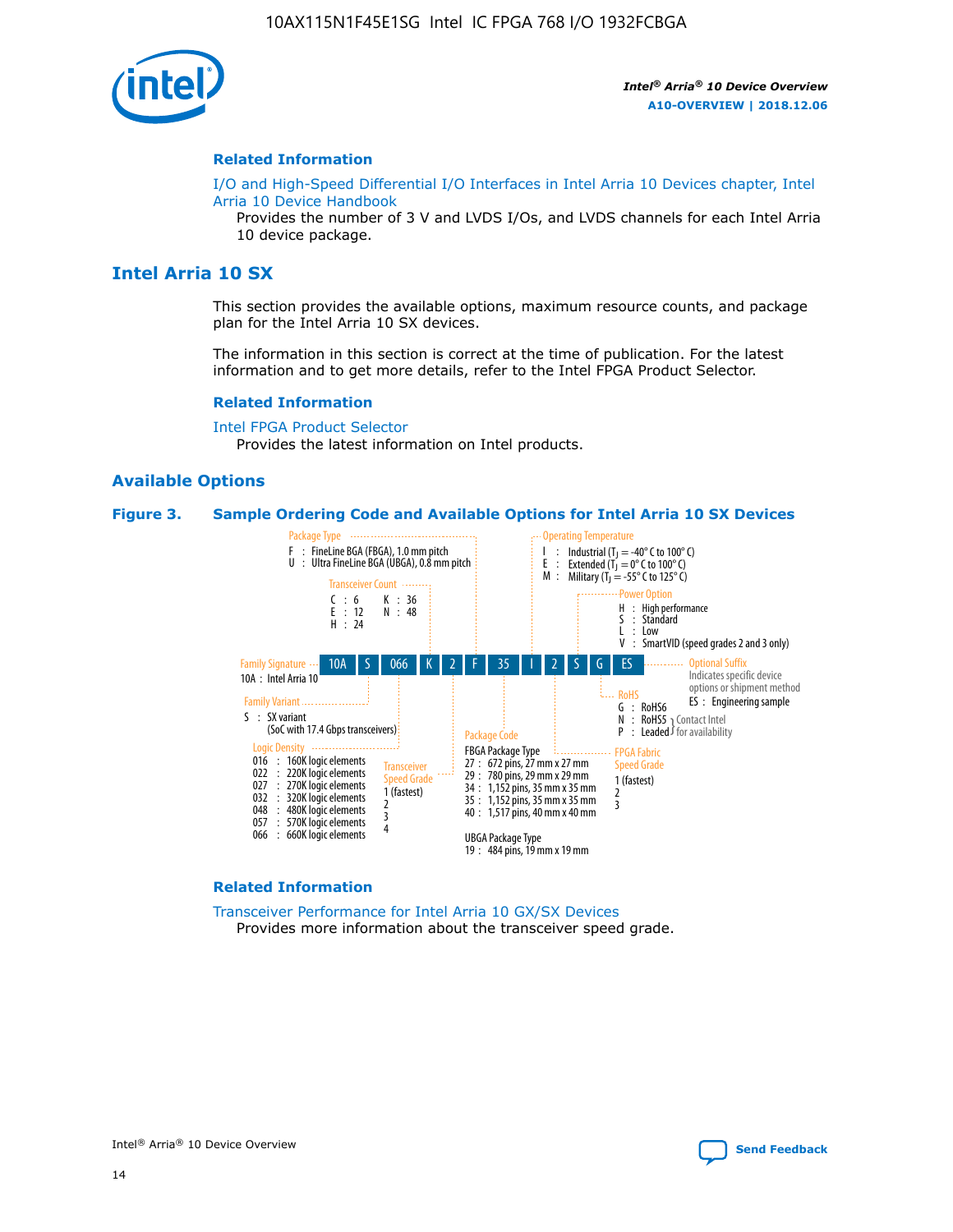## Related Information

I/O and High-Speed Differential I/O Interfaces in Intel Arria 10 Devices chapter, Intel Arria 10 Device Handbook

Provides the number of 3 V and LVDS I/Os, and LVDS channels for each Intel Arria 10 device package.

# Intel Arria 10 SX

This section provides the available options, maximum resource counts, and package plan for the Intel Arria 10 SX devices.

The information in this section is correct at the time of publication. For the latest information and to get more details, refer to the Intel FPGA Product Selector.

## Related Information

Intel FPGA Product Selector

Provides the latest information on Intel products.

## Available Options

**Figure 3. Sample Ordering Code and Available Options for Intel Arria 10 SX Devices**

Sample ordering code: 10A S 066 K 2 F 35 I 2 S G ES

- **Family Signature**
  - 10A : Intel Arria 10
- **Family Variant**
  - S : SX variant (SoC with 17.4 Gbps transceivers)
- **Logic Density**
  - 016 : 160K logic elements
  - 022 : 220K logic elements
  - 027 : 270K logic elements
  - 032 : 320K logic elements
  - 048 : 480K logic elements
  - 057 : 570K logic elements
  - 066 : 660K logic elements
- **Transceiver Count**
  - C : 6
  - E : 12
  - H : 24
  - K : 36
  - N : 48
- **Transceiver Speed Grade**
  - 1 (fastest)
  - 2
  - 3
  - 4
- **Package Type**
  - F : FineLine BGA (FBGA), 1.0 mm pitch
  - U : Ultra FineLine BGA (UBGA), 0.8 mm pitch
- **Package Code**
  - FBGA Package Type
    - 27 : 672 pins, 27 mm x 27 mm
    - 29 : 780 pins, 29 mm x 29 mm
    - 34 : 1,152 pins, 35 mm x 35 mm
    - 35 : 1,152 pins, 35 mm x 35 mm
    - 40 : 1,517 pins, 40 mm x 40 mm
  - UBGA Package Type
    - 19 : 484 pins, 19 mm x 19 mm
- **Operating Temperature**
  - I : Industrial ($T_J$ = -40° C to 100° C)
  - E : Extended ($T_J$ = 0° C to 100° C)
  - M : Military ($T_J$ = -55° C to 125° C)
- **FPGA Fabric Speed Grade**
  - 1 (fastest)
  - 2
  - 3
- **Power Option**
  - H : High performance
  - S : Standard
  - L : Low
  - V : SmartVID (speed grades 2 and 3 only)
- **RoHS**
  - G : RoHS6
  - N : RoHS5 (Contact Intel for availability)
  - P : Leaded (Contact Intel for availability)
- **Optional Suffix**
  - Indicates specific device options or shipment method
  - ES : Engineering sample

## Related Information

Transceiver Performance for Intel Arria 10 GX/SX Devices

Provides more information about the transceiver speed grade.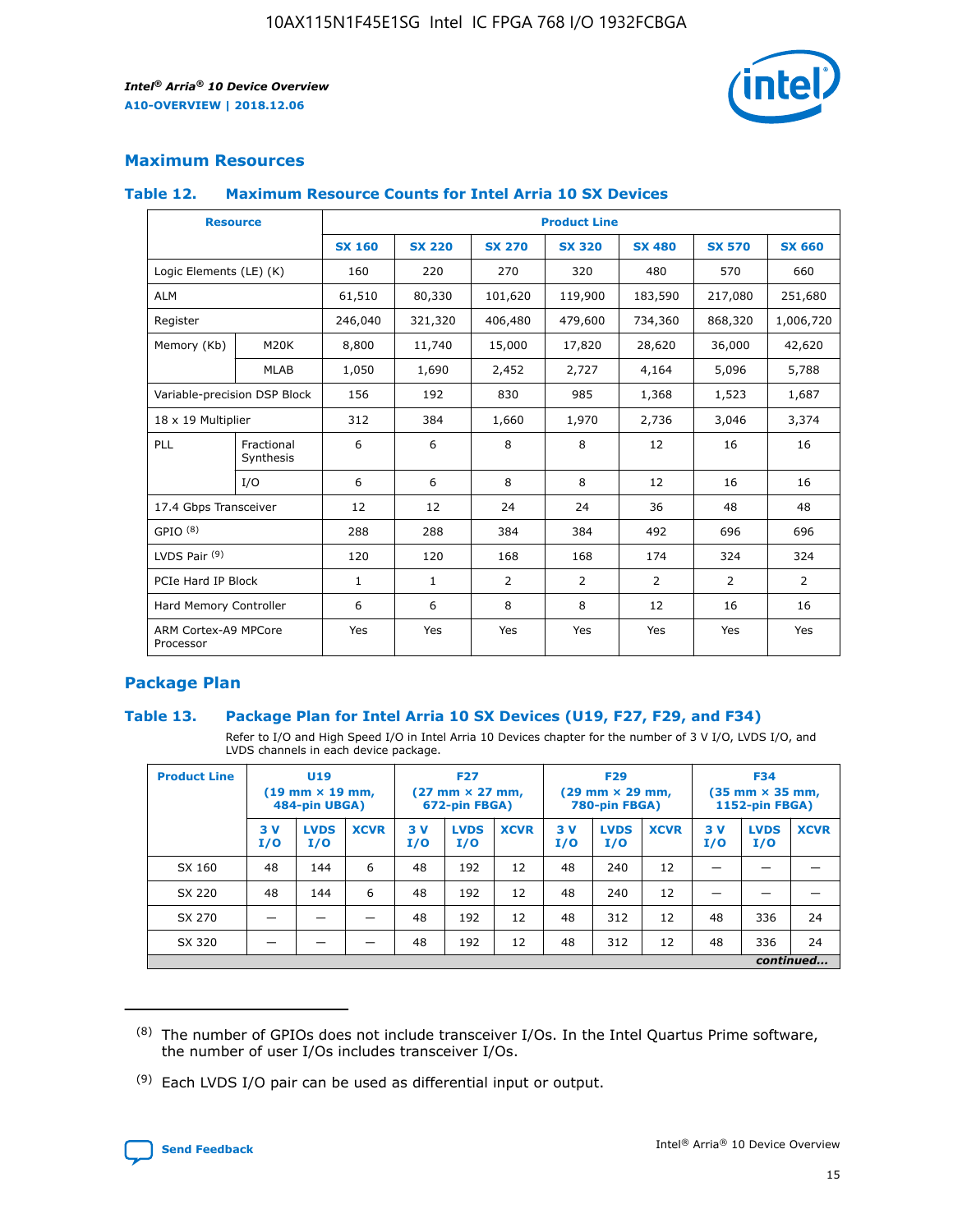## Maximum Resources

### Table 12. Maximum Resource Counts for Intel Arria 10 SX Devices

| Resource | | Product Line | | | | | | |
|---|---|---|---|---|---|---|---|---|
| | | SX 160 | SX 220 | SX 270 | SX 320 | SX 480 | SX 570 | SX 660 |
| Logic Elements (LE) (K) | | 160 | 220 | 270 | 320 | 480 | 570 | 660 |
| ALM | | 61,510 | 80,330 | 101,620 | 119,900 | 183,590 | 217,080 | 251,680 |
| Register | | 246,040 | 321,320 | 406,480 | 479,600 | 734,360 | 868,320 | 1,006,720 |
| Memory (Kb) | M20K | 8,800 | 11,740 | 15,000 | 17,820 | 28,620 | 36,000 | 42,620 |
| | MLAB | 1,050 | 1,690 | 2,452 | 2,727 | 4,164 | 5,096 | 5,788 |
| Variable-precision DSP Block | | 156 | 192 | 830 | 985 | 1,368 | 1,523 | 1,687 |
| 18 x 19 Multiplier | | 312 | 384 | 1,660 | 1,970 | 2,736 | 3,046 | 3,374 |
| PLL | Fractional Synthesis | 6 | 6 | 8 | 8 | 12 | 16 | 16 |
| | I/O | 6 | 6 | 8 | 8 | 12 | 16 | 16 |
| 17.4 Gbps Transceiver | | 12 | 12 | 24 | 24 | 36 | 48 | 48 |
| GPIO (8) | | 288 | 288 | 384 | 384 | 492 | 696 | 696 |
| LVDS Pair (9) | | 120 | 120 | 168 | 168 | 174 | 324 | 324 |
| PCIe Hard IP Block | | 1 | 1 | 2 | 2 | 2 | 2 | 2 |
| Hard Memory Controller | | 6 | 6 | 8 | 8 | 12 | 16 | 16 |
| ARM Cortex-A9 MPCore Processor | | Yes | Yes | Yes | Yes | Yes | Yes | Yes |

## Package Plan

### Table 13. Package Plan for Intel Arria 10 SX Devices (U19, F27, F29, and F34)

Refer to I/O and High Speed I/O in Intel Arria 10 Devices chapter for the number of 3 V I/O, LVDS I/O, and LVDS channels in each device package.

| Product Line | U19 (19 mm × 19 mm, 484-pin UBGA) | | | F27 (27 mm × 27 mm, 672-pin FBGA) | | | F29 (29 mm × 29 mm, 780-pin FBGA) | | | F34 (35 mm × 35 mm, 1152-pin FBGA) | | |
|---|---|---|---|---|---|---|---|---|---|---|---|---|
| | 3 V I/O | LVDS I/O | XCVR | 3 V I/O | LVDS I/O | XCVR | 3 V I/O | LVDS I/O | XCVR | 3 V I/O | LVDS I/O | XCVR |
| SX 160 | 48 | 144 | 6 | 48 | 192 | 12 | 48 | 240 | 12 | — | — | — |
| SX 220 | 48 | 144 | 6 | 48 | 192 | 12 | 48 | 240 | 12 | — | — | — |
| SX 270 | — | — | — | 48 | 192 | 12 | 48 | 312 | 12 | 48 | 336 | 24 |
| SX 320 | — | — | — | 48 | 192 | 12 | 48 | 312 | 12 | 48 | 336 | 24 |

*continued...*

(8) The number of GPIOs does not include transceiver I/Os. In the Intel Quartus Prime software, the number of user I/Os includes transceiver I/Os.

(9) Each LVDS I/O pair can be used as differential input or output.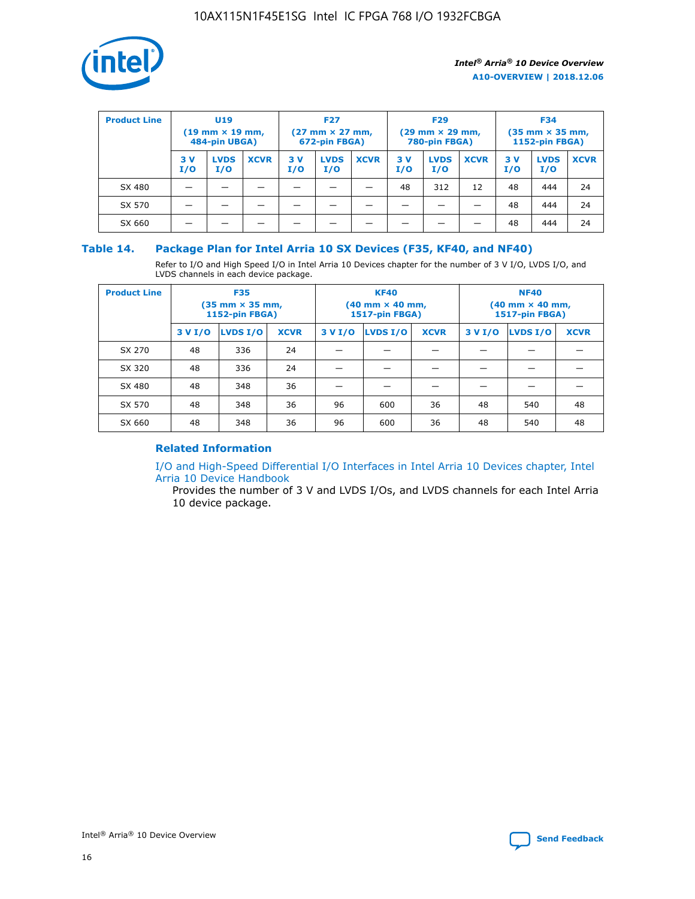| Product Line | U19 (19 mm × 19 mm, 484-pin UBGA) | | | F27 (27 mm × 27 mm, 672-pin FBGA) | | | F29 (29 mm × 29 mm, 780-pin FBGA) | | | F34 (35 mm × 35 mm, 1152-pin FBGA) | | |
|---|---|---|---|---|---|---|---|---|---|---|---|---|
| | 3 V I/O | LVDS I/O | XCVR | 3 V I/O | LVDS I/O | XCVR | 3 V I/O | LVDS I/O | XCVR | 3 V I/O | LVDS I/O | XCVR |
| SX 480 | — | — | — | — | — | — | 48 | 312 | 12 | 48 | 444 | 24 |
| SX 570 | — | — | — | — | — | — | — | — | — | 48 | 444 | 24 |
| SX 660 | — | — | — | — | — | — | — | — | — | 48 | 444 | 24 |

## Table 14. Package Plan for Intel Arria 10 SX Devices (F35, KF40, and NF40)

Refer to I/O and High Speed I/O in Intel Arria 10 Devices chapter for the number of 3 V I/O, LVDS I/O, and LVDS channels in each device package.

| Product Line | F35 (35 mm × 35 mm, 1152-pin FBGA) | | | KF40 (40 mm × 40 mm, 1517-pin FBGA) | | | NF40 (40 mm × 40 mm, 1517-pin FBGA) | | |
|---|---|---|---|---|---|---|---|---|---|
| | 3 V I/O | LVDS I/O | XCVR | 3 V I/O | LVDS I/O | XCVR | 3 V I/O | LVDS I/O | XCVR |
| SX 270 | 48 | 336 | 24 | — | — | — | — | — | — |
| SX 320 | 48 | 336 | 24 | — | — | — | — | — | — |
| SX 480 | 48 | 348 | 36 | — | — | — | — | — | — |
| SX 570 | 48 | 348 | 36 | 96 | 600 | 36 | 48 | 540 | 48 |
| SX 660 | 48 | 348 | 36 | 96 | 600 | 36 | 48 | 540 | 48 |

### Related Information

I/O and High-Speed Differential I/O Interfaces in Intel Arria 10 Devices chapter, Intel Arria 10 Device Handbook

Provides the number of 3 V and LVDS I/Os, and LVDS channels for each Intel Arria 10 device package.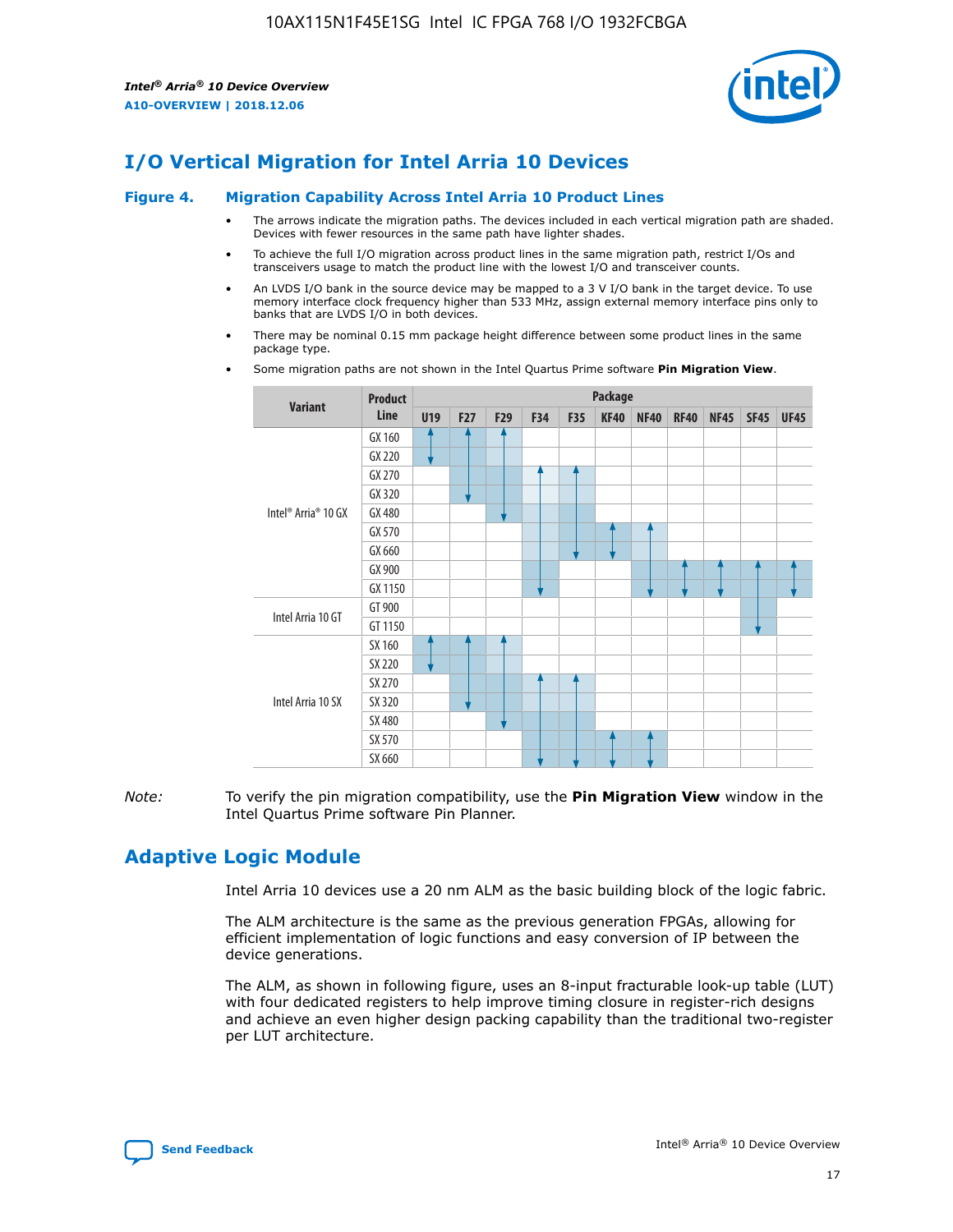## I/O Vertical Migration for Intel Arria 10 Devices

**Figure 4. Migration Capability Across Intel Arria 10 Product Lines**

- The arrows indicate the migration paths. The devices included in each vertical migration path are shaded. Devices with fewer resources in the same path have lighter shades.
- To achieve the full I/O migration across product lines in the same migration path, restrict I/Os and transceivers usage to match the product line with the lowest I/O and transceiver counts.
- An LVDS I/O bank in the source device may be mapped to a 3 V I/O bank in the target device. To use memory interface clock frequency higher than 533 MHz, assign external memory interface pins only to banks that are LVDS I/O in both devices.
- There may be nominal 0.15 mm package height difference between some product lines in the same package type.
- Some migration paths are not shown in the Intel Quartus Prime software **Pin Migration View**.

| Variant | Product Line | U19 | F27 | F29 | F34 | F35 | KF40 | NF40 | RF40 | NF45 | SF45 | UF45 |
|---|---|---|---|---|---|---|---|---|---|---|---|---|
| Intel® Arria® 10 GX | GX 160 | | | | | | | | | | | |
| | GX 220 | | | | | | | | | | | |
| | GX 270 | | | | | | | | | | | |
| | GX 320 | | | | | | | | | | | |
| | GX 480 | | | | | | | | | | | |
| | GX 570 | | | | | | | | | | | |
| | GX 660 | | | | | | | | | | | |
| | GX 900 | | | | | | | | | | | |
| | GX 1150 | | | | | | | | | | | |
| Intel Arria 10 GT | GT 900 | | | | | | | | | | | |
| | GT 1150 | | | | | | | | | | | |
| Intel Arria 10 SX | SX 160 | | | | | | | | | | | |
| | SX 220 | | | | | | | | | | | |
| | SX 270 | | | | | | | | | | | |
| | SX 320 | | | | | | | | | | | |
| | SX 480 | | | | | | | | | | | |
| | SX 570 | | | | | | | | | | | |
| | SX 660 | | | | | | | | | | | |

*Note:* To verify the pin migration compatibility, use the **Pin Migration View** window in the Intel Quartus Prime software Pin Planner.

## Adaptive Logic Module

Intel Arria 10 devices use a 20 nm ALM as the basic building block of the logic fabric.

The ALM architecture is the same as the previous generation FPGAs, allowing for efficient implementation of logic functions and easy conversion of IP between the device generations.

The ALM, as shown in following figure, uses an 8-input fracturable look-up table (LUT) with four dedicated registers to help improve timing closure in register-rich designs and achieve an even higher design packing capability than the traditional two-register per LUT architecture.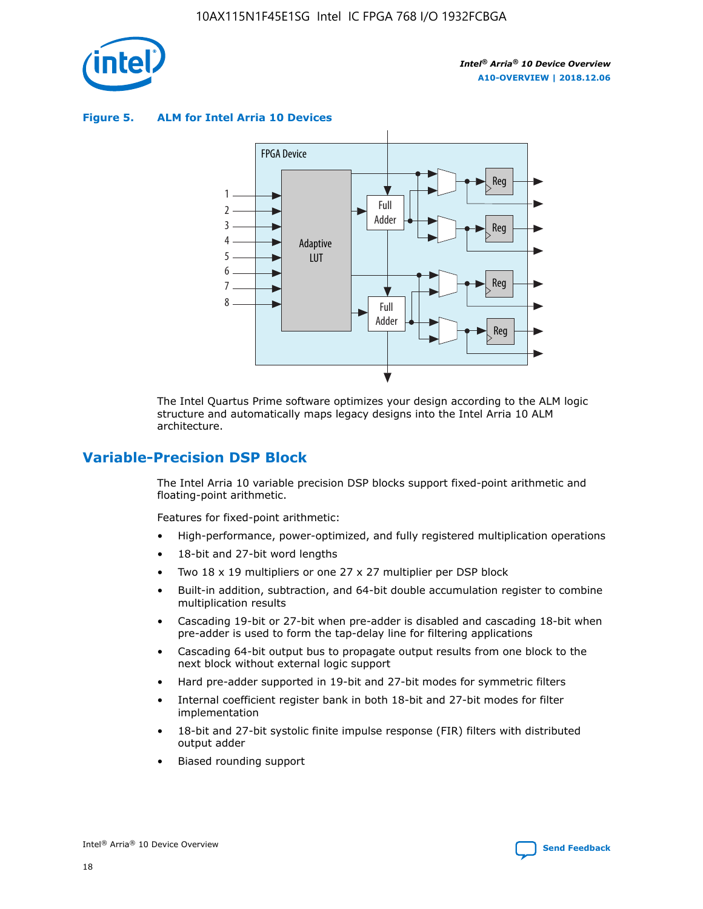**Figure 5. ALM for Intel Arria 10 Devices**

The Intel Quartus Prime software optimizes your design according to the ALM logic structure and automatically maps legacy designs into the Intel Arria 10 ALM architecture.

## Variable-Precision DSP Block

The Intel Arria 10 variable precision DSP blocks support fixed-point arithmetic and floating-point arithmetic.

Features for fixed-point arithmetic:

- High-performance, power-optimized, and fully registered multiplication operations
- 18-bit and 27-bit word lengths
- Two 18 x 19 multipliers or one 27 x 27 multiplier per DSP block
- Built-in addition, subtraction, and 64-bit double accumulation register to combine multiplication results
- Cascading 19-bit or 27-bit when pre-adder is disabled and cascading 18-bit when pre-adder is used to form the tap-delay line for filtering applications
- Cascading 64-bit output bus to propagate output results from one block to the next block without external logic support
- Hard pre-adder supported in 19-bit and 27-bit modes for symmetric filters
- Internal coefficient register bank in both 18-bit and 27-bit modes for filter implementation
- 18-bit and 27-bit systolic finite impulse response (FIR) filters with distributed output adder
- Biased rounding support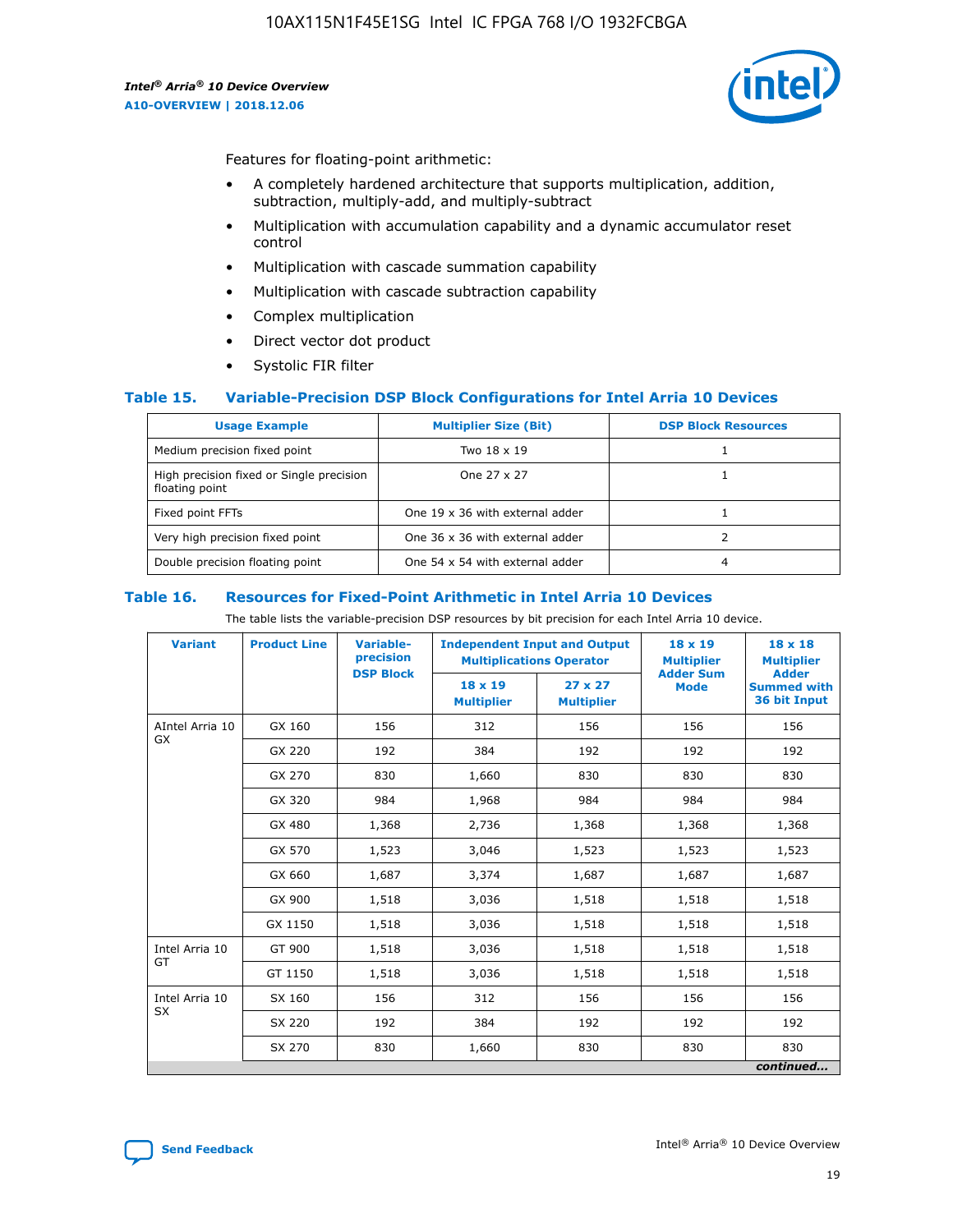Features for floating-point arithmetic:

- A completely hardened architecture that supports multiplication, addition, subtraction, multiply-add, and multiply-subtract
- Multiplication with accumulation capability and a dynamic accumulator reset control
- Multiplication with cascade summation capability
- Multiplication with cascade subtraction capability
- Complex multiplication
- Direct vector dot product
- Systolic FIR filter

### Table 15. Variable-Precision DSP Block Configurations for Intel Arria 10 Devices

| Usage Example | Multiplier Size (Bit) | DSP Block Resources |
|---|---|---|
| Medium precision fixed point | Two 18 x 19 | 1 |
| High precision fixed or Single precision floating point | One 27 x 27 | 1 |
| Fixed point FFTs | One 19 x 36 with external adder | 1 |
| Very high precision fixed point | One 36 x 36 with external adder | 2 |
| Double precision floating point | One 54 x 54 with external adder | 4 |

### Table 16. Resources for Fixed-Point Arithmetic in Intel Arria 10 Devices

The table lists the variable-precision DSP resources by bit precision for each Intel Arria 10 device.

| Variant | Product Line | Variable-precision DSP Block | Independent Input and Output Multiplications Operator | | 18 x 19 Multiplier Adder Sum Mode | 18 x 18 Multiplier Adder Summed with 36 bit Input |
|---|---|---|---|---|---|---|
| | | | 18 x 19 Multiplier | 27 x 27 Multiplier | | |
| AIntel Arria 10 GX | GX 160 | 156 | 312 | 156 | 156 | 156 |
| | GX 220 | 192 | 384 | 192 | 192 | 192 |
| | GX 270 | 830 | 1,660 | 830 | 830 | 830 |
| | GX 320 | 984 | 1,968 | 984 | 984 | 984 |
| | GX 480 | 1,368 | 2,736 | 1,368 | 1,368 | 1,368 |
| | GX 570 | 1,523 | 3,046 | 1,523 | 1,523 | 1,523 |
| | GX 660 | 1,687 | 3,374 | 1,687 | 1,687 | 1,687 |
| | GX 900 | 1,518 | 3,036 | 1,518 | 1,518 | 1,518 |
| | GX 1150 | 1,518 | 3,036 | 1,518 | 1,518 | 1,518 |
| Intel Arria 10 GT | GT 900 | 1,518 | 3,036 | 1,518 | 1,518 | 1,518 |
| | GT 1150 | 1,518 | 3,036 | 1,518 | 1,518 | 1,518 |
| Intel Arria 10 SX | SX 160 | 156 | 312 | 156 | 156 | 156 |
| | SX 220 | 192 | 384 | 192 | 192 | 192 |
| | SX 270 | 830 | 1,660 | 830 | 830 | 830 |

*continued...*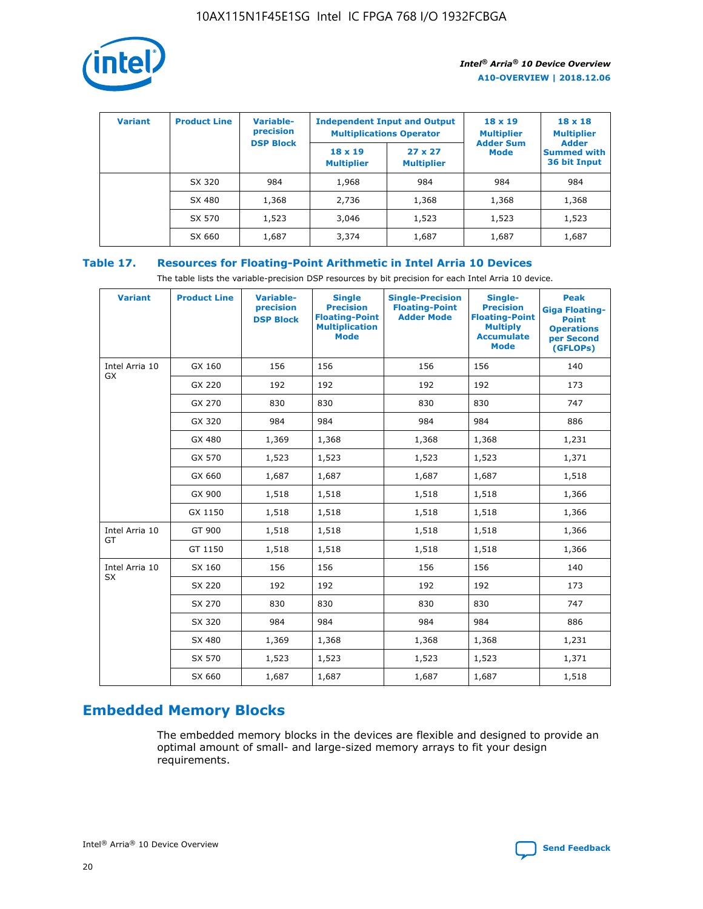| Variant | Product Line | Variable-precision DSP Block | Independent Input and Output Multiplications Operator | | 18 x 19 Multiplier Adder Sum Mode | 18 x 18 Multiplier Adder Summed with 36 bit Input |
|---|---|---|---|---|---|---|
| | | | 18 x 19 Multiplier | 27 x 27 Multiplier | | |
| | SX 320 | 984 | 1,968 | 984 | 984 | 984 |
| | SX 480 | 1,368 | 2,736 | 1,368 | 1,368 | 1,368 |
| | SX 570 | 1,523 | 3,046 | 1,523 | 1,523 | 1,523 |
| | SX 660 | 1,687 | 3,374 | 1,687 | 1,687 | 1,687 |

## Table 17. Resources for Floating-Point Arithmetic in Intel Arria 10 Devices

The table lists the variable-precision DSP resources by bit precision for each Intel Arria 10 device.

| Variant | Product Line | Variable-precision DSP Block | Single Precision Floating-Point Multiplication Mode | Single-Precision Floating-Point Adder Mode | Single-Precision Floating-Point Multiply Accumulate Mode | Peak Giga Floating-Point Operations per Second (GFLOPs) |
|---|---|---|---|---|---|---|
| Intel Arria 10 GX | GX 160 | 156 | 156 | 156 | 156 | 140 |
| | GX 220 | 192 | 192 | 192 | 192 | 173 |
| | GX 270 | 830 | 830 | 830 | 830 | 747 |
| | GX 320 | 984 | 984 | 984 | 984 | 886 |
| | GX 480 | 1,369 | 1,368 | 1,368 | 1,368 | 1,231 |
| | GX 570 | 1,523 | 1,523 | 1,523 | 1,523 | 1,371 |
| | GX 660 | 1,687 | 1,687 | 1,687 | 1,687 | 1,518 |
| | GX 900 | 1,518 | 1,518 | 1,518 | 1,518 | 1,366 |
| | GX 1150 | 1,518 | 1,518 | 1,518 | 1,518 | 1,366 |
| Intel Arria 10 GT | GT 900 | 1,518 | 1,518 | 1,518 | 1,518 | 1,366 |
| | GT 1150 | 1,518 | 1,518 | 1,518 | 1,518 | 1,366 |
| Intel Arria 10 SX | SX 160 | 156 | 156 | 156 | 156 | 140 |
| | SX 220 | 192 | 192 | 192 | 192 | 173 |
| | SX 270 | 830 | 830 | 830 | 830 | 747 |
| | SX 320 | 984 | 984 | 984 | 984 | 886 |
| | SX 480 | 1,369 | 1,368 | 1,368 | 1,368 | 1,231 |
| | SX 570 | 1,523 | 1,523 | 1,523 | 1,523 | 1,371 |
| | SX 660 | 1,687 | 1,687 | 1,687 | 1,687 | 1,518 |

## Embedded Memory Blocks

The embedded memory blocks in the devices are flexible and designed to provide an optimal amount of small- and large-sized memory arrays to fit your design requirements.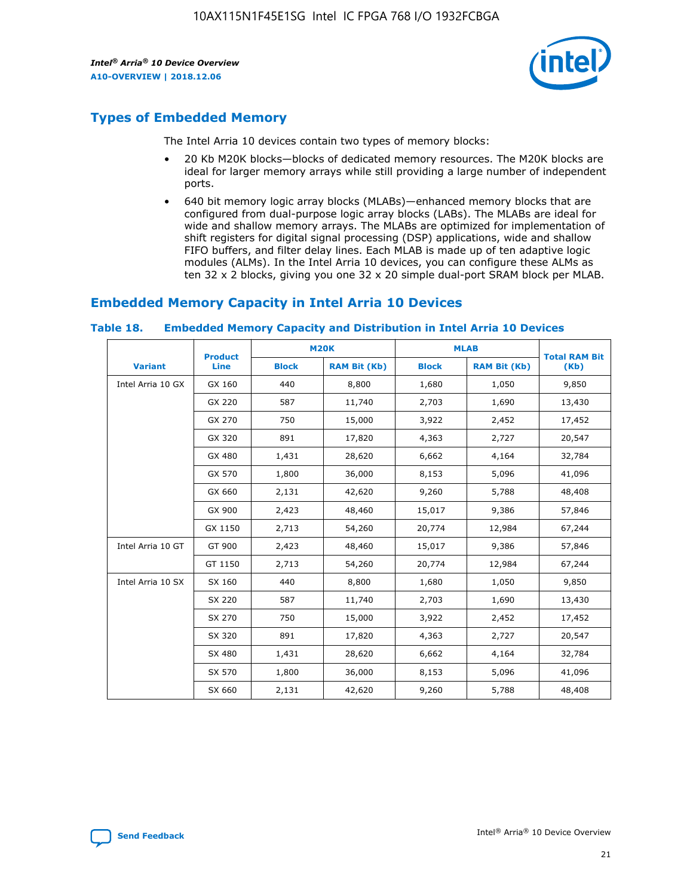## Types of Embedded Memory

The Intel Arria 10 devices contain two types of memory blocks:

- 20 Kb M20K blocks—blocks of dedicated memory resources. The M20K blocks are ideal for larger memory arrays while still providing a large number of independent ports.
- 640 bit memory logic array blocks (MLABs)—enhanced memory blocks that are configured from dual-purpose logic array blocks (LABs). The MLABs are ideal for wide and shallow memory arrays. The MLABs are optimized for implementation of shift registers for digital signal processing (DSP) applications, wide and shallow FIFO buffers, and filter delay lines. Each MLAB is made up of ten adaptive logic modules (ALMs). In the Intel Arria 10 devices, you can configure these ALMs as ten 32 x 2 blocks, giving you one 32 x 20 simple dual-port SRAM block per MLAB.

## Embedded Memory Capacity in Intel Arria 10 Devices

### Table 18. Embedded Memory Capacity and Distribution in Intel Arria 10 Devices

| Variant | Product Line | M20K | | MLAB | | Total RAM Bit (Kb) |
|---|---|---|---|---|---|---|
| | | Block | RAM Bit (Kb) | Block | RAM Bit (Kb) | |
| Intel Arria 10 GX | GX 160 | 440 | 8,800 | 1,680 | 1,050 | 9,850 |
| | GX 220 | 587 | 11,740 | 2,703 | 1,690 | 13,430 |
| | GX 270 | 750 | 15,000 | 3,922 | 2,452 | 17,452 |
| | GX 320 | 891 | 17,820 | 4,363 | 2,727 | 20,547 |
| | GX 480 | 1,431 | 28,620 | 6,662 | 4,164 | 32,784 |
| | GX 570 | 1,800 | 36,000 | 8,153 | 5,096 | 41,096 |
| | GX 660 | 2,131 | 42,620 | 9,260 | 5,788 | 48,408 |
| | GX 900 | 2,423 | 48,460 | 15,017 | 9,386 | 57,846 |
| | GX 1150 | 2,713 | 54,260 | 20,774 | 12,984 | 67,244 |
| Intel Arria 10 GT | GT 900 | 2,423 | 48,460 | 15,017 | 9,386 | 57,846 |
| | GT 1150 | 2,713 | 54,260 | 20,774 | 12,984 | 67,244 |
| Intel Arria 10 SX | SX 160 | 440 | 8,800 | 1,680 | 1,050 | 9,850 |
| | SX 220 | 587 | 11,740 | 2,703 | 1,690 | 13,430 |
| | SX 270 | 750 | 15,000 | 3,922 | 2,452 | 17,452 |
| | SX 320 | 891 | 17,820 | 4,363 | 2,727 | 20,547 |
| | SX 480 | 1,431 | 28,620 | 6,662 | 4,164 | 32,784 |
| | SX 570 | 1,800 | 36,000 | 8,153 | 5,096 | 41,096 |
| | SX 660 | 2,131 | 42,620 | 9,260 | 5,788 | 48,408 |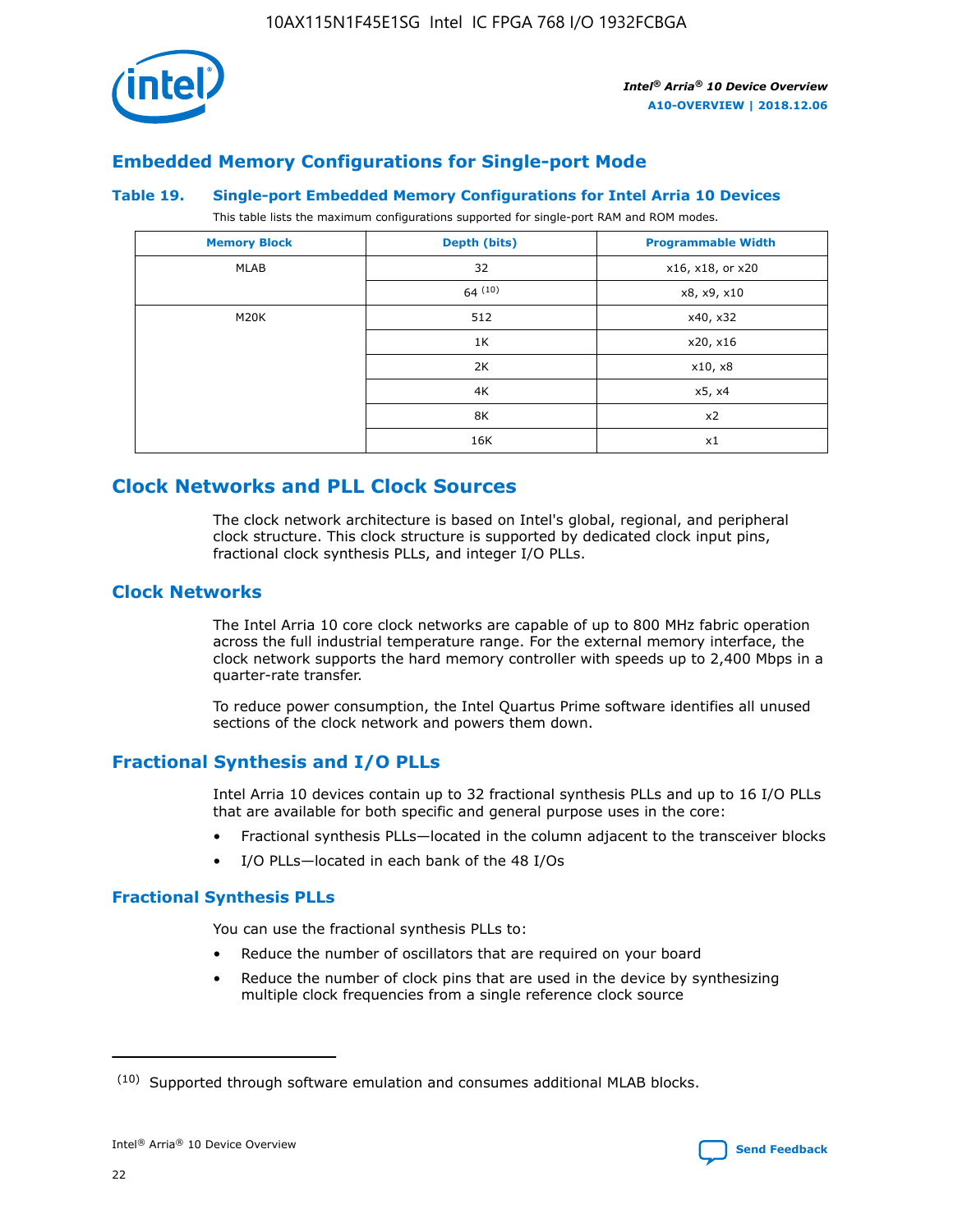## Embedded Memory Configurations for Single-port Mode

### Table 19. Single-port Embedded Memory Configurations for Intel Arria 10 Devices

This table lists the maximum configurations supported for single-port RAM and ROM modes.

| Memory Block | Depth (bits) | Programmable Width |
|---|---|---|
| MLAB | 32 | x16, x18, or x20 |
| | 64 [10] | x8, x9, x10 |
| M20K | 512 | x40, x32 |
| | 1K | x20, x16 |
| | 2K | x10, x8 |
| | 4K | x5, x4 |
| | 8K | x2 |
| | 16K | x1 |

## Clock Networks and PLL Clock Sources

The clock network architecture is based on Intel's global, regional, and peripheral clock structure. This clock structure is supported by dedicated clock input pins, fractional clock synthesis PLLs, and integer I/O PLLs.

## Clock Networks

The Intel Arria 10 core clock networks are capable of up to 800 MHz fabric operation across the full industrial temperature range. For the external memory interface, the clock network supports the hard memory controller with speeds up to 2,400 Mbps in a quarter-rate transfer.

To reduce power consumption, the Intel Quartus Prime software identifies all unused sections of the clock network and powers them down.

## Fractional Synthesis and I/O PLLs

Intel Arria 10 devices contain up to 32 fractional synthesis PLLs and up to 16 I/O PLLs that are available for both specific and general purpose uses in the core:

- Fractional synthesis PLLs—located in the column adjacent to the transceiver blocks
- I/O PLLs—located in each bank of the 48 I/Os

### Fractional Synthesis PLLs

You can use the fractional synthesis PLLs to:

- Reduce the number of oscillators that are required on your board
- Reduce the number of clock pins that are used in the device by synthesizing multiple clock frequencies from a single reference clock source

(10) Supported through software emulation and consumes additional MLAB blocks.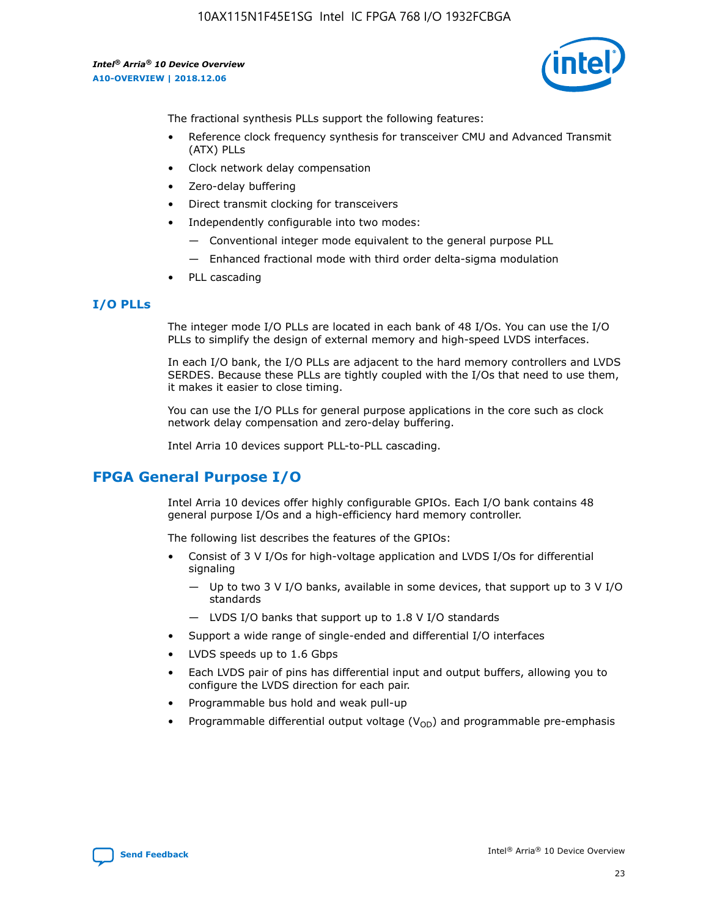The fractional synthesis PLLs support the following features:

- Reference clock frequency synthesis for transceiver CMU and Advanced Transmit (ATX) PLLs
- Clock network delay compensation
- Zero-delay buffering
- Direct transmit clocking for transceivers
- Independently configurable into two modes:
  - Conventional integer mode equivalent to the general purpose PLL
  - Enhanced fractional mode with third order delta-sigma modulation
- PLL cascading

## I/O PLLs

The integer mode I/O PLLs are located in each bank of 48 I/Os. You can use the I/O PLLs to simplify the design of external memory and high-speed LVDS interfaces.

In each I/O bank, the I/O PLLs are adjacent to the hard memory controllers and LVDS SERDES. Because these PLLs are tightly coupled with the I/Os that need to use them, it makes it easier to close timing.

You can use the I/O PLLs for general purpose applications in the core such as clock network delay compensation and zero-delay buffering.

Intel Arria 10 devices support PLL-to-PLL cascading.

# FPGA General Purpose I/O

Intel Arria 10 devices offer highly configurable GPIOs. Each I/O bank contains 48 general purpose I/Os and a high-efficiency hard memory controller.

The following list describes the features of the GPIOs:

- Consist of 3 V I/Os for high-voltage application and LVDS I/Os for differential signaling
  - Up to two 3 V I/O banks, available in some devices, that support up to 3 V I/O standards
  - LVDS I/O banks that support up to 1.8 V I/O standards
- Support a wide range of single-ended and differential I/O interfaces
- LVDS speeds up to 1.6 Gbps
- Each LVDS pair of pins has differential input and output buffers, allowing you to configure the LVDS direction for each pair.
- Programmable bus hold and weak pull-up
- Programmable differential output voltage ($V_{OD}$) and programmable pre-emphasis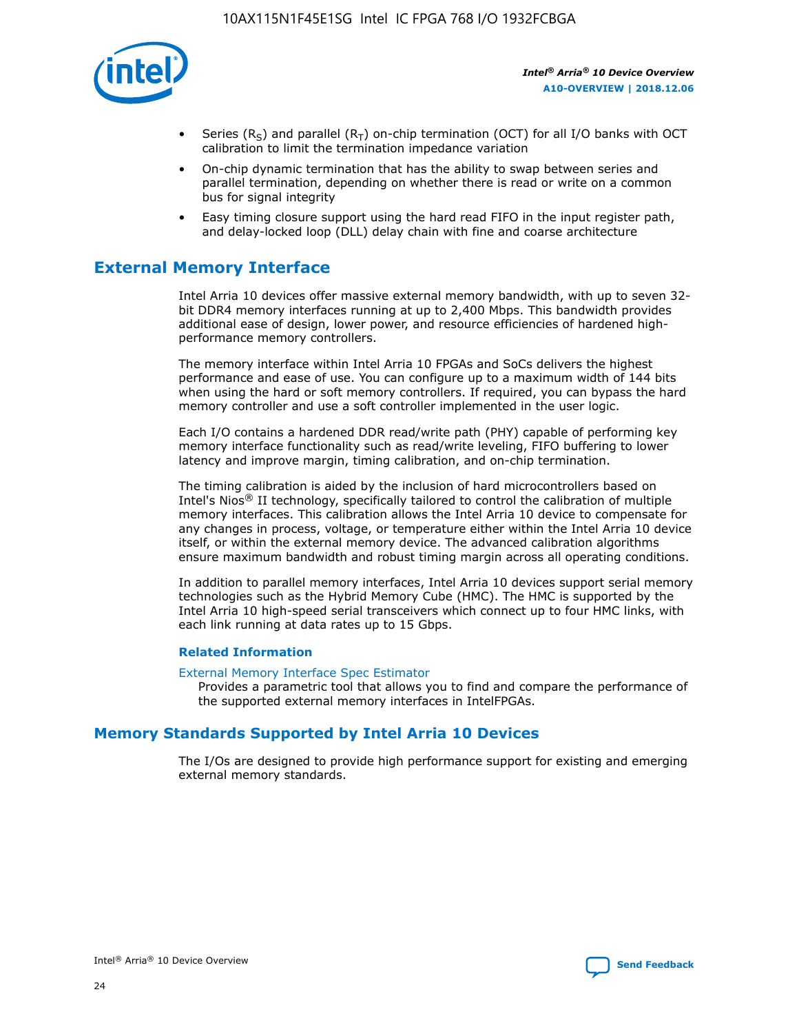- Series ($R_S$) and parallel ($R_T$) on-chip termination (OCT) for all I/O banks with OCT calibration to limit the termination impedance variation
- On-chip dynamic termination that has the ability to swap between series and parallel termination, depending on whether there is read or write on a common bus for signal integrity
- Easy timing closure support using the hard read FIFO in the input register path, and delay-locked loop (DLL) delay chain with fine and coarse architecture

## External Memory Interface

Intel Arria 10 devices offer massive external memory bandwidth, with up to seven 32-bit DDR4 memory interfaces running at up to 2,400 Mbps. This bandwidth provides additional ease of design, lower power, and resource efficiencies of hardened high-performance memory controllers.

The memory interface within Intel Arria 10 FPGAs and SoCs delivers the highest performance and ease of use. You can configure up to a maximum width of 144 bits when using the hard or soft memory controllers. If required, you can bypass the hard memory controller and use a soft controller implemented in the user logic.

Each I/O contains a hardened DDR read/write path (PHY) capable of performing key memory interface functionality such as read/write leveling, FIFO buffering to lower latency and improve margin, timing calibration, and on-chip termination.

The timing calibration is aided by the inclusion of hard microcontrollers based on Intel's Nios® II technology, specifically tailored to control the calibration of multiple memory interfaces. This calibration allows the Intel Arria 10 device to compensate for any changes in process, voltage, or temperature either within the Intel Arria 10 device itself, or within the external memory device. The advanced calibration algorithms ensure maximum bandwidth and robust timing margin across all operating conditions.

In addition to parallel memory interfaces, Intel Arria 10 devices support serial memory technologies such as the Hybrid Memory Cube (HMC). The HMC is supported by the Intel Arria 10 high-speed serial transceivers which connect up to four HMC links, with each link running at data rates up to 15 Gbps.

### Related Information

External Memory Interface Spec Estimator
Provides a parametric tool that allows you to find and compare the performance of the supported external memory interfaces in IntelFPGAs.

## Memory Standards Supported by Intel Arria 10 Devices

The I/Os are designed to provide high performance support for existing and emerging external memory standards.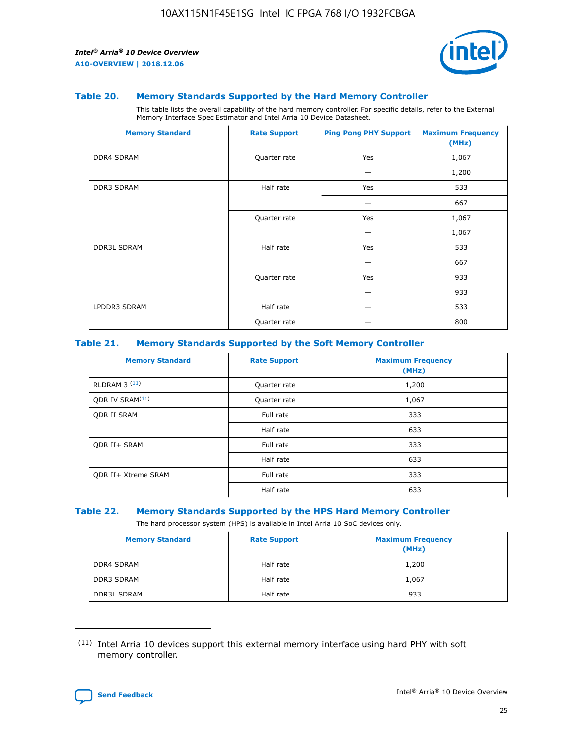### Table 20. Memory Standards Supported by the Hard Memory Controller

This table lists the overall capability of the hard memory controller. For specific details, refer to the External Memory Interface Spec Estimator and Intel Arria 10 Device Datasheet.

| Memory Standard | Rate Support | Ping Pong PHY Support | Maximum Frequency (MHz) |
|---|---|---|---|
| DDR4 SDRAM | Quarter rate | Yes | 1,067 |
| | | — | 1,200 |
| DDR3 SDRAM | Half rate | Yes | 533 |
| | | — | 667 |
| | Quarter rate | Yes | 1,067 |
| | | — | 1,067 |
| DDR3L SDRAM | Half rate | Yes | 533 |
| | | — | 667 |
| | Quarter rate | Yes | 933 |
| | | — | 933 |
| LPDDR3 SDRAM | Half rate | — | 533 |
| | Quarter rate | — | 800 |

### Table 21. Memory Standards Supported by the Soft Memory Controller

| Memory Standard | Rate Support | Maximum Frequency (MHz) |
|---|---|---|
| RLDRAM 3 [11] | Quarter rate | 1,200 |
| QDR IV SRAM[11] | Quarter rate | 1,067 |
| QDR II SRAM | Full rate | 333 |
| | Half rate | 633 |
| QDR II+ SRAM | Full rate | 333 |
| | Half rate | 633 |
| QDR II+ Xtreme SRAM | Full rate | 333 |
| | Half rate | 633 |

### Table 22. Memory Standards Supported by the HPS Hard Memory Controller

The hard processor system (HPS) is available in Intel Arria 10 SoC devices only.

| Memory Standard | Rate Support | Maximum Frequency (MHz) |
|---|---|---|
| DDR4 SDRAM | Half rate | 1,200 |
| DDR3 SDRAM | Half rate | 1,067 |
| DDR3L SDRAM | Half rate | 933 |

(11) Intel Arria 10 devices support this external memory interface using hard PHY with soft memory controller.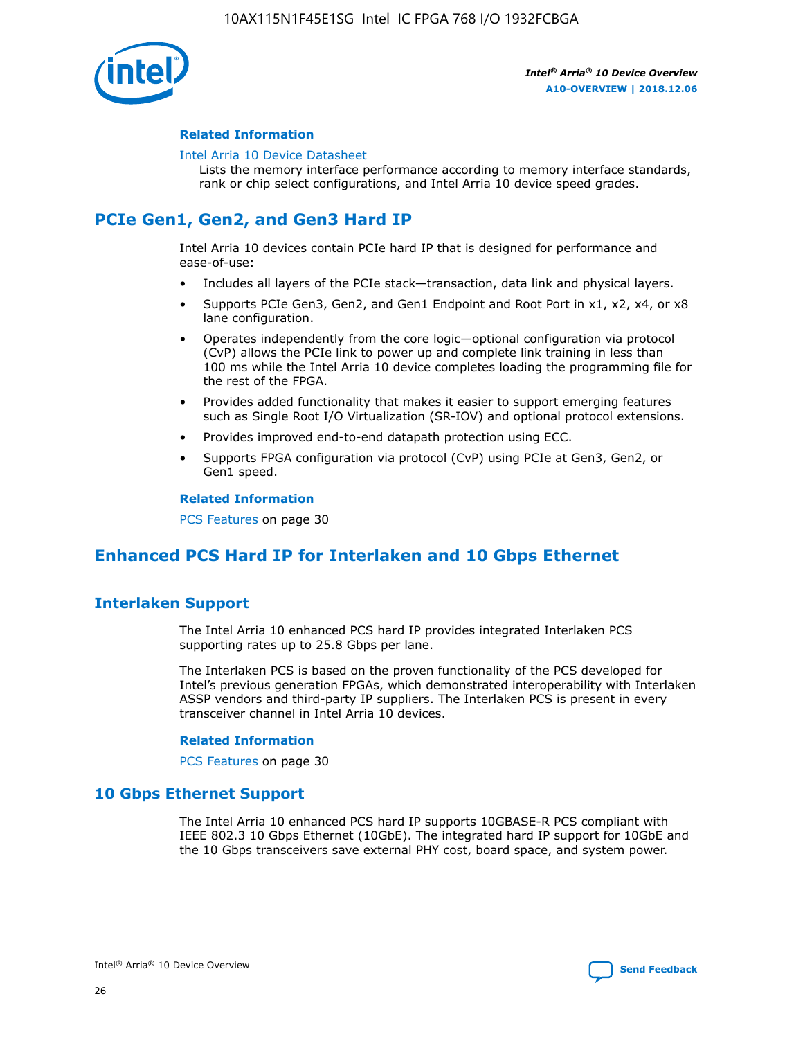**Related Information**

Intel Arria 10 Device Datasheet

Lists the memory interface performance according to memory interface standards, rank or chip select configurations, and Intel Arria 10 device speed grades.

## PCIe Gen1, Gen2, and Gen3 Hard IP

Intel Arria 10 devices contain PCIe hard IP that is designed for performance and ease-of-use:

- Includes all layers of the PCIe stack—transaction, data link and physical layers.
- Supports PCIe Gen3, Gen2, and Gen1 Endpoint and Root Port in x1, x2, x4, or x8 lane configuration.
- Operates independently from the core logic—optional configuration via protocol (CvP) allows the PCIe link to power up and complete link training in less than 100 ms while the Intel Arria 10 device completes loading the programming file for the rest of the FPGA.
- Provides added functionality that makes it easier to support emerging features such as Single Root I/O Virtualization (SR-IOV) and optional protocol extensions.
- Provides improved end-to-end datapath protection using ECC.
- Supports FPGA configuration via protocol (CvP) using PCIe at Gen3, Gen2, or Gen1 speed.

**Related Information**

PCS Features on page 30

## Enhanced PCS Hard IP for Interlaken and 10 Gbps Ethernet

### Interlaken Support

The Intel Arria 10 enhanced PCS hard IP provides integrated Interlaken PCS supporting rates up to 25.8 Gbps per lane.

The Interlaken PCS is based on the proven functionality of the PCS developed for Intel's previous generation FPGAs, which demonstrated interoperability with Interlaken ASSP vendors and third-party IP suppliers. The Interlaken PCS is present in every transceiver channel in Intel Arria 10 devices.

**Related Information**

PCS Features on page 30

### 10 Gbps Ethernet Support

The Intel Arria 10 enhanced PCS hard IP supports 10GBASE-R PCS compliant with IEEE 802.3 10 Gbps Ethernet (10GbE). The integrated hard IP support for 10GbE and the 10 Gbps transceivers save external PHY cost, board space, and system power.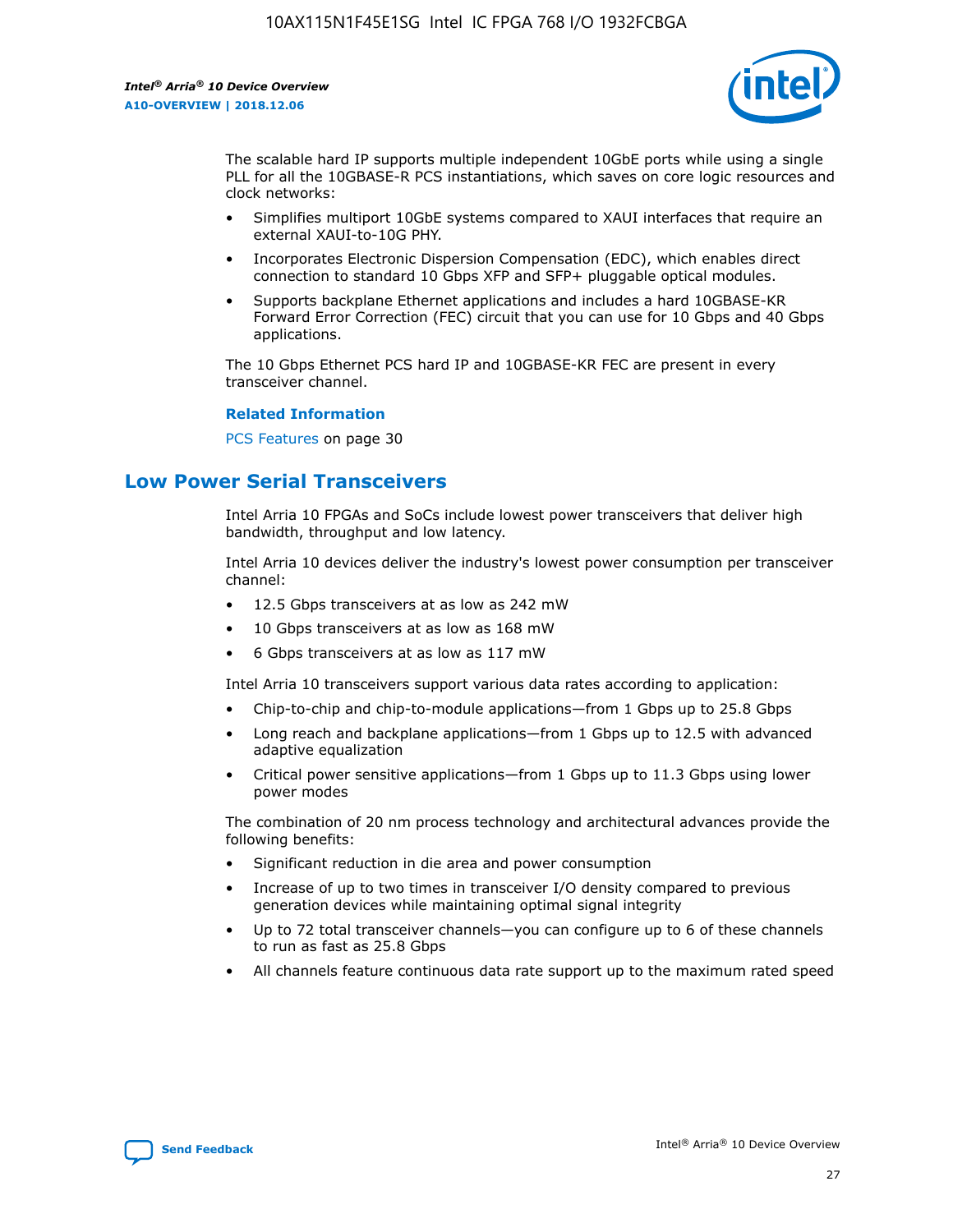The scalable hard IP supports multiple independent 10GbE ports while using a single PLL for all the 10GBASE-R PCS instantiations, which saves on core logic resources and clock networks:

- Simplifies multiport 10GbE systems compared to XAUI interfaces that require an external XAUI-to-10G PHY.
- Incorporates Electronic Dispersion Compensation (EDC), which enables direct connection to standard 10 Gbps XFP and SFP+ pluggable optical modules.
- Supports backplane Ethernet applications and includes a hard 10GBASE-KR Forward Error Correction (FEC) circuit that you can use for 10 Gbps and 40 Gbps applications.

The 10 Gbps Ethernet PCS hard IP and 10GBASE-KR FEC are present in every transceiver channel.

**Related Information**

PCS Features on page 30

## Low Power Serial Transceivers

Intel Arria 10 FPGAs and SoCs include lowest power transceivers that deliver high bandwidth, throughput and low latency.

Intel Arria 10 devices deliver the industry's lowest power consumption per transceiver channel:

- 12.5 Gbps transceivers at as low as 242 mW
- 10 Gbps transceivers at as low as 168 mW
- 6 Gbps transceivers at as low as 117 mW

Intel Arria 10 transceivers support various data rates according to application:

- Chip-to-chip and chip-to-module applications—from 1 Gbps up to 25.8 Gbps
- Long reach and backplane applications—from 1 Gbps up to 12.5 with advanced adaptive equalization
- Critical power sensitive applications—from 1 Gbps up to 11.3 Gbps using lower power modes

The combination of 20 nm process technology and architectural advances provide the following benefits:

- Significant reduction in die area and power consumption
- Increase of up to two times in transceiver I/O density compared to previous generation devices while maintaining optimal signal integrity
- Up to 72 total transceiver channels—you can configure up to 6 of these channels to run as fast as 25.8 Gbps
- All channels feature continuous data rate support up to the maximum rated speed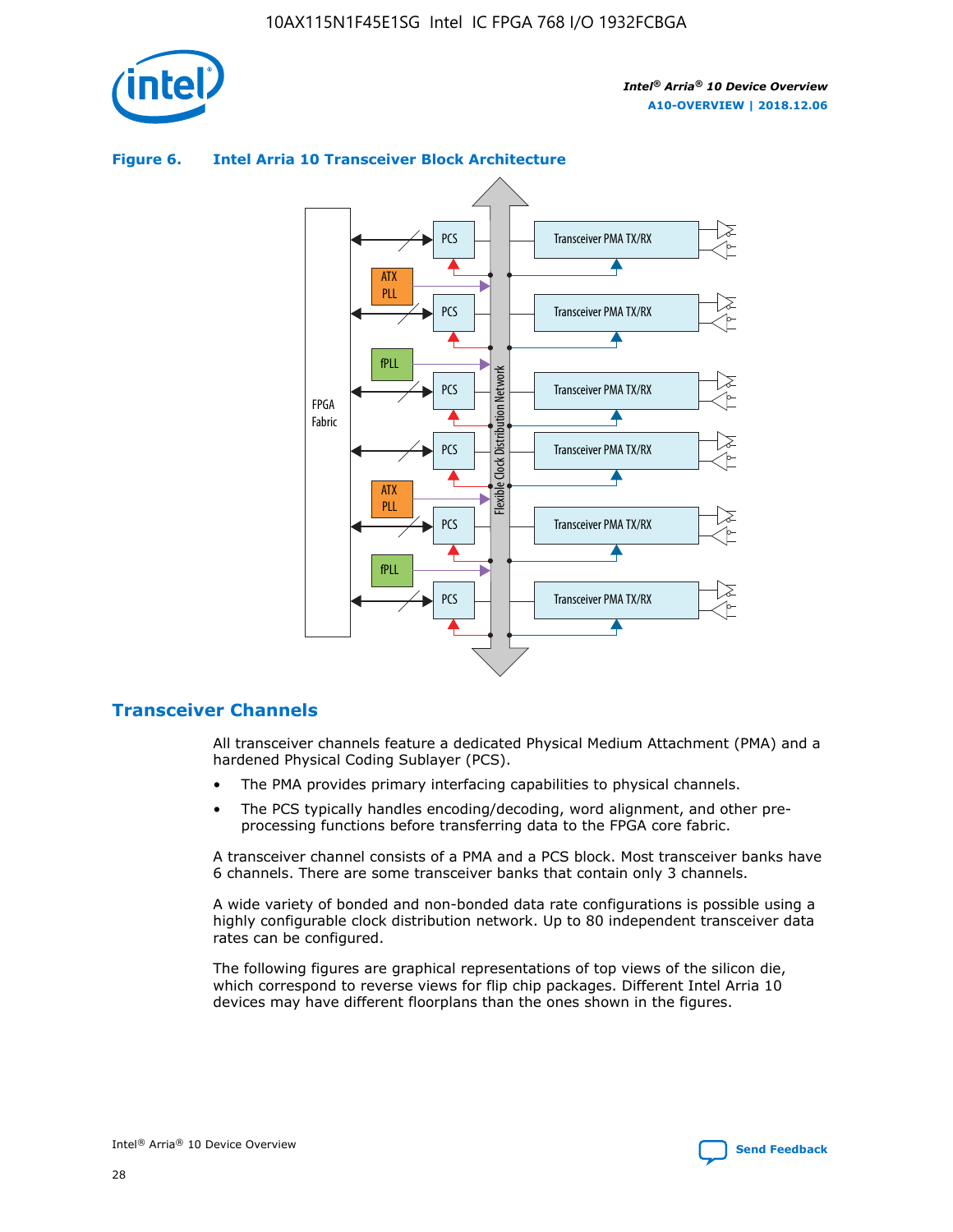**Figure 6. Intel Arria 10 Transceiver Block Architecture**

## Transceiver Channels

All transceiver channels feature a dedicated Physical Medium Attachment (PMA) and a hardened Physical Coding Sublayer (PCS).

- The PMA provides primary interfacing capabilities to physical channels.
- The PCS typically handles encoding/decoding, word alignment, and other pre-processing functions before transferring data to the FPGA core fabric.

A transceiver channel consists of a PMA and a PCS block. Most transceiver banks have 6 channels. There are some transceiver banks that contain only 3 channels.

A wide variety of bonded and non-bonded data rate configurations is possible using a highly configurable clock distribution network. Up to 80 independent transceiver data rates can be configured.

The following figures are graphical representations of top views of the silicon die, which correspond to reverse views for flip chip packages. Different Intel Arria 10 devices may have different floorplans than the ones shown in the figures.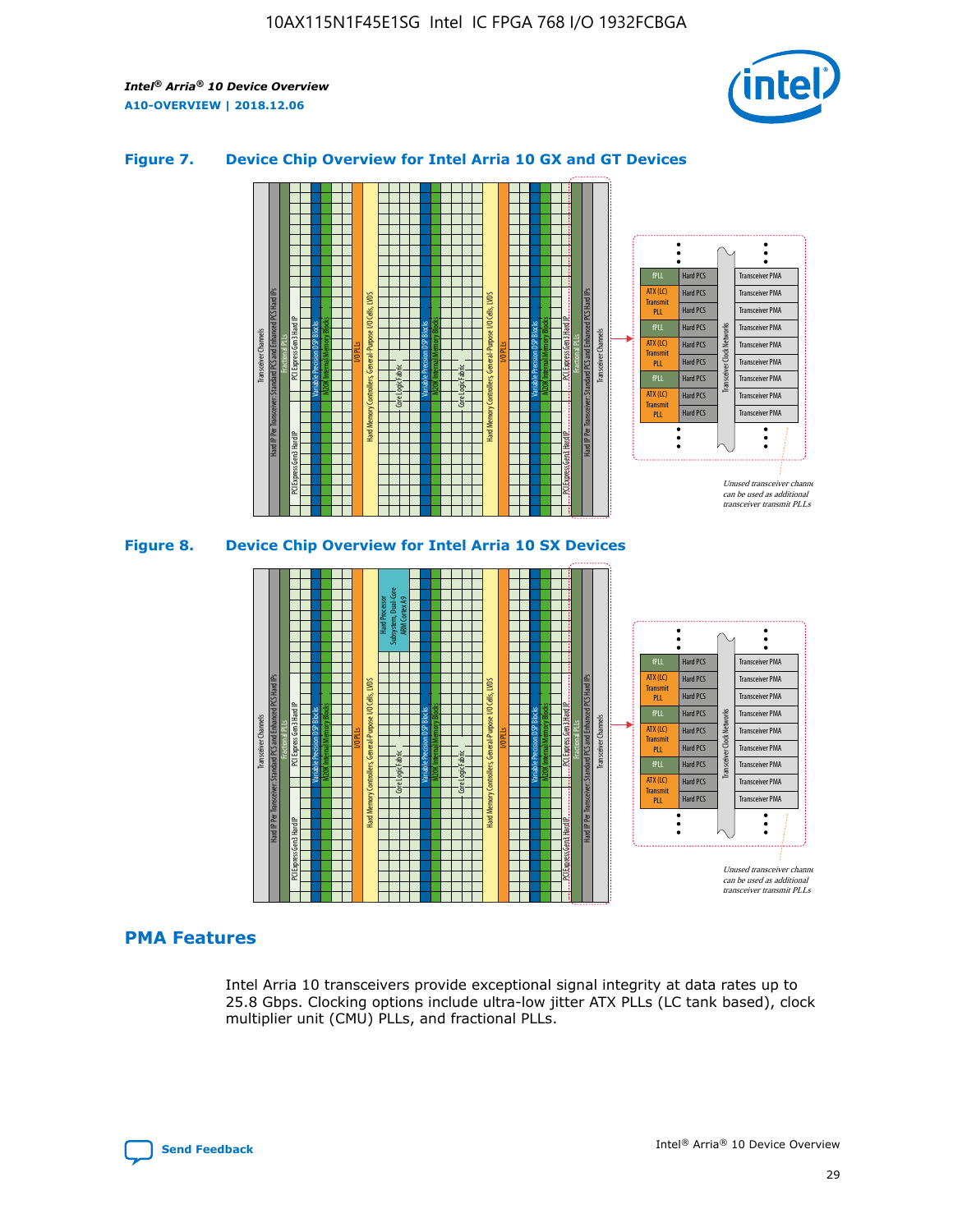## Figure 7. Device Chip Overview for Intel Arria 10 GX and GT Devices

## Figure 8. Device Chip Overview for Intel Arria 10 SX Devices

## PMA Features

Intel Arria 10 transceivers provide exceptional signal integrity at data rates up to 25.8 Gbps. Clocking options include ultra-low jitter ATX PLLs (LC tank based), clock multiplier unit (CMU) PLLs, and fractional PLLs.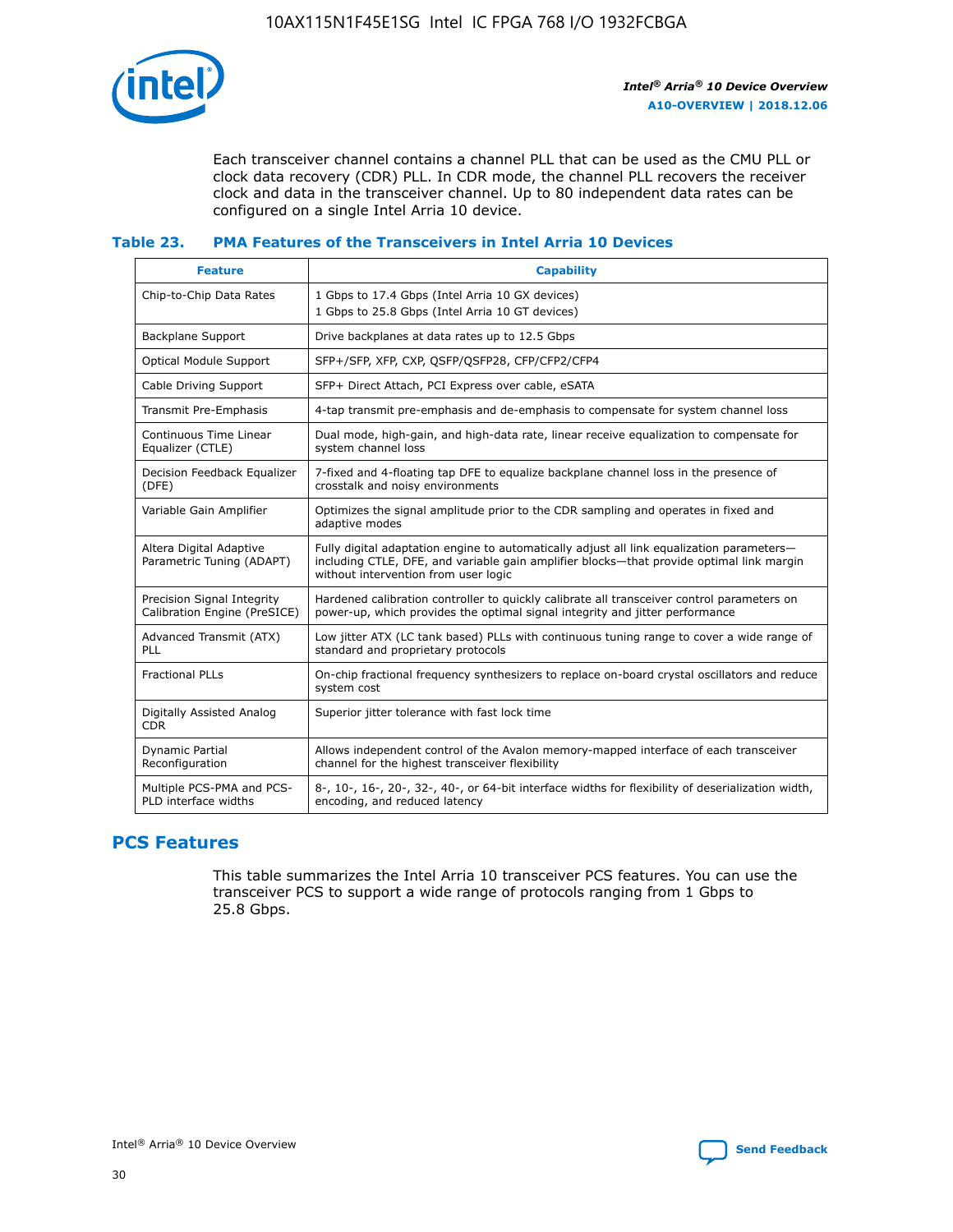Each transceiver channel contains a channel PLL that can be used as the CMU PLL or clock data recovery (CDR) PLL. In CDR mode, the channel PLL recovers the receiver clock and data in the transceiver channel. Up to 80 independent data rates can be configured on a single Intel Arria 10 device.

### Table 23. PMA Features of the Transceivers in Intel Arria 10 Devices

| Feature | Capability |
|---|---|
| Chip-to-Chip Data Rates | 1 Gbps to 17.4 Gbps (Intel Arria 10 GX devices)<br>1 Gbps to 25.8 Gbps (Intel Arria 10 GT devices) |
| Backplane Support | Drive backplanes at data rates up to 12.5 Gbps |
| Optical Module Support | SFP+/SFP, XFP, CXP, QSFP/QSFP28, CFP/CFP2/CFP4 |
| Cable Driving Support | SFP+ Direct Attach, PCI Express over cable, eSATA |
| Transmit Pre-Emphasis | 4-tap transmit pre-emphasis and de-emphasis to compensate for system channel loss |
| Continuous Time Linear Equalizer (CTLE) | Dual mode, high-gain, and high-data rate, linear receive equalization to compensate for system channel loss |
| Decision Feedback Equalizer (DFE) | 7-fixed and 4-floating tap DFE to equalize backplane channel loss in the presence of crosstalk and noisy environments |
| Variable Gain Amplifier | Optimizes the signal amplitude prior to the CDR sampling and operates in fixed and adaptive modes |
| Altera Digital Adaptive Parametric Tuning (ADAPT) | Fully digital adaptation engine to automatically adjust all link equalization parameters—including CTLE, DFE, and variable gain amplifier blocks—that provide optimal link margin without intervention from user logic |
| Precision Signal Integrity Calibration Engine (PreSICE) | Hardened calibration controller to quickly calibrate all transceiver control parameters on power-up, which provides the optimal signal integrity and jitter performance |
| Advanced Transmit (ATX) PLL | Low jitter ATX (LC tank based) PLLs with continuous tuning range to cover a wide range of standard and proprietary protocols |
| Fractional PLLs | On-chip fractional frequency synthesizers to replace on-board crystal oscillators and reduce system cost |
| Digitally Assisted Analog CDR | Superior jitter tolerance with fast lock time |
| Dynamic Partial Reconfiguration | Allows independent control of the Avalon memory-mapped interface of each transceiver channel for the highest transceiver flexibility |
| Multiple PCS-PMA and PCS-PLD interface widths | 8-, 10-, 16-, 20-, 32-, 40-, or 64-bit interface widths for flexibility of deserialization width, encoding, and reduced latency |

## PCS Features

This table summarizes the Intel Arria 10 transceiver PCS features. You can use the transceiver PCS to support a wide range of protocols ranging from 1 Gbps to 25.8 Gbps.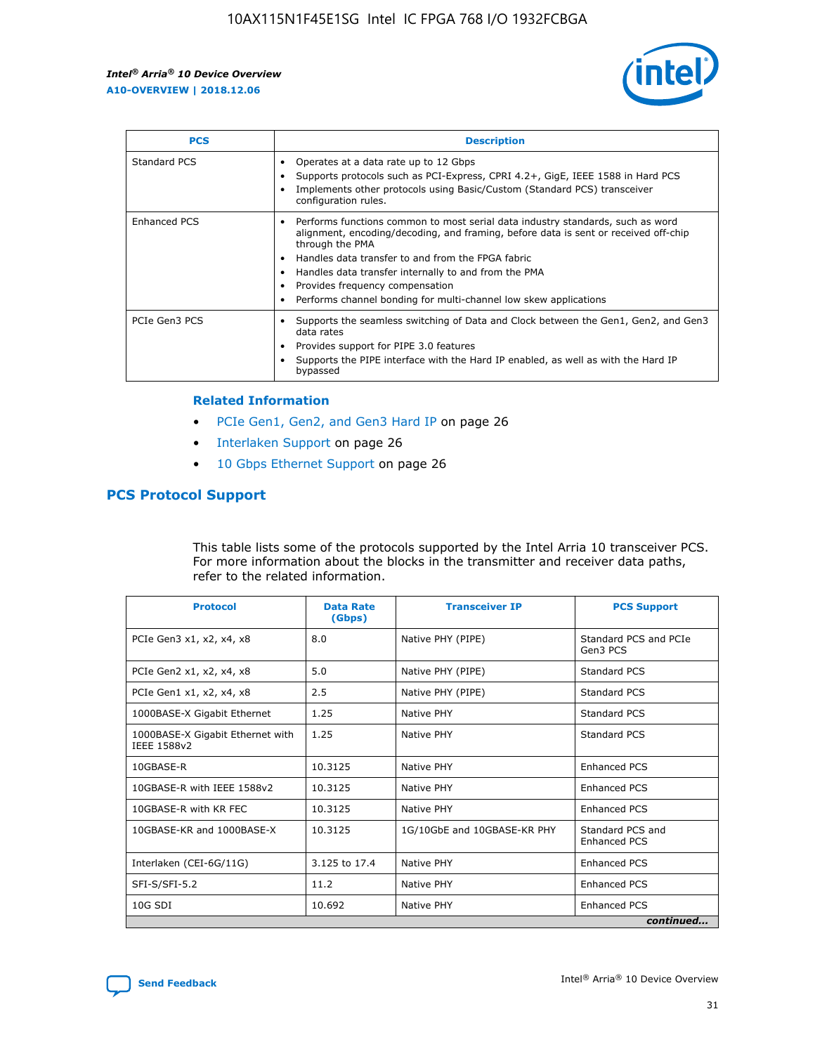| PCS | Description |
| --- | --- |
| Standard PCS | • Operates at a data rate up to 12 Gbps<br>• Supports protocols such as PCI-Express, CPRI 4.2+, GigE, IEEE 1588 in Hard PCS<br>• Implements other protocols using Basic/Custom (Standard PCS) transceiver configuration rules. |
| Enhanced PCS | • Performs functions common to most serial data industry standards, such as word alignment, encoding/decoding, and framing, before data is sent or received off-chip through the PMA<br>• Handles data transfer to and from the FPGA fabric<br>• Handles data transfer internally to and from the PMA<br>• Provides frequency compensation<br>• Performs channel bonding for multi-channel low skew applications |
| PCIe Gen3 PCS | • Supports the seamless switching of Data and Clock between the Gen1, Gen2, and Gen3 data rates<br>• Provides support for PIPE 3.0 features<br>• Supports the PIPE interface with the Hard IP enabled, as well as with the Hard IP bypassed |

### Related Information

- PCIe Gen1, Gen2, and Gen3 Hard IP on page 26
- Interlaken Support on page 26
- 10 Gbps Ethernet Support on page 26

## PCS Protocol Support

This table lists some of the protocols supported by the Intel Arria 10 transceiver PCS. For more information about the blocks in the transmitter and receiver data paths, refer to the related information.

| Protocol | Data Rate (Gbps) | Transceiver IP | PCS Support |
| --- | --- | --- | --- |
| PCIe Gen3 x1, x2, x4, x8 | 8.0 | Native PHY (PIPE) | Standard PCS and PCIe Gen3 PCS |
| PCIe Gen2 x1, x2, x4, x8 | 5.0 | Native PHY (PIPE) | Standard PCS |
| PCIe Gen1 x1, x2, x4, x8 | 2.5 | Native PHY (PIPE) | Standard PCS |
| 1000BASE-X Gigabit Ethernet | 1.25 | Native PHY | Standard PCS |
| 1000BASE-X Gigabit Ethernet with IEEE 1588v2 | 1.25 | Native PHY | Standard PCS |
| 10GBASE-R | 10.3125 | Native PHY | Enhanced PCS |
| 10GBASE-R with IEEE 1588v2 | 10.3125 | Native PHY | Enhanced PCS |
| 10GBASE-R with KR FEC | 10.3125 | Native PHY | Enhanced PCS |
| 10GBASE-KR and 1000BASE-X | 10.3125 | 1G/10GbE and 10GBASE-KR PHY | Standard PCS and Enhanced PCS |
| Interlaken (CEI-6G/11G) | 3.125 to 17.4 | Native PHY | Enhanced PCS |
| SFI-S/SFI-5.2 | 11.2 | Native PHY | Enhanced PCS |
| 10G SDI | 10.692 | Native PHY | Enhanced PCS |

*continued...*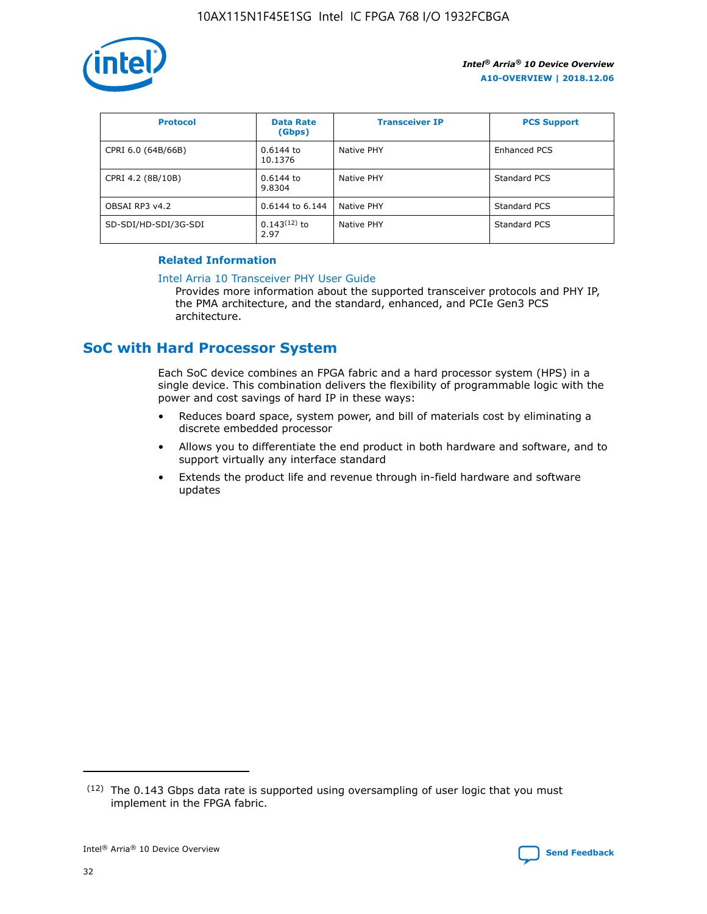| Protocol | Data Rate (Gbps) | Transceiver IP | PCS Support |
| --- | --- | --- | --- |
| CPRI 6.0 (64B/66B) | 0.6144 to 10.1376 | Native PHY | Enhanced PCS |
| CPRI 4.2 (8B/10B) | 0.6144 to 9.8304 | Native PHY | Standard PCS |
| OBSAI RP3 v4.2 | 0.6144 to 6.144 | Native PHY | Standard PCS |
| SD-SDI/HD-SDI/3G-SDI | 0.143[12] to 2.97 | Native PHY | Standard PCS |

**Related Information**

Intel Arria 10 Transceiver PHY User Guide

Provides more information about the supported transceiver protocols and PHY IP, the PMA architecture, and the standard, enhanced, and PCIe Gen3 PCS architecture.

## SoC with Hard Processor System

Each SoC device combines an FPGA fabric and a hard processor system (HPS) in a single device. This combination delivers the flexibility of programmable logic with the power and cost savings of hard IP in these ways:

- Reduces board space, system power, and bill of materials cost by eliminating a discrete embedded processor
- Allows you to differentiate the end product in both hardware and software, and to support virtually any interface standard
- Extends the product life and revenue through in-field hardware and software updates

(12) The 0.143 Gbps data rate is supported using oversampling of user logic that you must implement in the FPGA fabric.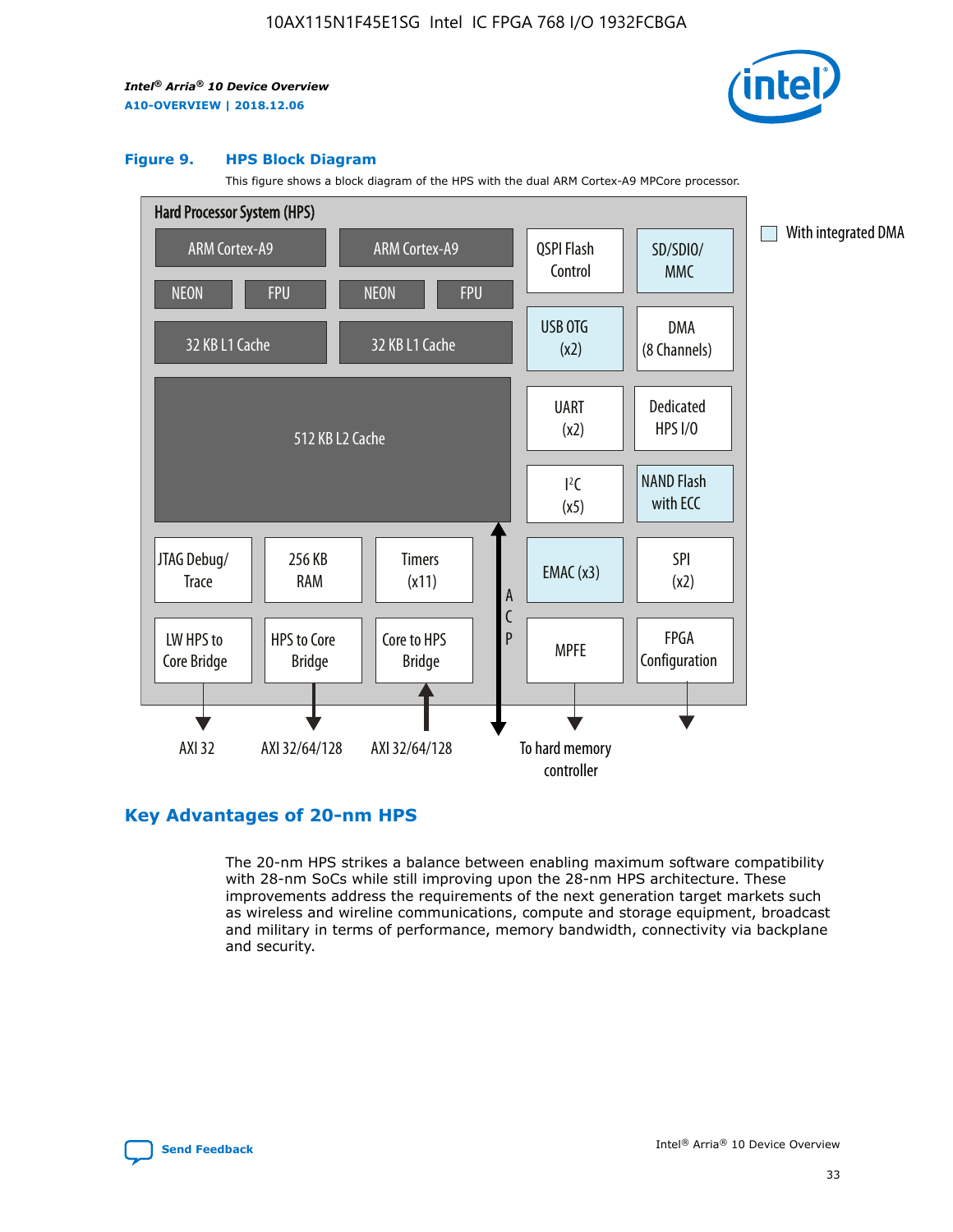**Figure 9. HPS Block Diagram**

This figure shows a block diagram of the HPS with the dual ARM Cortex-A9 MPCore processor.

Hard Processor System (HPS)

ARM Cortex-A9 | ARM Cortex-A9
NEON | FPU | NEON | FPU
32 KB L1 Cache | 32 KB L1 Cache
512 KB L2 Cache
JTAG Debug/Trace | 256 KB RAM | Timers (x11)
LW HPS to Core Bridge | HPS to Core Bridge | Core to HPS Bridge
ACP
QSPI Flash Control | SD/SDIO/MMC
USB OTG (x2) | DMA (8 Channels)
UART (x2) | Dedicated HPS I/O
I$^2$C (x5) | NAND Flash with ECC
EMAC (x3) | SPI (x2)
MPFE | FPGA Configuration

AXI 32 | AXI 32/64/128 | AXI 32/64/128 | To hard memory controller

With integrated DMA

## Key Advantages of 20-nm HPS

The 20-nm HPS strikes a balance between enabling maximum software compatibility with 28-nm SoCs while still improving upon the 28-nm HPS architecture. These improvements address the requirements of the next generation target markets such as wireless and wireline communications, compute and storage equipment, broadcast and military in terms of performance, memory bandwidth, connectivity via backplane and security.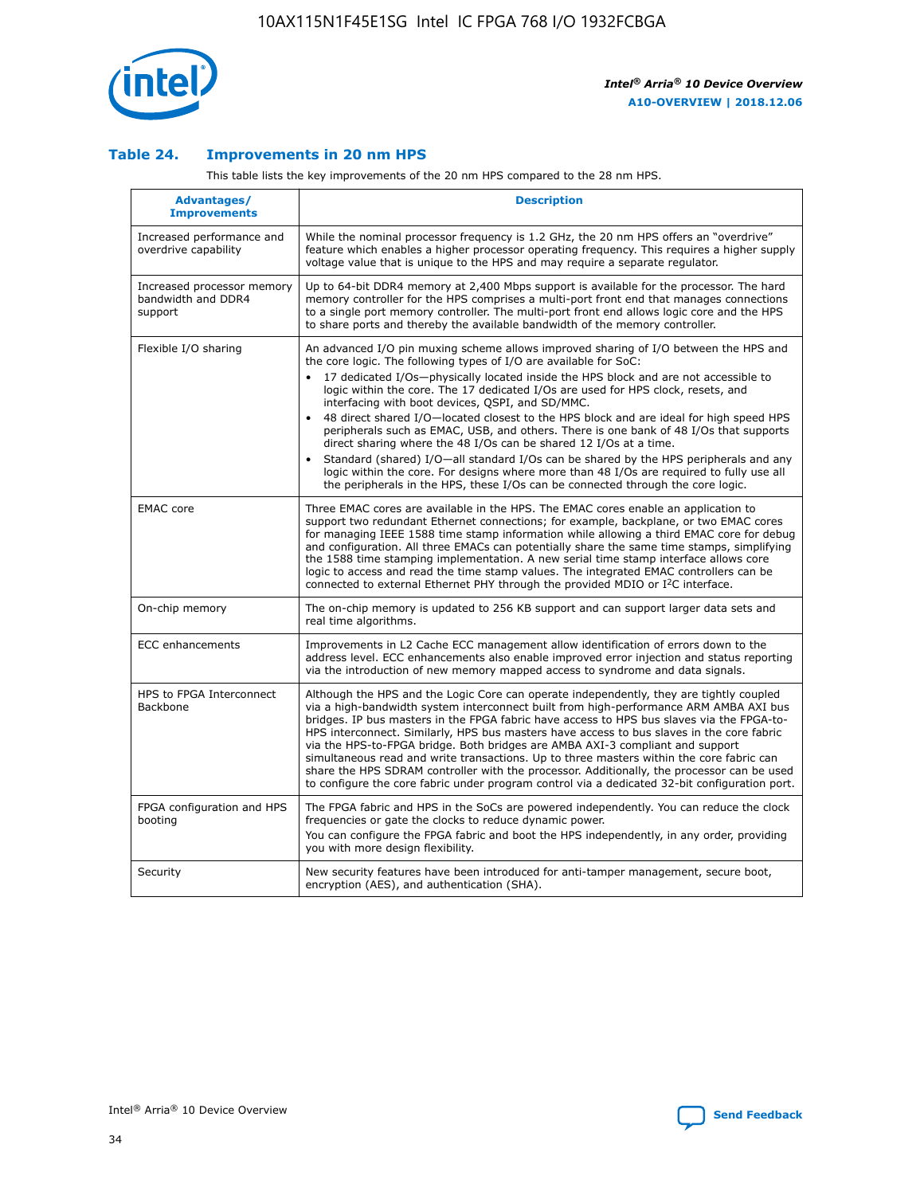### Table 24. Improvements in 20 nm HPS

This table lists the key improvements of the 20 nm HPS compared to the 28 nm HPS.

| Advantages/ Improvements | Description |
|---|---|
| Increased performance and overdrive capability | While the nominal processor frequency is 1.2 GHz, the 20 nm HPS offers an "overdrive" feature which enables a higher processor operating frequency. This requires a higher supply voltage value that is unique to the HPS and may require a separate regulator. |
| Increased processor memory bandwidth and DDR4 support | Up to 64-bit DDR4 memory at 2,400 Mbps support is available for the processor. The hard memory controller for the HPS comprises a multi-port front end that manages connections to a single port memory controller. The multi-port front end allows logic core and the HPS to share ports and thereby the available bandwidth of the memory controller. |
| Flexible I/O sharing | An advanced I/O pin muxing scheme allows improved sharing of I/O between the HPS and the core logic. The following types of I/O are available for SoC: • 17 dedicated I/Os—physically located inside the HPS block and are not accessible to logic within the core. The 17 dedicated I/Os are used for HPS clock, resets, and interfacing with boot devices, QSPI, and SD/MMC. • 48 direct shared I/O—located closest to the HPS block and are ideal for high speed HPS peripherals such as EMAC, USB, and others. There is one bank of 48 I/Os that supports direct sharing where the 48 I/Os can be shared 12 I/Os at a time. • Standard (shared) I/O—all standard I/Os can be shared by the HPS peripherals and any logic within the core. For designs where more than 48 I/Os are required to fully use all the peripherals in the HPS, these I/Os can be connected through the core logic. |
| EMAC core | Three EMAC cores are available in the HPS. The EMAC cores enable an application to support two redundant Ethernet connections; for example, backplane, or two EMAC cores for managing IEEE 1588 time stamp information while allowing a third EMAC core for debug and configuration. All three EMACs can potentially share the same time stamps, simplifying the 1588 time stamping implementation. A new serial time stamp interface allows core logic to access and read the time stamp values. The integrated EMAC controllers can be connected to external Ethernet PHY through the provided MDIO or I²C interface. |
| On-chip memory | The on-chip memory is updated to 256 KB support and can support larger data sets and real time algorithms. |
| ECC enhancements | Improvements in L2 Cache ECC management allow identification of errors down to the address level. ECC enhancements also enable improved error injection and status reporting via the introduction of new memory mapped access to syndrome and data signals. |
| HPS to FPGA Interconnect Backbone | Although the HPS and the Logic Core can operate independently, they are tightly coupled via a high-bandwidth system interconnect built from high-performance ARM AMBA AXI bus bridges. IP bus masters in the FPGA fabric have access to HPS bus slaves via the FPGA-to-HPS interconnect. Similarly, HPS bus masters have access to bus slaves in the core fabric via the HPS-to-FPGA bridge. Both bridges are AMBA AXI-3 compliant and support simultaneous read and write transactions. Up to three masters within the core fabric can share the HPS SDRAM controller with the processor. Additionally, the processor can be used to configure the core fabric under program control via a dedicated 32-bit configuration port. |
| FPGA configuration and HPS booting | The FPGA fabric and HPS in the SoCs are powered independently. You can reduce the clock frequencies or gate the clocks to reduce dynamic power. You can configure the FPGA fabric and boot the HPS independently, in any order, providing you with more design flexibility. |
| Security | New security features have been introduced for anti-tamper management, secure boot, encryption (AES), and authentication (SHA). |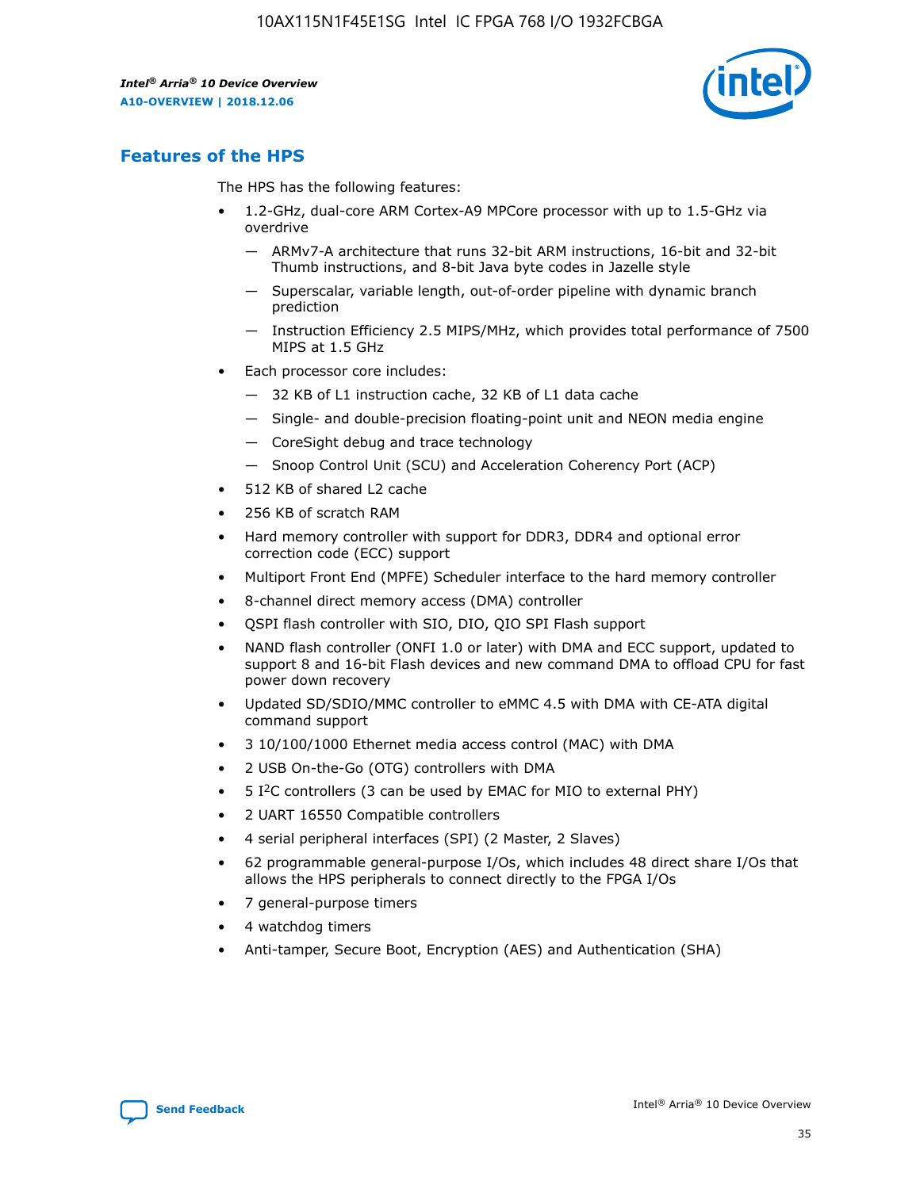## Features of the HPS

The HPS has the following features:

- 1.2-GHz, dual-core ARM Cortex-A9 MPCore processor with up to 1.5-GHz via overdrive
  - — ARMv7-A architecture that runs 32-bit ARM instructions, 16-bit and 32-bit Thumb instructions, and 8-bit Java byte codes in Jazelle style
  - — Superscalar, variable length, out-of-order pipeline with dynamic branch prediction
  - — Instruction Efficiency 2.5 MIPS/MHz, which provides total performance of 7500 MIPS at 1.5 GHz
- Each processor core includes:
  - — 32 KB of L1 instruction cache, 32 KB of L1 data cache
  - — Single- and double-precision floating-point unit and NEON media engine
  - — CoreSight debug and trace technology
  - — Snoop Control Unit (SCU) and Acceleration Coherency Port (ACP)
- 512 KB of shared L2 cache
- 256 KB of scratch RAM
- Hard memory controller with support for DDR3, DDR4 and optional error correction code (ECC) support
- Multiport Front End (MPFE) Scheduler interface to the hard memory controller
- 8-channel direct memory access (DMA) controller
- QSPI flash controller with SIO, DIO, QIO SPI Flash support
- NAND flash controller (ONFI 1.0 or later) with DMA and ECC support, updated to support 8 and 16-bit Flash devices and new command DMA to offload CPU for fast power down recovery
- Updated SD/SDIO/MMC controller to eMMC 4.5 with DMA with CE-ATA digital command support
- 3 10/100/1000 Ethernet media access control (MAC) with DMA
- 2 USB On-the-Go (OTG) controllers with DMA
- 5 I$^2$C controllers (3 can be used by EMAC for MIO to external PHY)
- 2 UART 16550 Compatible controllers
- 4 serial peripheral interfaces (SPI) (2 Master, 2 Slaves)
- 62 programmable general-purpose I/Os, which includes 48 direct share I/Os that allows the HPS peripherals to connect directly to the FPGA I/Os
- 7 general-purpose timers
- 4 watchdog timers
- Anti-tamper, Secure Boot, Encryption (AES) and Authentication (SHA)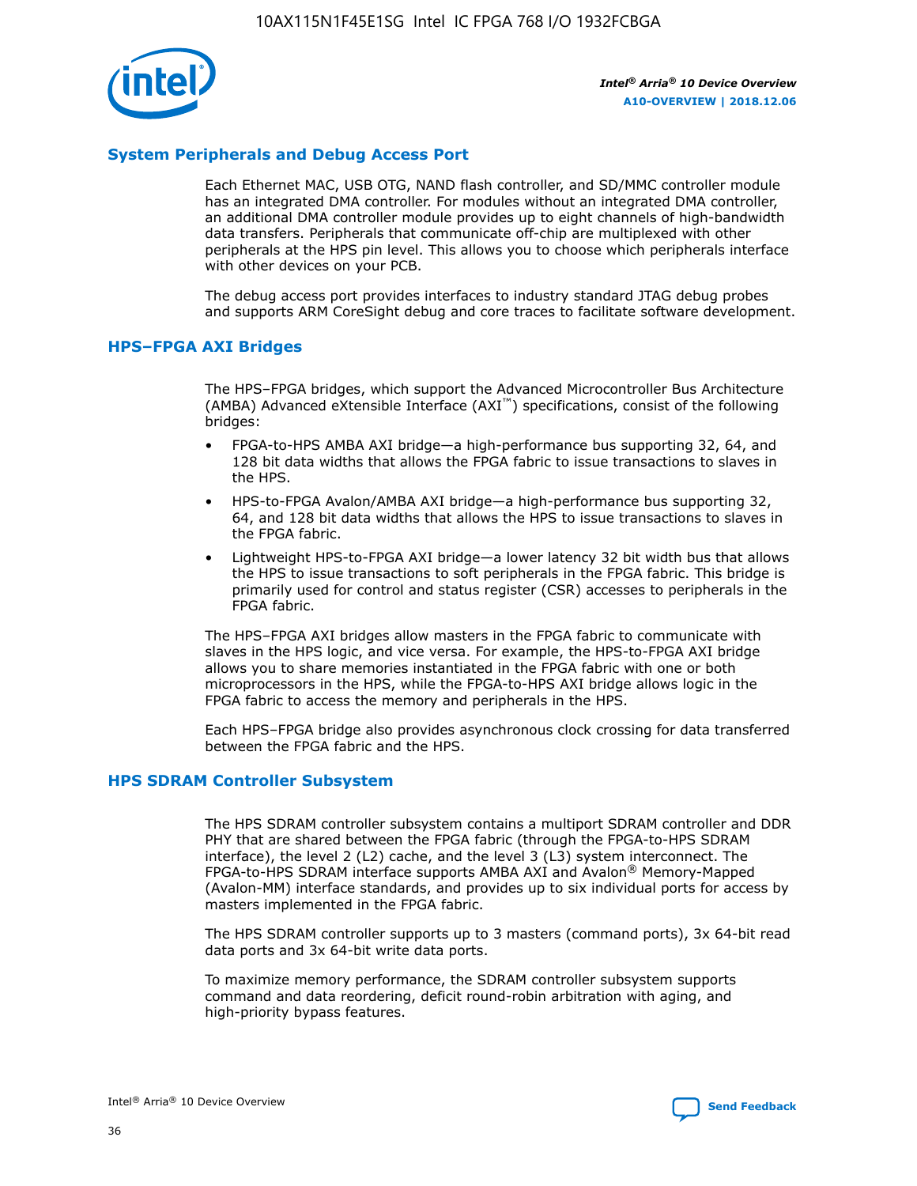## System Peripherals and Debug Access Port

Each Ethernet MAC, USB OTG, NAND flash controller, and SD/MMC controller module has an integrated DMA controller. For modules without an integrated DMA controller, an additional DMA controller module provides up to eight channels of high-bandwidth data transfers. Peripherals that communicate off-chip are multiplexed with other peripherals at the HPS pin level. This allows you to choose which peripherals interface with other devices on your PCB.

The debug access port provides interfaces to industry standard JTAG debug probes and supports ARM CoreSight debug and core traces to facilitate software development.

## HPS–FPGA AXI Bridges

The HPS–FPGA bridges, which support the Advanced Microcontroller Bus Architecture (AMBA) Advanced eXtensible Interface (AXI™) specifications, consist of the following bridges:

- FPGA-to-HPS AMBA AXI bridge—a high-performance bus supporting 32, 64, and 128 bit data widths that allows the FPGA fabric to issue transactions to slaves in the HPS.
- HPS-to-FPGA Avalon/AMBA AXI bridge—a high-performance bus supporting 32, 64, and 128 bit data widths that allows the HPS to issue transactions to slaves in the FPGA fabric.
- Lightweight HPS-to-FPGA AXI bridge—a lower latency 32 bit width bus that allows the HPS to issue transactions to soft peripherals in the FPGA fabric. This bridge is primarily used for control and status register (CSR) accesses to peripherals in the FPGA fabric.

The HPS–FPGA AXI bridges allow masters in the FPGA fabric to communicate with slaves in the HPS logic, and vice versa. For example, the HPS-to-FPGA AXI bridge allows you to share memories instantiated in the FPGA fabric with one or both microprocessors in the HPS, while the FPGA-to-HPS AXI bridge allows logic in the FPGA fabric to access the memory and peripherals in the HPS.

Each HPS–FPGA bridge also provides asynchronous clock crossing for data transferred between the FPGA fabric and the HPS.

## HPS SDRAM Controller Subsystem

The HPS SDRAM controller subsystem contains a multiport SDRAM controller and DDR PHY that are shared between the FPGA fabric (through the FPGA-to-HPS SDRAM interface), the level 2 (L2) cache, and the level 3 (L3) system interconnect. The FPGA-to-HPS SDRAM interface supports AMBA AXI and Avalon® Memory-Mapped (Avalon-MM) interface standards, and provides up to six individual ports for access by masters implemented in the FPGA fabric.

The HPS SDRAM controller supports up to 3 masters (command ports), 3x 64-bit read data ports and 3x 64-bit write data ports.

To maximize memory performance, the SDRAM controller subsystem supports command and data reordering, deficit round-robin arbitration with aging, and high-priority bypass features.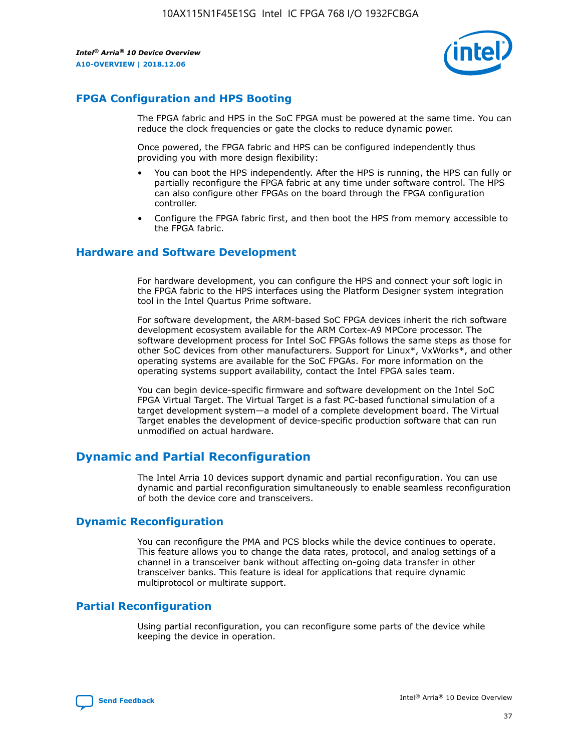## FPGA Configuration and HPS Booting

The FPGA fabric and HPS in the SoC FPGA must be powered at the same time. You can reduce the clock frequencies or gate the clocks to reduce dynamic power.

Once powered, the FPGA fabric and HPS can be configured independently thus providing you with more design flexibility:

- You can boot the HPS independently. After the HPS is running, the HPS can fully or partially reconfigure the FPGA fabric at any time under software control. The HPS can also configure other FPGAs on the board through the FPGA configuration controller.
- Configure the FPGA fabric first, and then boot the HPS from memory accessible to the FPGA fabric.

## Hardware and Software Development

For hardware development, you can configure the HPS and connect your soft logic in the FPGA fabric to the HPS interfaces using the Platform Designer system integration tool in the Intel Quartus Prime software.

For software development, the ARM-based SoC FPGA devices inherit the rich software development ecosystem available for the ARM Cortex-A9 MPCore processor. The software development process for Intel SoC FPGAs follows the same steps as those for other SoC devices from other manufacturers. Support for Linux*, VxWorks*, and other operating systems are available for the SoC FPGAs. For more information on the operating systems support availability, contact the Intel FPGA sales team.

You can begin device-specific firmware and software development on the Intel SoC FPGA Virtual Target. The Virtual Target is a fast PC-based functional simulation of a target development system—a model of a complete development board. The Virtual Target enables the development of device-specific production software that can run unmodified on actual hardware.

# Dynamic and Partial Reconfiguration

The Intel Arria 10 devices support dynamic and partial reconfiguration. You can use dynamic and partial reconfiguration simultaneously to enable seamless reconfiguration of both the device core and transceivers.

## Dynamic Reconfiguration

You can reconfigure the PMA and PCS blocks while the device continues to operate. This feature allows you to change the data rates, protocol, and analog settings of a channel in a transceiver bank without affecting on-going data transfer in other transceiver banks. This feature is ideal for applications that require dynamic multiprotocol or multirate support.

## Partial Reconfiguration

Using partial reconfiguration, you can reconfigure some parts of the device while keeping the device in operation.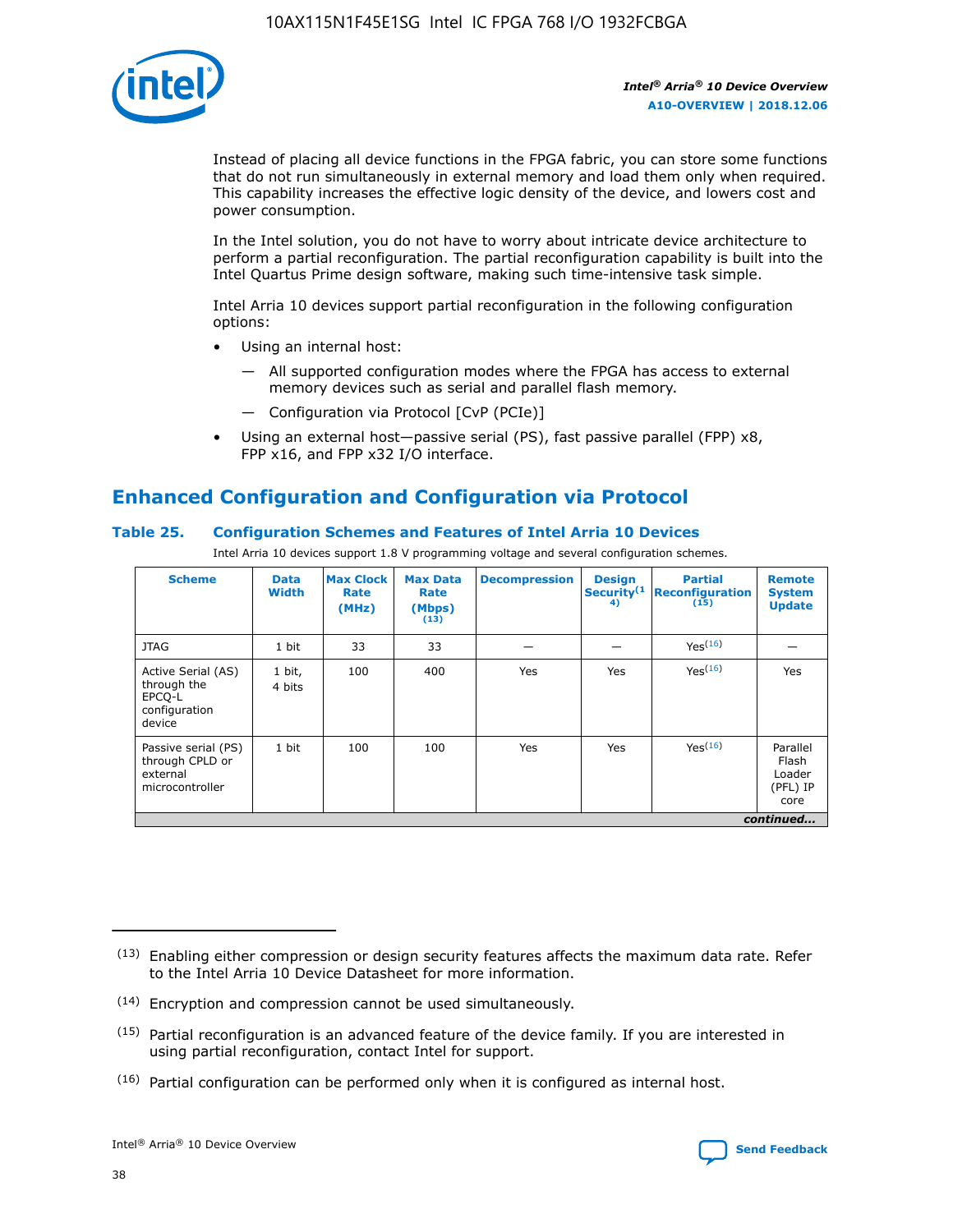Instead of placing all device functions in the FPGA fabric, you can store some functions that do not run simultaneously in external memory and load them only when required. This capability increases the effective logic density of the device, and lowers cost and power consumption.

In the Intel solution, you do not have to worry about intricate device architecture to perform a partial reconfiguration. The partial reconfiguration capability is built into the Intel Quartus Prime design software, making such time-intensive task simple.

Intel Arria 10 devices support partial reconfiguration in the following configuration options:

- Using an internal host:
  - All supported configuration modes where the FPGA has access to external memory devices such as serial and parallel flash memory.
  - Configuration via Protocol [CvP (PCIe)]
- Using an external host—passive serial (PS), fast passive parallel (FPP) x8, FPP x16, and FPP x32 I/O interface.

## Enhanced Configuration and Configuration via Protocol

### Table 25. Configuration Schemes and Features of Intel Arria 10 Devices

Intel Arria 10 devices support 1.8 V programming voltage and several configuration schemes.

| Scheme | Data Width | Max Clock Rate (MHz) | Max Data Rate (Mbps) (13) | Decompression | Design Security (14) | Partial Reconfiguration (15) | Remote System Update |
|---|---|---|---|---|---|---|---|
| JTAG | 1 bit | 33 | 33 | — | — | Yes (16) | — |
| Active Serial (AS) through the EPCQ-L configuration device | 1 bit, 4 bits | 100 | 400 | Yes | Yes | Yes (16) | Yes |
| Passive serial (PS) through CPLD or external microcontroller | 1 bit | 100 | 100 | Yes | Yes | Yes (16) | Parallel Flash Loader (PFL) IP core |

*continued...*

(13) Enabling either compression or design security features affects the maximum data rate. Refer to the Intel Arria 10 Device Datasheet for more information.

(14) Encryption and compression cannot be used simultaneously.

(15) Partial reconfiguration is an advanced feature of the device family. If you are interested in using partial reconfiguration, contact Intel for support.

(16) Partial configuration can be performed only when it is configured as internal host.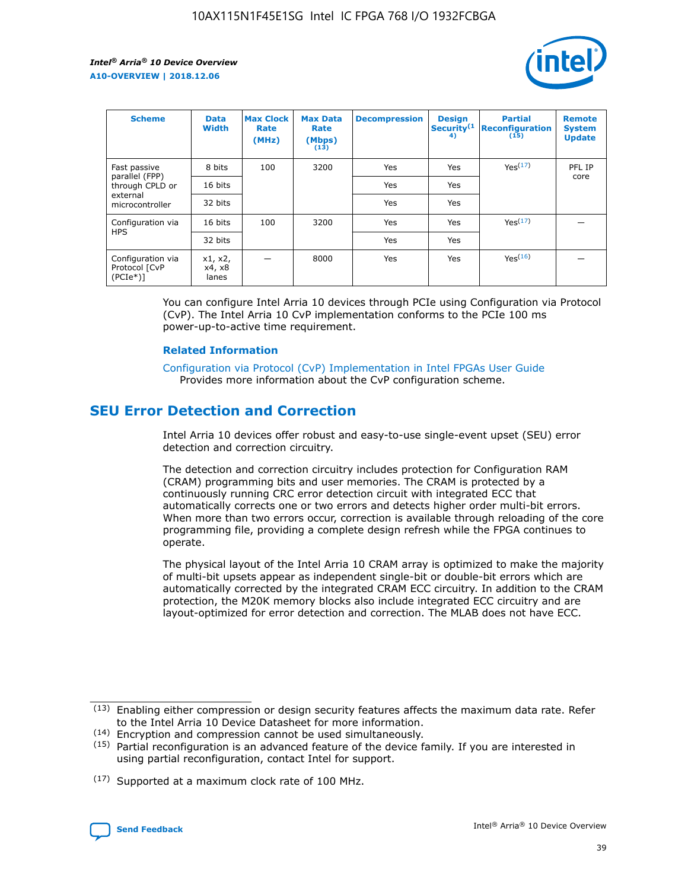| Scheme | Data Width | Max Clock Rate (MHz) | Max Data Rate (Mbps) (13) | Decompression | Design Security(14) | Partial Reconfiguration (15) | Remote System Update |
| --- | --- | --- | --- | --- | --- | --- | --- |
| Fast passive parallel (FPP) through CPLD or external microcontroller | 8 bits | 100 | 3200 | Yes | Yes | Yes(17) | PFL IP core |
| | 16 bits | | | Yes | Yes | | |
| | 32 bits | | | Yes | Yes | | |
| Configuration via HPS | 16 bits | 100 | 3200 | Yes | Yes | Yes(17) | — |
| | 32 bits | | | Yes | Yes | | |
| Configuration via Protocol [CvP (PCIe*)] | x1, x2, x4, x8 lanes | — | 8000 | Yes | Yes | Yes(16) | — |

You can configure Intel Arria 10 devices through PCIe using Configuration via Protocol (CvP). The Intel Arria 10 CvP implementation conforms to the PCIe 100 ms power-up-to-active time requirement.

**Related Information**

Configuration via Protocol (CvP) Implementation in Intel FPGAs User Guide
Provides more information about the CvP configuration scheme.

## SEU Error Detection and Correction

Intel Arria 10 devices offer robust and easy-to-use single-event upset (SEU) error detection and correction circuitry.

The detection and correction circuitry includes protection for Configuration RAM (CRAM) programming bits and user memories. The CRAM is protected by a continuously running CRC error detection circuit with integrated ECC that automatically corrects one or two errors and detects higher order multi-bit errors. When more than two errors occur, correction is available through reloading of the core programming file, providing a complete design refresh while the FPGA continues to operate.

The physical layout of the Intel Arria 10 CRAM array is optimized to make the majority of multi-bit upsets appear as independent single-bit or double-bit errors which are automatically corrected by the integrated CRAM ECC circuitry. In addition to the CRAM protection, the M20K memory blocks also include integrated ECC circuitry and are layout-optimized for error detection and correction. The MLAB does not have ECC.

(13) Enabling either compression or design security features affects the maximum data rate. Refer to the Intel Arria 10 Device Datasheet for more information.

(14) Encryption and compression cannot be used simultaneously.

(15) Partial reconfiguration is an advanced feature of the device family. If you are interested in using partial reconfiguration, contact Intel for support.

(17) Supported at a maximum clock rate of 100 MHz.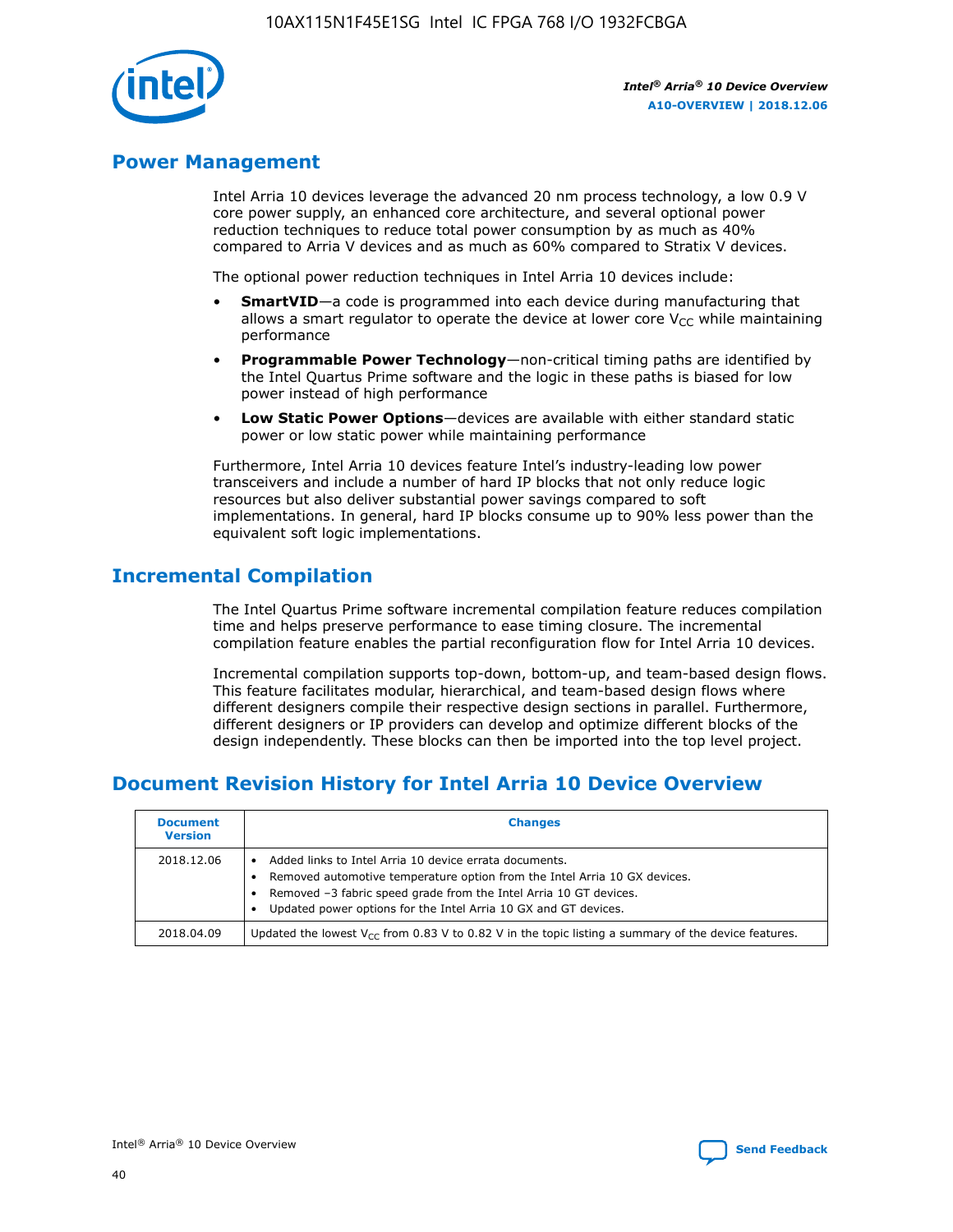## Power Management

Intel Arria 10 devices leverage the advanced 20 nm process technology, a low 0.9 V core power supply, an enhanced core architecture, and several optional power reduction techniques to reduce total power consumption by as much as 40% compared to Arria V devices and as much as 60% compared to Stratix V devices.

The optional power reduction techniques in Intel Arria 10 devices include:

- **SmartVID**—a code is programmed into each device during manufacturing that allows a smart regulator to operate the device at lower core $V_{CC}$ while maintaining performance
- **Programmable Power Technology**—non-critical timing paths are identified by the Intel Quartus Prime software and the logic in these paths is biased for low power instead of high performance
- **Low Static Power Options**—devices are available with either standard static power or low static power while maintaining performance

Furthermore, Intel Arria 10 devices feature Intel's industry-leading low power transceivers and include a number of hard IP blocks that not only reduce logic resources but also deliver substantial power savings compared to soft implementations. In general, hard IP blocks consume up to 90% less power than the equivalent soft logic implementations.

## Incremental Compilation

The Intel Quartus Prime software incremental compilation feature reduces compilation time and helps preserve performance to ease timing closure. The incremental compilation feature enables the partial reconfiguration flow for Intel Arria 10 devices.

Incremental compilation supports top-down, bottom-up, and team-based design flows. This feature facilitates modular, hierarchical, and team-based design flows where different designers compile their respective design sections in parallel. Furthermore, different designers or IP providers can develop and optimize different blocks of the design independently. These blocks can then be imported into the top level project.

## Document Revision History for Intel Arria 10 Device Overview

| Document Version | Changes |
|---|---|
| 2018.12.06 | • Added links to Intel Arria 10 device errata documents.<br>• Removed automotive temperature option from the Intel Arria 10 GX devices.<br>• Removed –3 fabric speed grade from the Intel Arria 10 GT devices.<br>• Updated power options for the Intel Arria 10 GX and GT devices. |
| 2018.04.09 | Updated the lowest $V_{CC}$ from 0.83 V to 0.82 V in the topic listing a summary of the device features. |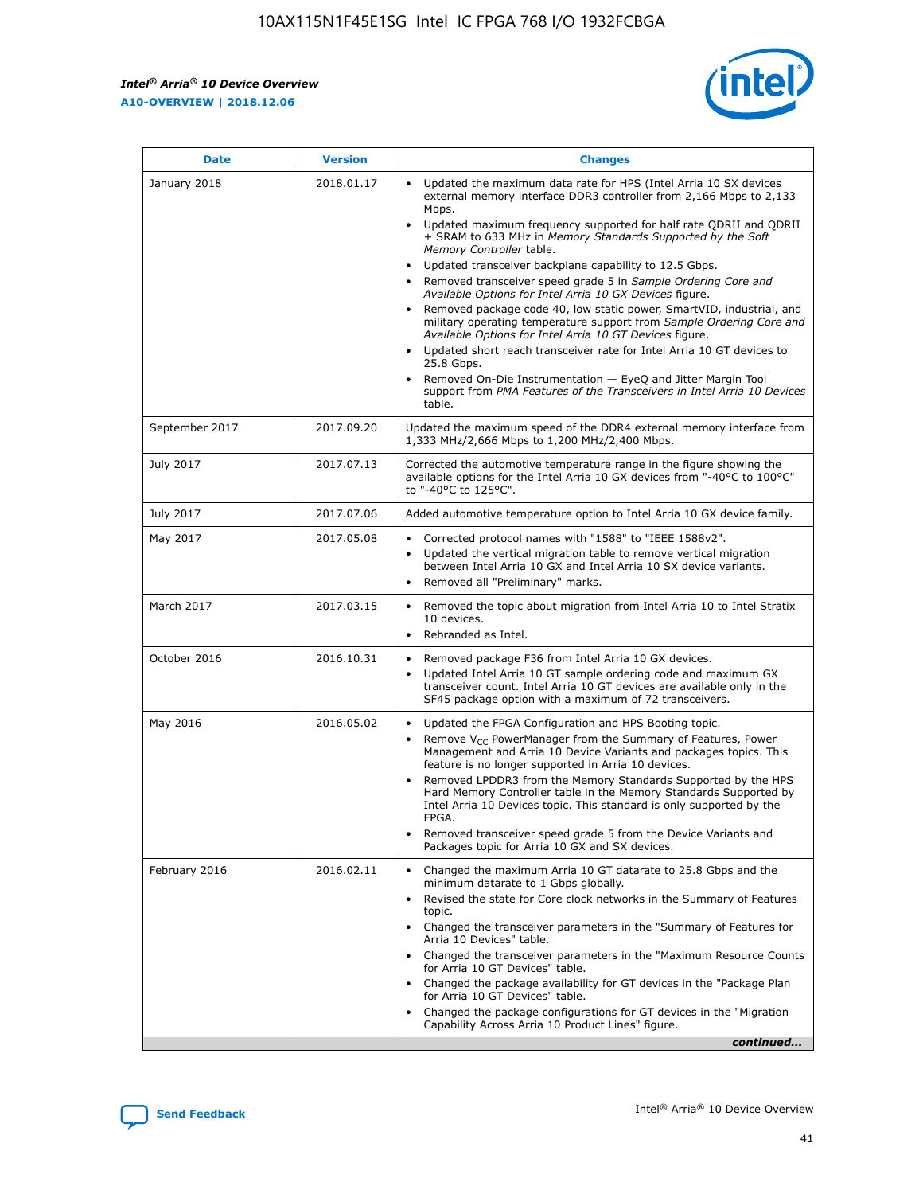| Date | Version | Changes |
| --- | --- | --- |
| January 2018 | 2018.01.17 | • Updated the maximum data rate for HPS (Intel Arria 10 SX devices external memory interface DDR3 controller from 2,166 Mbps to 2,133 Mbps.<br>• Updated maximum frequency supported for half rate QDRII and QDRII + SRAM to 633 MHz in *Memory Standards Supported by the Soft Memory Controller* table.<br>• Updated transceiver backplane capability to 12.5 Gbps.<br>• Removed transceiver speed grade 5 in *Sample Ordering Core and Available Options for Intel Arria 10 GX Devices* figure.<br>• Removed package code 40, low static power, SmartVID, industrial, and military operating temperature support from *Sample Ordering Core and Available Options for Intel Arria 10 GT Devices* figure.<br>• Updated short reach transceiver rate for Intel Arria 10 GT devices to 25.8 Gbps.<br>• Removed On-Die Instrumentation — EyeQ and Jitter Margin Tool support from *PMA Features of the Transceivers in Intel Arria 10 Devices* table. |
| September 2017 | 2017.09.20 | Updated the maximum speed of the DDR4 external memory interface from 1,333 MHz/2,666 Mbps to 1,200 MHz/2,400 Mbps. |
| July 2017 | 2017.07.13 | Corrected the automotive temperature range in the figure showing the available options for the Intel Arria 10 GX devices from "-40°C to 100°C" to "-40°C to 125°C". |
| July 2017 | 2017.07.06 | Added automotive temperature option to Intel Arria 10 GX device family. |
| May 2017 | 2017.05.08 | • Corrected protocol names with "1588" to "IEEE 1588v2".<br>• Updated the vertical migration table to remove vertical migration between Intel Arria 10 GX and Intel Arria 10 SX device variants.<br>• Removed all "Preliminary" marks. |
| March 2017 | 2017.03.15 | • Removed the topic about migration from Intel Arria 10 to Intel Stratix 10 devices.<br>• Rebranded as Intel. |
| October 2016 | 2016.10.31 | • Removed package F36 from Intel Arria 10 GX devices.<br>• Updated Intel Arria 10 GT sample ordering code and maximum GX transceiver count. Intel Arria 10 GT devices are available only in the SF45 package option with a maximum of 72 transceivers. |
| May 2016 | 2016.05.02 | • Updated the FPGA Configuration and HPS Booting topic.<br>• Remove $V_{CC}$ PowerManager from the Summary of Features, Power Management and Arria 10 Device Variants and packages topics. This feature is no longer supported in Arria 10 devices.<br>• Removed LPDDR3 from the Memory Standards Supported by the HPS Hard Memory Controller table in the Memory Standards Supported by Intel Arria 10 Devices topic. This standard is only supported by the FPGA.<br>• Removed transceiver speed grade 5 from the Device Variants and Packages topic for Arria 10 GX and SX devices. |
| February 2016 | 2016.02.11 | • Changed the maximum Arria 10 GT datarate to 25.8 Gbps and the minimum datarate to 1 Gbps globally.<br>• Revised the state for Core clock networks in the Summary of Features topic.<br>• Changed the transceiver parameters in the "Summary of Features for Arria 10 Devices" table.<br>• Changed the transceiver parameters in the "Maximum Resource Counts for Arria 10 GT Devices" table.<br>• Changed the package availability for GT devices in the "Package Plan for Arria 10 GT Devices" table.<br>• Changed the package configurations for GT devices in the "Migration Capability Across Arria 10 Product Lines" figure. |

*continued...*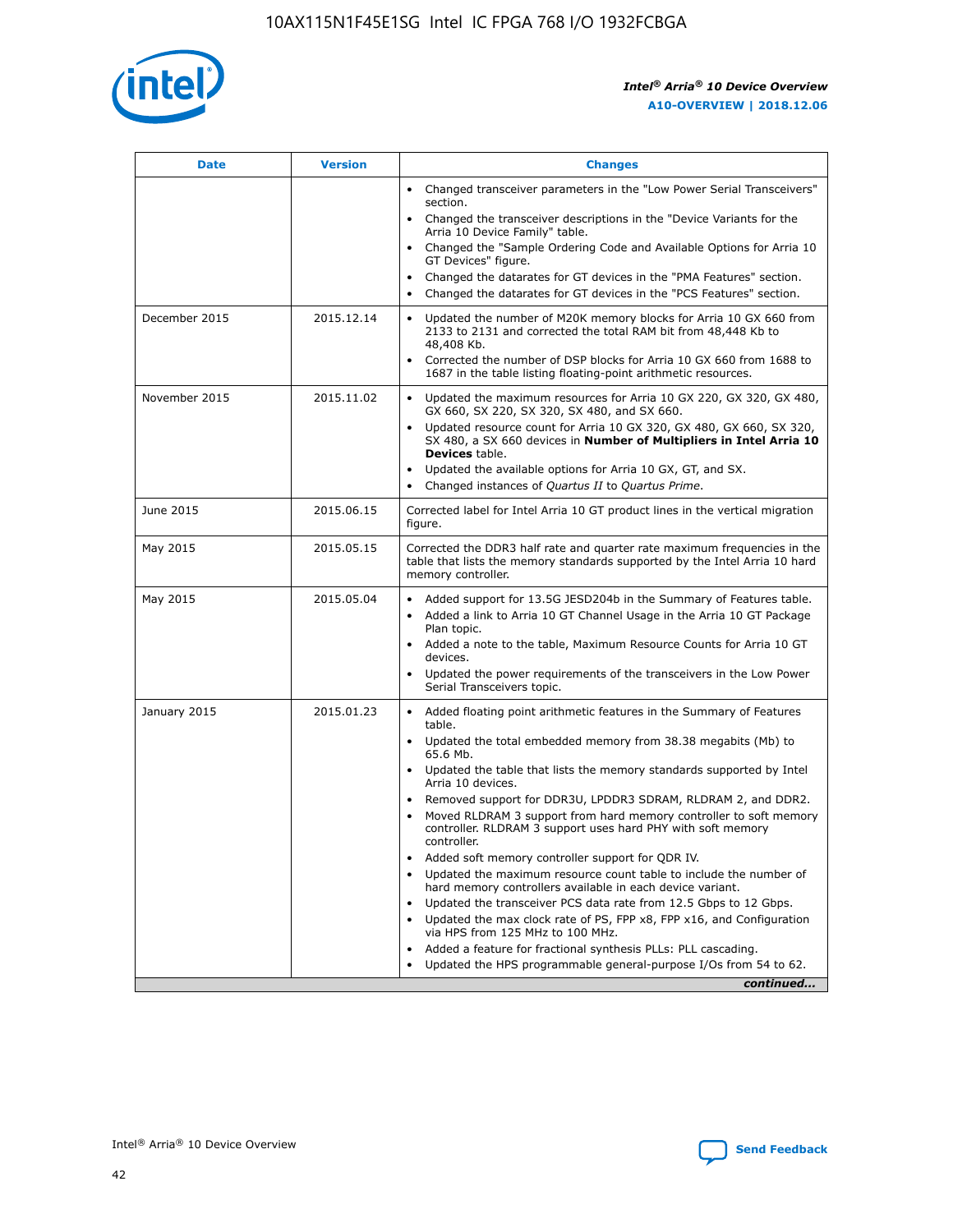| Date | Version | Changes |
| --- | --- | --- |
|  |  | • Changed transceiver parameters in the "Low Power Serial Transceivers" section.<br>• Changed the transceiver descriptions in the "Device Variants for the Arria 10 Device Family" table.<br>• Changed the "Sample Ordering Code and Available Options for Arria 10 GT Devices" figure.<br>• Changed the datarates for GT devices in the "PMA Features" section.<br>• Changed the datarates for GT devices in the "PCS Features" section. |
| December 2015 | 2015.12.14 | • Updated the number of M20K memory blocks for Arria 10 GX 660 from 2133 to 2131 and corrected the total RAM bit from 48,448 Kb to 48,408 Kb.<br>• Corrected the number of DSP blocks for Arria 10 GX 660 from 1688 to 1687 in the table listing floating-point arithmetic resources. |
| November 2015 | 2015.11.02 | • Updated the maximum resources for Arria 10 GX 220, GX 320, GX 480, GX 660, SX 220, SX 320, SX 480, and SX 660.<br>• Updated resource count for Arria 10 GX 320, GX 480, GX 660, SX 320, SX 480, a SX 660 devices in **Number of Multipliers in Intel Arria 10 Devices** table.<br>• Updated the available options for Arria 10 GX, GT, and SX.<br>• Changed instances of *Quartus II* to *Quartus Prime*. |
| June 2015 | 2015.06.15 | Corrected label for Intel Arria 10 GT product lines in the vertical migration figure. |
| May 2015 | 2015.05.15 | Corrected the DDR3 half rate and quarter rate maximum frequencies in the table that lists the memory standards supported by the Intel Arria 10 hard memory controller. |
| May 2015 | 2015.05.04 | • Added support for 13.5G JESD204b in the Summary of Features table.<br>• Added a link to Arria 10 GT Channel Usage in the Arria 10 GT Package Plan topic.<br>• Added a note to the table, Maximum Resource Counts for Arria 10 GT devices.<br>• Updated the power requirements of the transceivers in the Low Power Serial Transceivers topic. |
| January 2015 | 2015.01.23 | • Added floating point arithmetic features in the Summary of Features table.<br>• Updated the total embedded memory from 38.38 megabits (Mb) to 65.6 Mb.<br>• Updated the table that lists the memory standards supported by Intel Arria 10 devices.<br>• Removed support for DDR3U, LPDDR3 SDRAM, RLDRAM 2, and DDR2.<br>• Moved RLDRAM 3 support from hard memory controller to soft memory controller. RLDRAM 3 support uses hard PHY with soft memory controller.<br>• Added soft memory controller support for QDR IV.<br>• Updated the maximum resource count table to include the number of hard memory controllers available in each device variant.<br>• Updated the transceiver PCS data rate from 12.5 Gbps to 12 Gbps.<br>• Updated the max clock rate of PS, FPP x8, FPP x16, and Configuration via HPS from 125 MHz to 100 MHz.<br>• Added a feature for fractional synthesis PLLs: PLL cascading.<br>• Updated the HPS programmable general-purpose I/Os from 54 to 62. |

*continued...*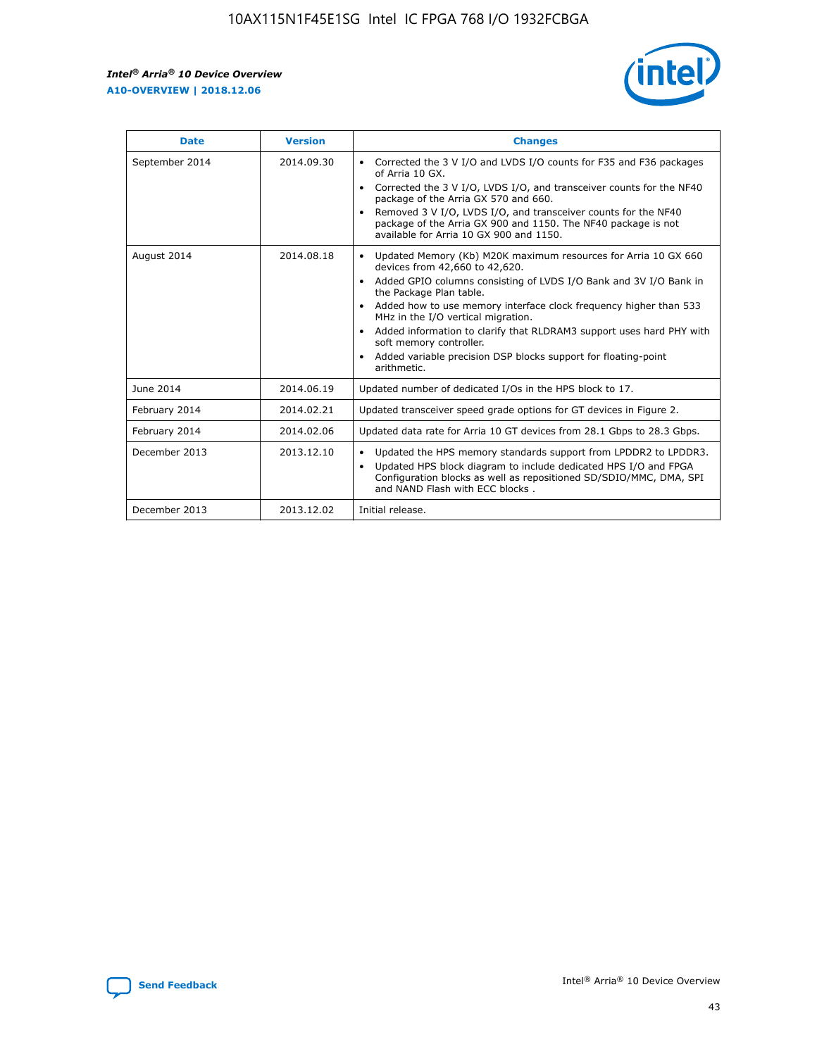| Date | Version | Changes |
|---|---|---|
| September 2014 | 2014.09.30 | • Corrected the 3 V I/O and LVDS I/O counts for F35 and F36 packages of Arria 10 GX. • Corrected the 3 V I/O, LVDS I/O, and transceiver counts for the NF40 package of the Arria GX 570 and 660. • Removed 3 V I/O, LVDS I/O, and transceiver counts for the NF40 package of the Arria GX 900 and 1150. The NF40 package is not available for Arria 10 GX 900 and 1150. |
| August 2014 | 2014.08.18 | • Updated Memory (Kb) M20K maximum resources for Arria 10 GX 660 devices from 42,660 to 42,620. • Added GPIO columns consisting of LVDS I/O Bank and 3V I/O Bank in the Package Plan table. • Added how to use memory interface clock frequency higher than 533 MHz in the I/O vertical migration. • Added information to clarify that RLDRAM3 support uses hard PHY with soft memory controller. • Added variable precision DSP blocks support for floating-point arithmetic. |
| June 2014 | 2014.06.19 | Updated number of dedicated I/Os in the HPS block to 17. |
| February 2014 | 2014.02.21 | Updated transceiver speed grade options for GT devices in Figure 2. |
| February 2014 | 2014.02.06 | Updated data rate for Arria 10 GT devices from 28.1 Gbps to 28.3 Gbps. |
| December 2013 | 2013.12.10 | • Updated the HPS memory standards support from LPDDR2 to LPDDR3. • Updated HPS block diagram to include dedicated HPS I/O and FPGA Configuration blocks as well as repositioned SD/SDIO/MMC, DMA, SPI and NAND Flash with ECC blocks . |
| December 2013 | 2013.12.02 | Initial release. |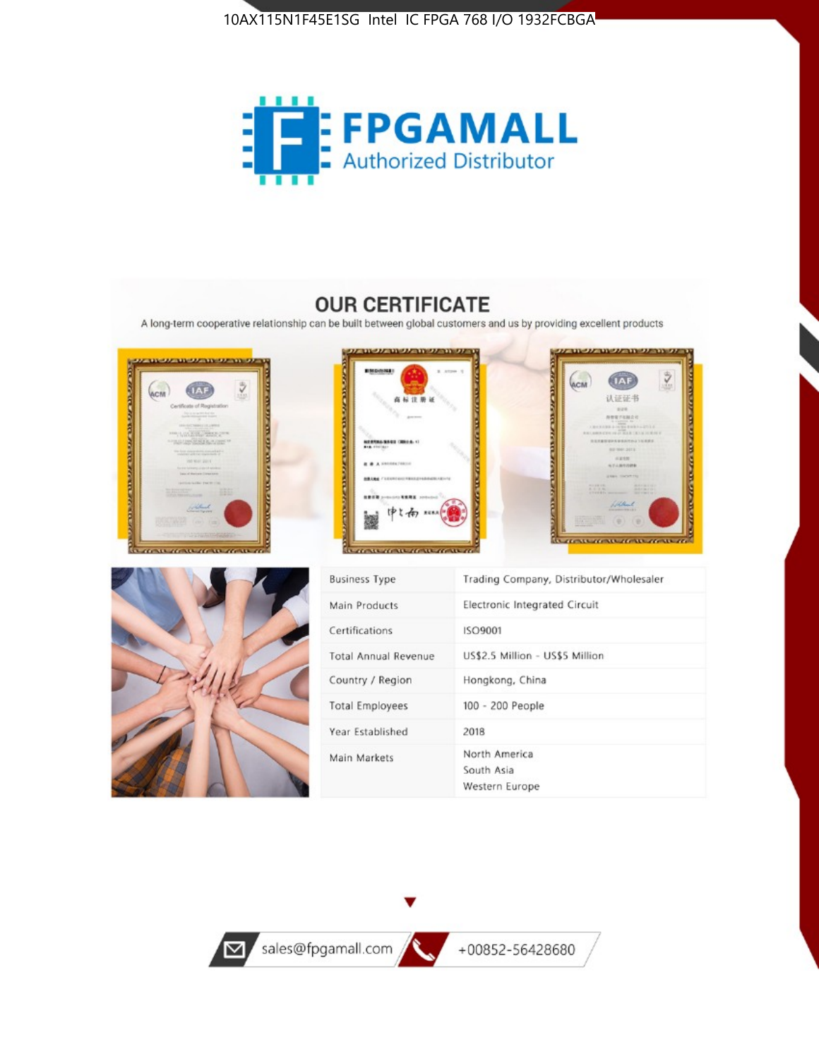# FPGAMALL

Authorized Distributor

## OUR CERTIFICATE

A long-term cooperative relationship can be built between global customers and us by providing excellent products

| | |
|---|---|
| Business Type | Trading Company, Distributor/Wholesaler |
| Main Products | Electronic Integrated Circuit |
| Certifications | ISO9001 |
| Total Annual Revenue | US$2.5 Million - US$5 Million |
| Country / Region | Hongkong, China |
| Total Employees | 100 - 200 People |
| Year Established | 2018 |
| Main Markets | North America<br>South Asia<br>Western Europe |

sales@fpgamall.com

+00852-56428680